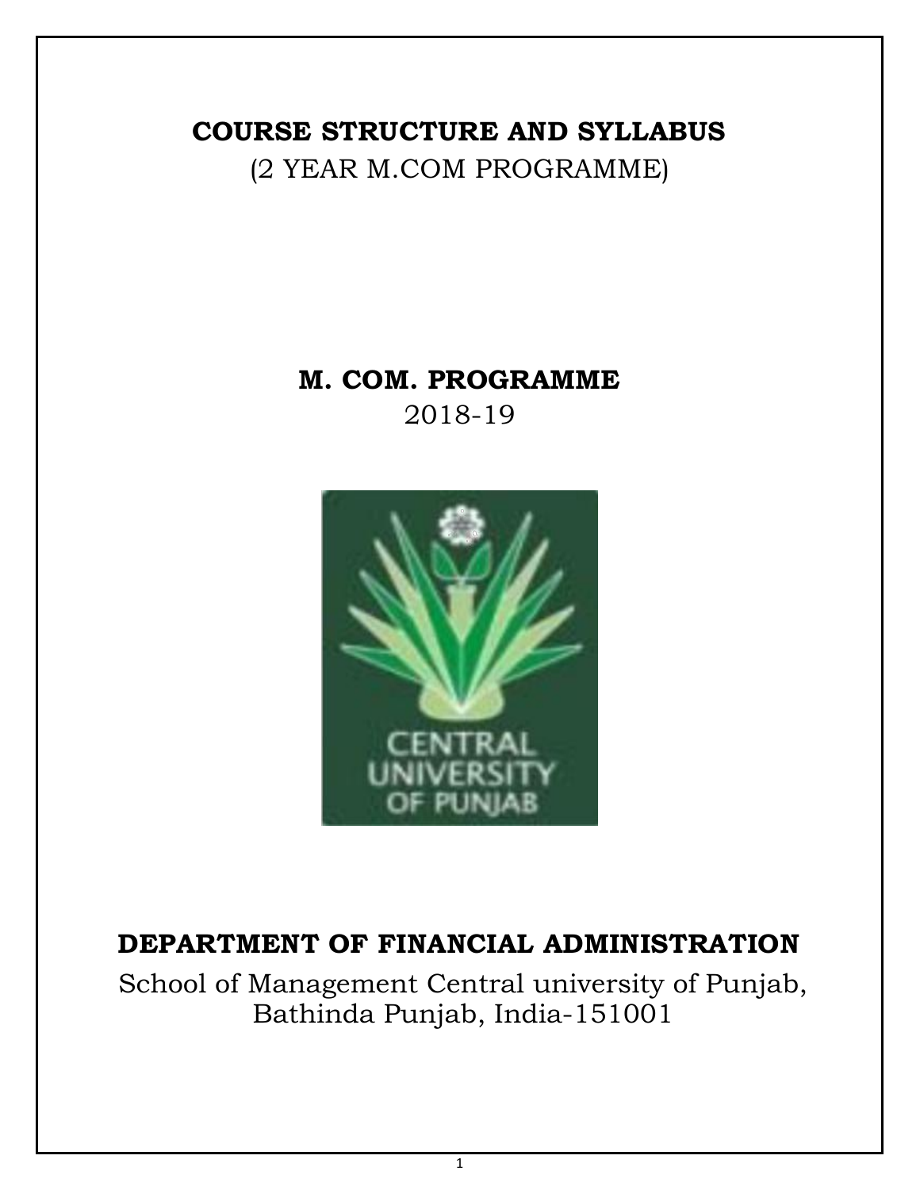# COURSE STRUCTURE AND SYLLABUS

(2 YEAR M.COM PROGRAMME)

# M. COM. PROGRAMME

2018-19

## DEPARTMENT OF FINANCIAL ADMINISTRATION

School of Management Central university of Punjab, Bathinda Punjab, India-151001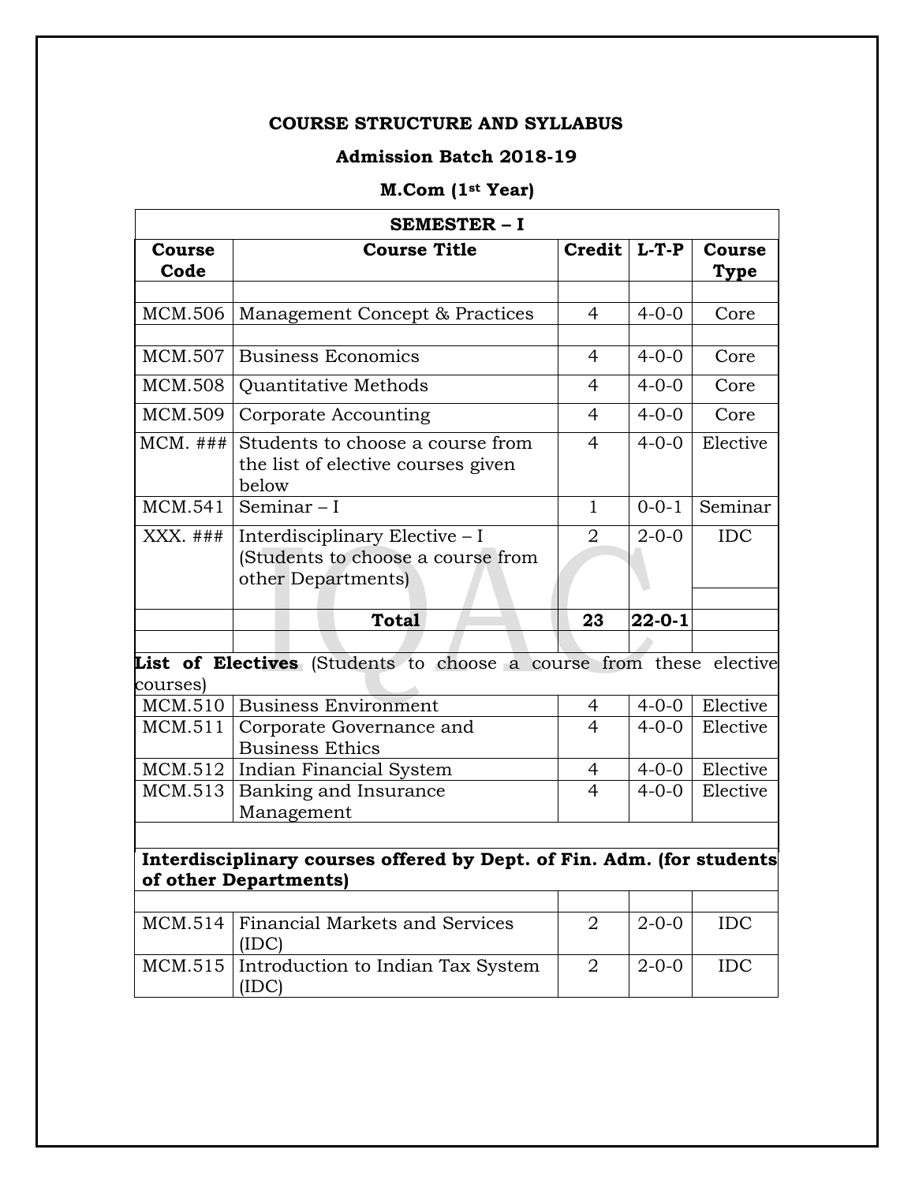**COURSE STRUCTURE AND SYLLABUS**

**Admission Batch 2018-19**

**M.Com (1st Year)**

| **SEMESTER – I** | | | | |
|---|---|---|---|---|
| **Course Code** | **Course Title** | **Credit** | **L-T-P** | **Course Type** |
| MCM.506 | Management Concept & Practices | 4 | 4-0-0 | Core |
| MCM.507 | Business Economics | 4 | 4-0-0 | Core |
| MCM.508 | Quantitative Methods | 4 | 4-0-0 | Core |
| MCM.509 | Corporate Accounting | 4 | 4-0-0 | Core |
| MCM. ### | Students to choose a course from the list of elective courses given below | 4 | 4-0-0 | Elective |
| MCM.541 | Seminar – I | 1 | 0-0-1 | Seminar |
| XXX. ### | Interdisciplinary Elective – I (Students to choose a course from other Departments) | 2 | 2-0-0 | IDC |
| | **Total** | **23** | **22-0-1** | |

**List of Electives** (Students to choose a course from these elective courses)

| Course Code | Course Title | Credit | L-T-P | Course Type |
|---|---|---|---|---|
| MCM.510 | Business Environment | 4 | 4-0-0 | Elective |
| MCM.511 | Corporate Governance and Business Ethics | 4 | 4-0-0 | Elective |
| MCM.512 | Indian Financial System | 4 | 4-0-0 | Elective |
| MCM.513 | Banking and Insurance Management | 4 | 4-0-0 | Elective |

**Interdisciplinary courses offered by Dept. of Fin. Adm. (for students of other Departments)**

| Course Code | Course Title | Credit | L-T-P | Course Type |
|---|---|---|---|---|
| MCM.514 | Financial Markets and Services (IDC) | 2 | 2-0-0 | IDC |
| MCM.515 | Introduction to Indian Tax System (IDC) | 2 | 2-0-0 | IDC |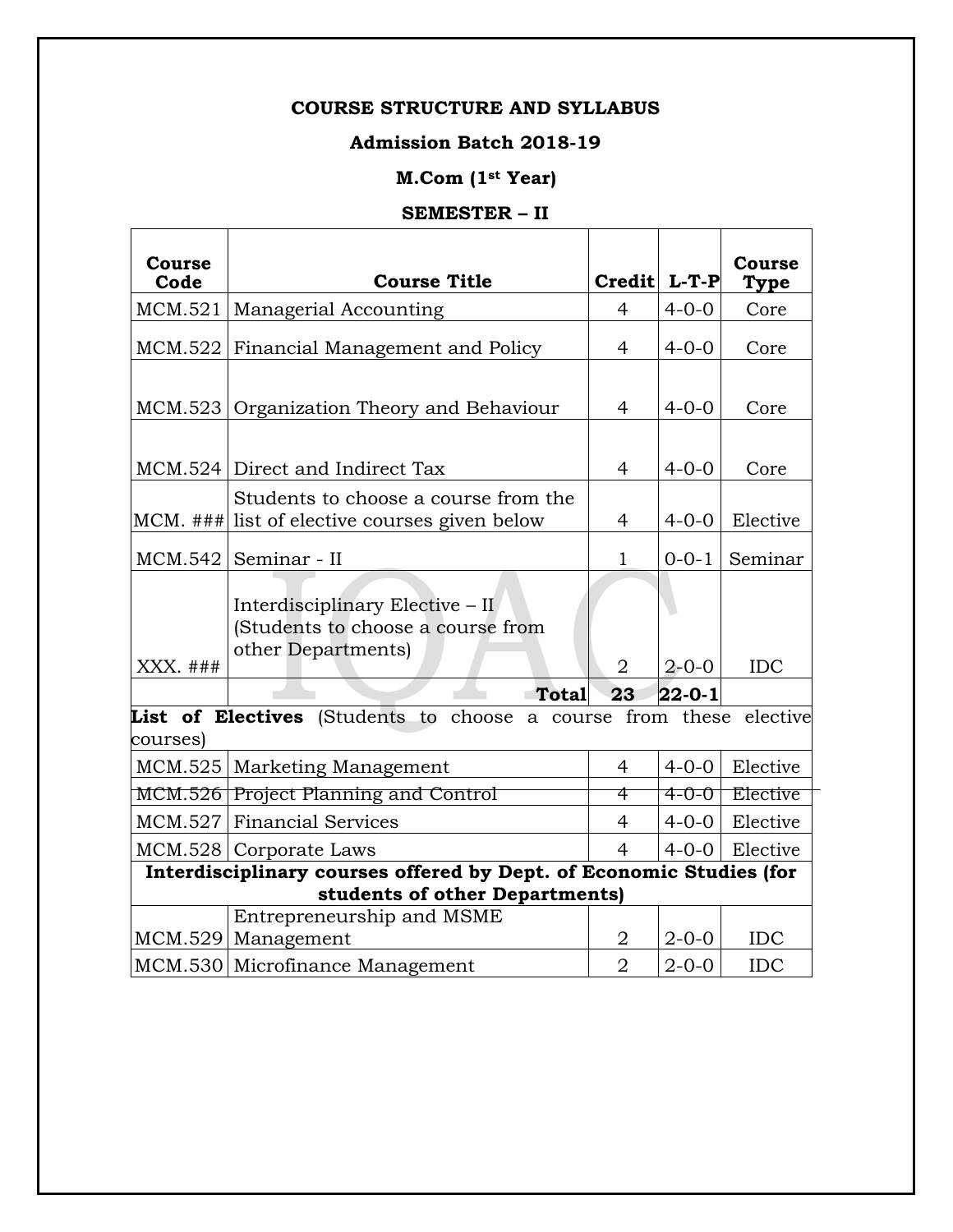**COURSE STRUCTURE AND SYLLABUS**

**Admission Batch 2018-19**

**M.Com (1st Year)**

**SEMESTER – II**

| Course Code | Course Title | Credit | L-T-P | Course Type |
|---|---|---|---|---|
| MCM.521 | Managerial Accounting | 4 | 4-0-0 | Core |
| MCM.522 | Financial Management and Policy | 4 | 4-0-0 | Core |
| MCM.523 | Organization Theory and Behaviour | 4 | 4-0-0 | Core |
| MCM.524 | Direct and Indirect Tax | 4 | 4-0-0 | Core |
| MCM. ### | Students to choose a course from the list of elective courses given below | 4 | 4-0-0 | Elective |
| MCM.542 | Seminar - II | 1 | 0-0-1 | Seminar |
| XXX. ### | Interdisciplinary Elective – II (Students to choose a course from other Departments) | 2 | 2-0-0 | IDC |
| | **Total** | **23** | **22-0-1** | |
| **List of Electives** (Students to choose a course from these elective courses) | | | | |
| MCM.525 | Marketing Management | 4 | 4-0-0 | Elective |
| MCM.526 | Project Planning and Control | 4 | 4-0-0 | Elective |
| MCM.527 | Financial Services | 4 | 4-0-0 | Elective |
| MCM.528 | Corporate Laws | 4 | 4-0-0 | Elective |
| **Interdisciplinary courses offered by Dept. of Economic Studies (for students of other Departments)** | | | | |
| MCM.529 | Entrepreneurship and MSME Management | 2 | 2-0-0 | IDC |
| MCM.530 | Microfinance Management | 2 | 2-0-0 | IDC |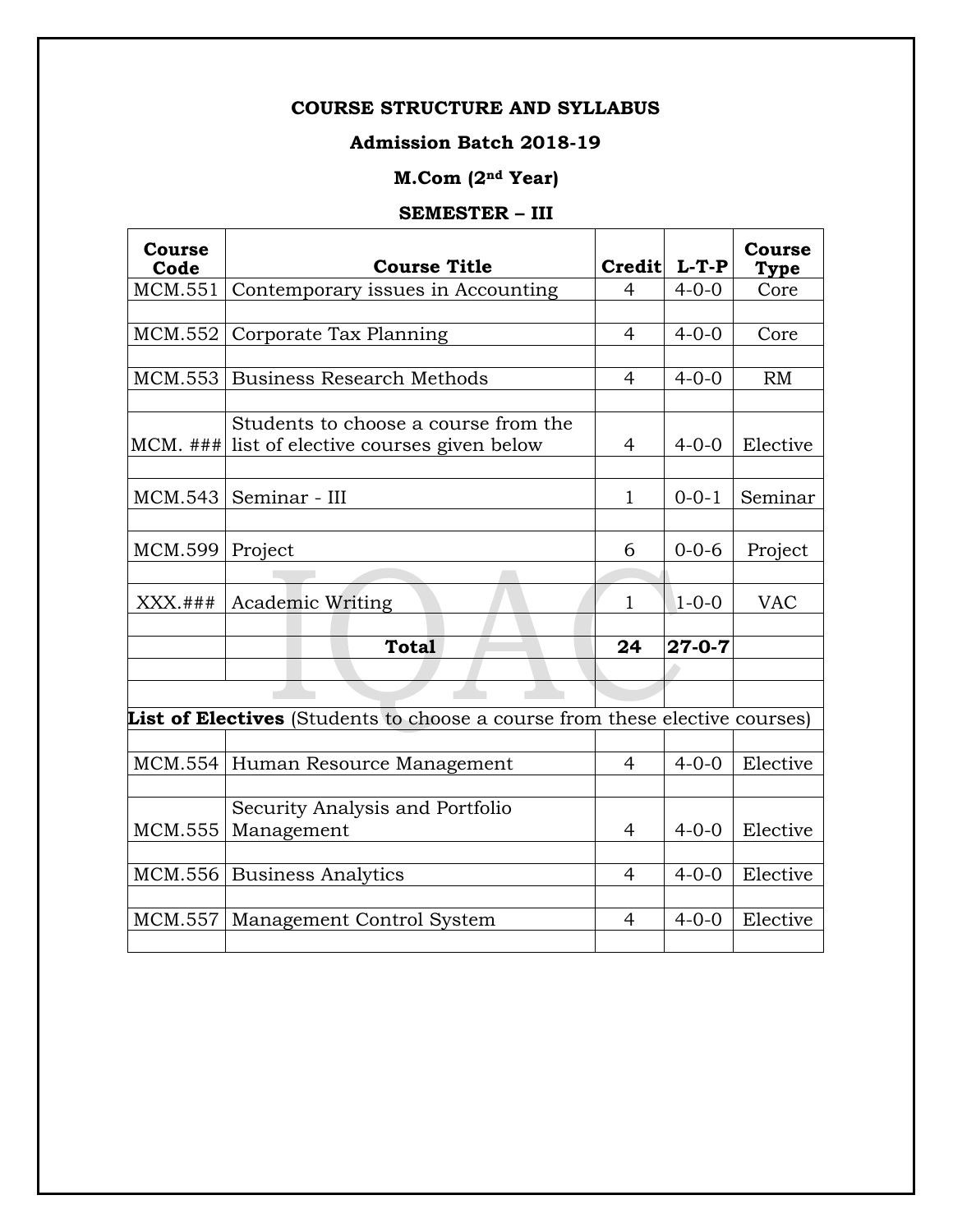**COURSE STRUCTURE AND SYLLABUS**

**Admission Batch 2018-19**

**M.Com (2nd Year)**

**SEMESTER – III**

| Course Code | Course Title | Credit | L-T-P | Course Type |
|---|---|---|---|---|
| MCM.551 | Contemporary issues in Accounting | 4 | 4-0-0 | Core |
| MCM.552 | Corporate Tax Planning | 4 | 4-0-0 | Core |
| MCM.553 | Business Research Methods | 4 | 4-0-0 | RM |
| MCM. ### | Students to choose a course from the list of elective courses given below | 4 | 4-0-0 | Elective |
| MCM.543 | Seminar - III | 1 | 0-0-1 | Seminar |
| MCM.599 | Project | 6 | 0-0-6 | Project |
| XXX.### | Academic Writing | 1 | 1-0-0 | VAC |
| | **Total** | **24** | **27-0-7** | |
| **List of Electives** (Students to choose a course from these elective courses) | | | | |
| MCM.554 | Human Resource Management | 4 | 4-0-0 | Elective |
| MCM.555 | Security Analysis and Portfolio Management | 4 | 4-0-0 | Elective |
| MCM.556 | Business Analytics | 4 | 4-0-0 | Elective |
| MCM.557 | Management Control System | 4 | 4-0-0 | Elective |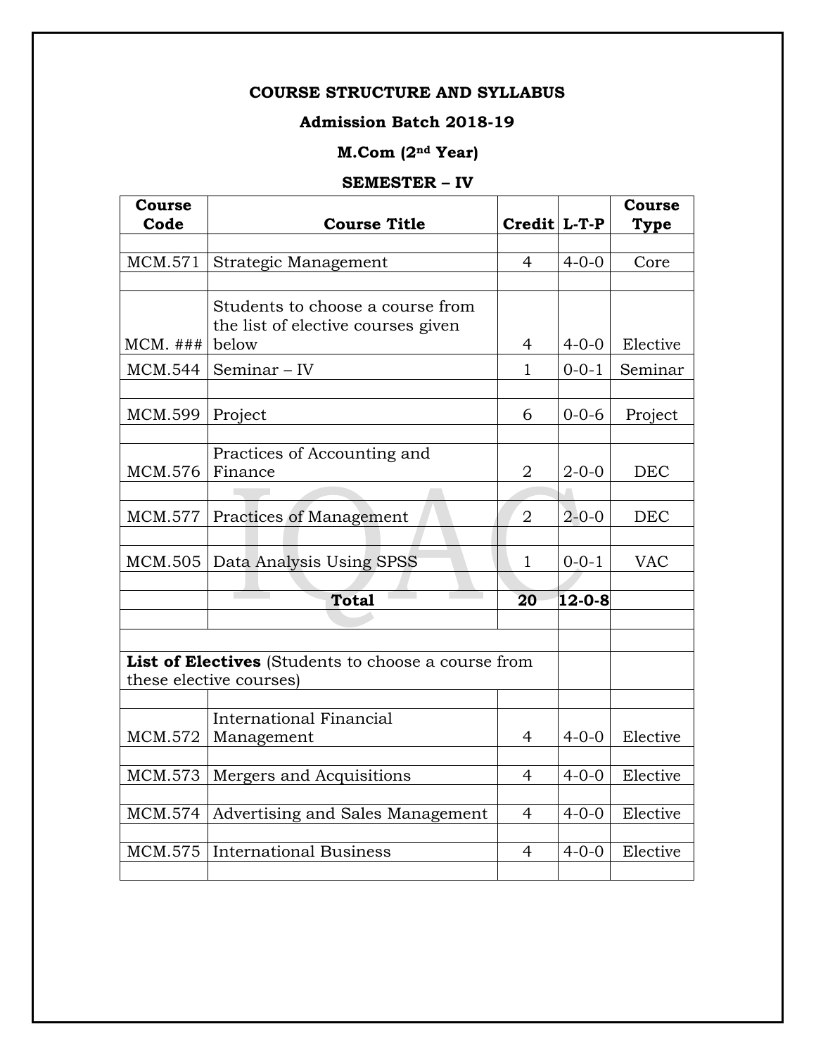**COURSE STRUCTURE AND SYLLABUS**

**Admission Batch 2018-19**

**M.Com (2nd Year)**

**SEMESTER – IV**

| Course Code | Course Title | Credit | L-T-P | Course Type |
|---|---|---|---|---|
| MCM.571 | Strategic Management | 4 | 4-0-0 | Core |
| MCM. ### | Students to choose a course from the list of elective courses given below | 4 | 4-0-0 | Elective |
| MCM.544 | Seminar – IV | 1 | 0-0-1 | Seminar |
| MCM.599 | Project | 6 | 0-0-6 | Project |
| MCM.576 | Practices of Accounting and Finance | 2 | 2-0-0 | DEC |
| MCM.577 | Practices of Management | 2 | 2-0-0 | DEC |
| MCM.505 | Data Analysis Using SPSS | 1 | 0-0-1 | VAC |
| | **Total** | **20** | **12-0-8** | |
| **List of Electives** (Students to choose a course from these elective courses) | | | | |
| MCM.572 | International Financial Management | 4 | 4-0-0 | Elective |
| MCM.573 | Mergers and Acquisitions | 4 | 4-0-0 | Elective |
| MCM.574 | Advertising and Sales Management | 4 | 4-0-0 | Elective |
| MCM.575 | International Business | 4 | 4-0-0 | Elective |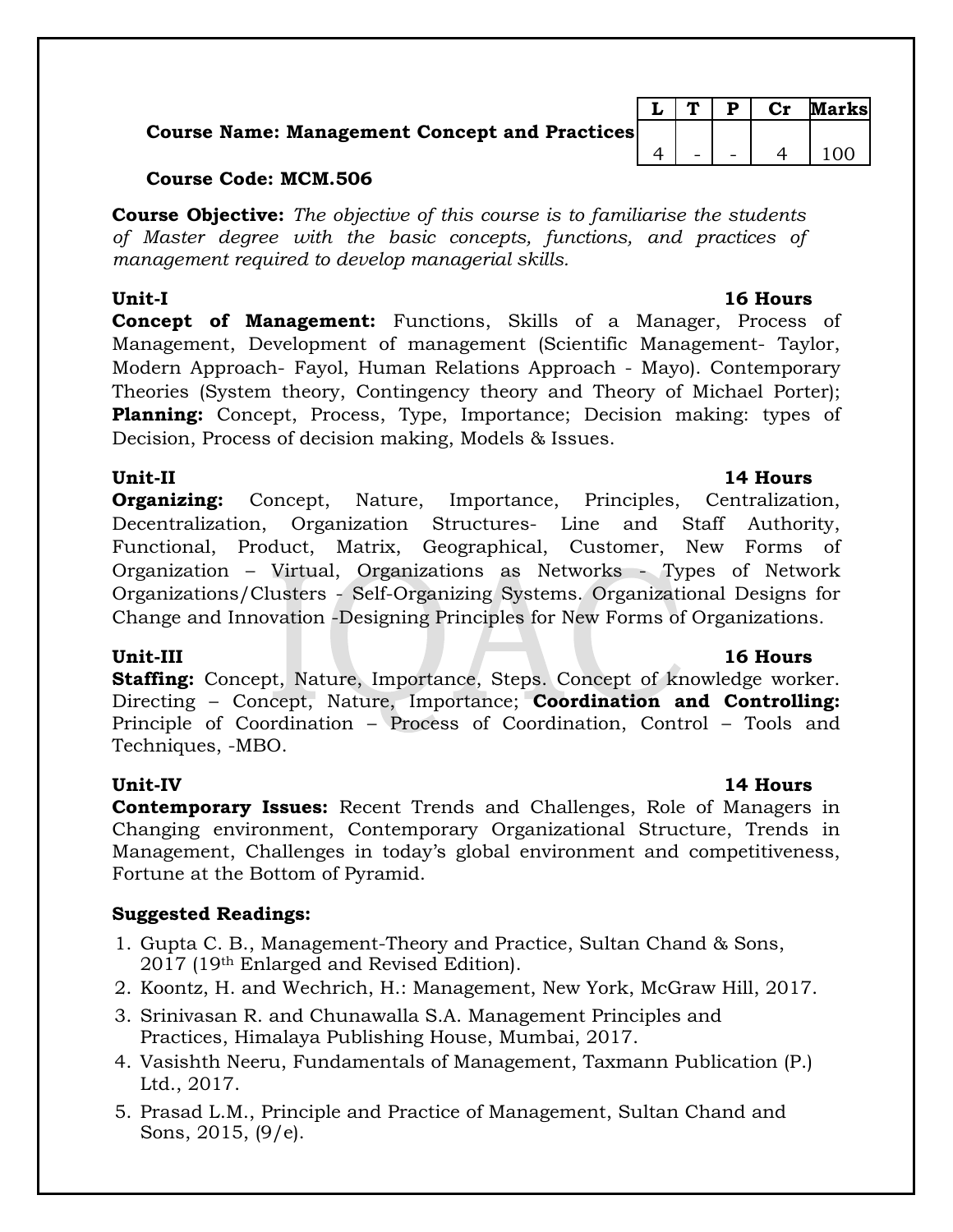| L | T | P | Cr | Marks |
|---|---|---|---|---|
| 4 | - | - | 4 | 100 |

**Course Name: Management Concept and Practices**

**Course Code: MCM.506**

**Course Objective:** *The objective of this course is to familiarise the students of Master degree with the basic concepts, functions, and practices of management required to develop managerial skills.*

**Unit-I** **16 Hours**

**Concept of Management:** Functions, Skills of a Manager, Process of Management, Development of management (Scientific Management- Taylor, Modern Approach- Fayol, Human Relations Approach - Mayo). Contemporary Theories (System theory, Contingency theory and Theory of Michael Porter); **Planning:** Concept, Process, Type, Importance; Decision making: types of Decision, Process of decision making, Models & Issues.

**Unit-II** **14 Hours**

**Organizing:** Concept, Nature, Importance, Principles, Centralization, Decentralization, Organization Structures- Line and Staff Authority, Functional, Product, Matrix, Geographical, Customer, New Forms of Organization – Virtual, Organizations as Networks - Types of Network Organizations/Clusters - Self-Organizing Systems. Organizational Designs for Change and Innovation -Designing Principles for New Forms of Organizations.

**Unit-III** **16 Hours**

**Staffing:** Concept, Nature, Importance, Steps. Concept of knowledge worker. Directing – Concept, Nature, Importance; **Coordination and Controlling:** Principle of Coordination – Process of Coordination, Control – Tools and Techniques, -MBO.

**Unit-IV** **14 Hours**

**Contemporary Issues:** Recent Trends and Challenges, Role of Managers in Changing environment, Contemporary Organizational Structure, Trends in Management, Challenges in today's global environment and competitiveness, Fortune at the Bottom of Pyramid.

**Suggested Readings:**

1. Gupta C. B., Management-Theory and Practice, Sultan Chand & Sons, 2017 (19th Enlarged and Revised Edition).
2. Koontz, H. and Wechrich, H.: Management, New York, McGraw Hill, 2017.
3. Srinivasan R. and Chunawalla S.A. Management Principles and Practices, Himalaya Publishing House, Mumbai, 2017.
4. Vasishth Neeru, Fundamentals of Management, Taxmann Publication (P.) Ltd., 2017.
5. Prasad L.M., Principle and Practice of Management, Sultan Chand and Sons, 2015, (9/e).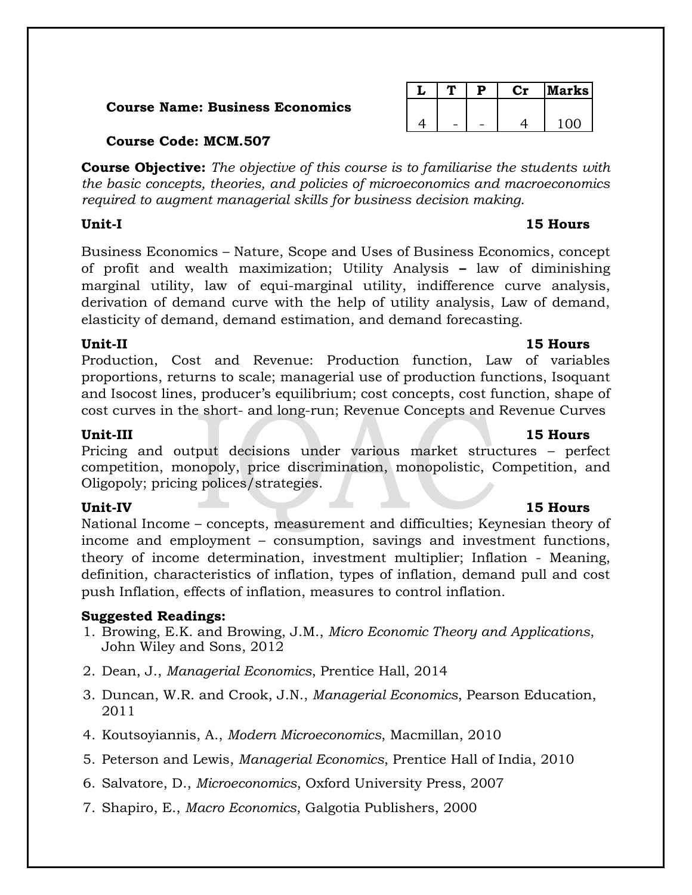**Course Name: Business Economics**

**Course Code: MCM.507**

| L | T | P | Cr | Marks |
|---|---|---|---|---|
| 4 | - | - | 4 | 100 |

**Course Objective:** *The objective of this course is to familiarise the students with the basic concepts, theories, and policies of microeconomics and macroeconomics required to augment managerial skills for business decision making.*

**Unit-I** **15 Hours**

Business Economics – Nature, Scope and Uses of Business Economics, concept of profit and wealth maximization; Utility Analysis **–** law of diminishing marginal utility, law of equi-marginal utility, indifference curve analysis, derivation of demand curve with the help of utility analysis, Law of demand, elasticity of demand, demand estimation, and demand forecasting.

**Unit-II** **15 Hours**

Production, Cost and Revenue: Production function, Law of variables proportions, returns to scale; managerial use of production functions, Isoquant and Isocost lines, producer's equilibrium; cost concepts, cost function, shape of cost curves in the short- and long-run; Revenue Concepts and Revenue Curves

**Unit-III** **15 Hours**

Pricing and output decisions under various market structures – perfect competition, monopoly, price discrimination, monopolistic, Competition, and Oligopoly; pricing polices/strategies.

**Unit-IV** **15 Hours**

National Income – concepts, measurement and difficulties; Keynesian theory of income and employment – consumption, savings and investment functions, theory of income determination, investment multiplier; Inflation - Meaning, definition, characteristics of inflation, types of inflation, demand pull and cost push Inflation, effects of inflation, measures to control inflation.

**Suggested Readings:**

1. Browing, E.K. and Browing, J.M., *Micro Economic Theory and Applications*, John Wiley and Sons, 2012
2. Dean, J., *Managerial Economics*, Prentice Hall, 2014
3. Duncan, W.R. and Crook, J.N., *Managerial Economics*, Pearson Education, 2011
4. Koutsoyiannis, A., *Modern Microeconomics*, Macmillan, 2010
5. Peterson and Lewis, *Managerial Economics*, Prentice Hall of India, 2010
6. Salvatore, D., *Microeconomics*, Oxford University Press, 2007
7. Shapiro, E., *Macro Economics*, Galgotia Publishers, 2000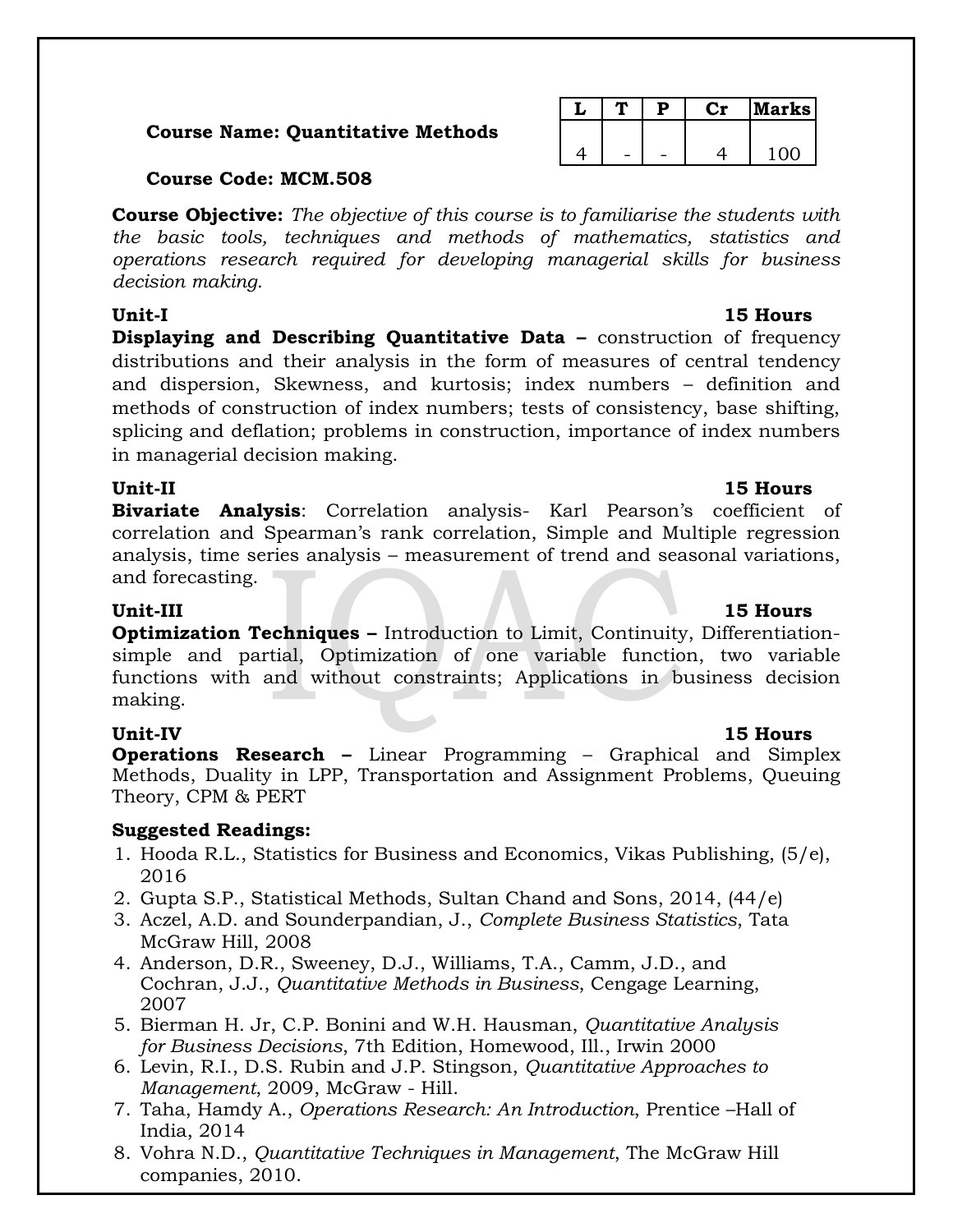**Course Name: Quantitative Methods**

**Course Code: MCM.508**

| L | T | P | Cr | Marks |
|---|---|---|---|---|
| 4 | - | - | 4 | 100 |

**Course Objective:** *The objective of this course is to familiarise the students with the basic tools, techniques and methods of mathematics, statistics and operations research required for developing managerial skills for business decision making.*

**Unit-I** **15 Hours**

**Displaying and Describing Quantitative Data –** construction of frequency distributions and their analysis in the form of measures of central tendency and dispersion, Skewness, and kurtosis; index numbers – definition and methods of construction of index numbers; tests of consistency, base shifting, splicing and deflation; problems in construction, importance of index numbers in managerial decision making.

**Unit-II** **15 Hours**

**Bivariate Analysis**: Correlation analysis- Karl Pearson's coefficient of correlation and Spearman's rank correlation, Simple and Multiple regression analysis, time series analysis – measurement of trend and seasonal variations, and forecasting.

**Unit-III** **15 Hours**

**Optimization Techniques –** Introduction to Limit, Continuity, Differentiation- simple and partial, Optimization of one variable function, two variable functions with and without constraints; Applications in business decision making.

**Unit-IV** **15 Hours**

**Operations Research –** Linear Programming – Graphical and Simplex Methods, Duality in LPP, Transportation and Assignment Problems, Queuing Theory, CPM & PERT

**Suggested Readings:**

1. Hooda R.L., Statistics for Business and Economics, Vikas Publishing, (5/e), 2016
2. Gupta S.P., Statistical Methods, Sultan Chand and Sons, 2014, (44/e)
3. Aczel, A.D. and Sounderpandian, J., *Complete Business Statistics*, Tata McGraw Hill, 2008
4. Anderson, D.R., Sweeney, D.J., Williams, T.A., Camm, J.D., and Cochran, J.J., *Quantitative Methods in Business*, Cengage Learning, 2007
5. Bierman H. Jr, C.P. Bonini and W.H. Hausman, *Quantitative Analysis for Business Decisions*, 7th Edition, Homewood, Ill., Irwin 2000
6. Levin, R.I., D.S. Rubin and J.P. Stingson, *Quantitative Approaches to Management*, 2009, McGraw - Hill.
7. Taha, Hamdy A., *Operations Research: An Introduction*, Prentice –Hall of India, 2014
8. Vohra N.D., *Quantitative Techniques in Management*, The McGraw Hill companies, 2010.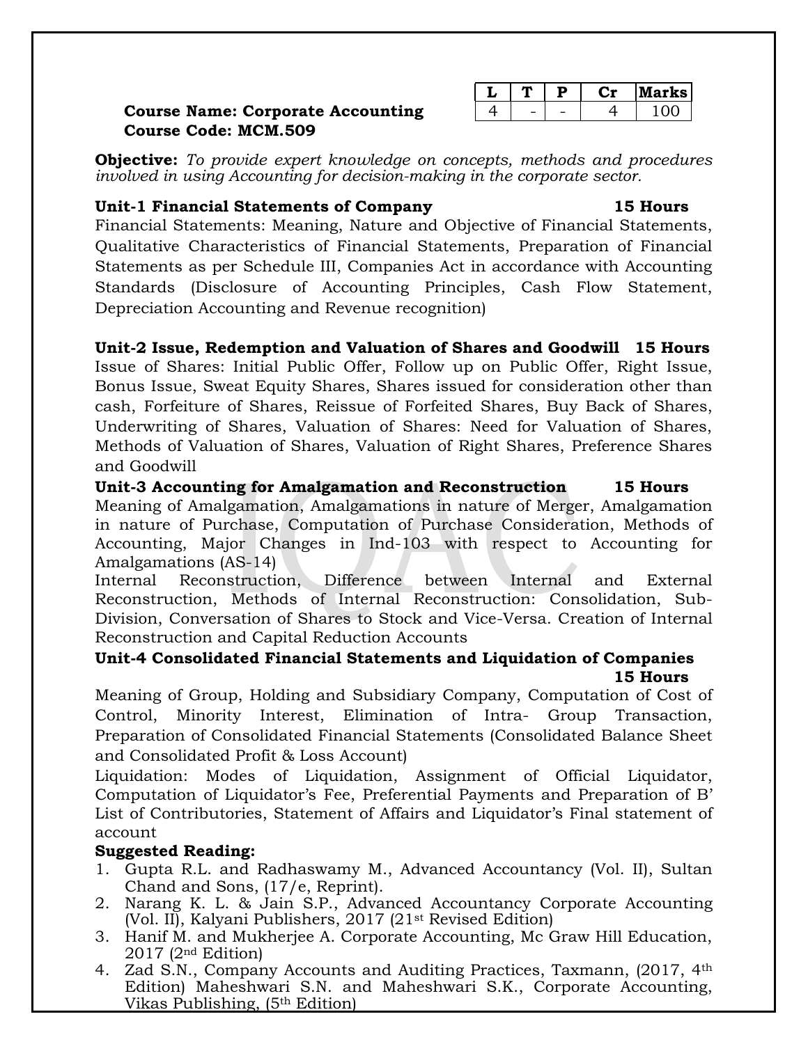| L | T | P | Cr | Marks |
|---|---|---|---|---|
| 4 | - | - | 4 | 100 |

**Course Name: Corporate Accounting**
**Course Code: MCM.509**

**Objective:** *To provide expert knowledge on concepts, methods and procedures involved in using Accounting for decision-making in the corporate sector.*

**Unit-1 Financial Statements of Company 15 Hours**

Financial Statements: Meaning, Nature and Objective of Financial Statements, Qualitative Characteristics of Financial Statements, Preparation of Financial Statements as per Schedule III, Companies Act in accordance with Accounting Standards (Disclosure of Accounting Principles, Cash Flow Statement, Depreciation Accounting and Revenue recognition)

**Unit-2 Issue, Redemption and Valuation of Shares and Goodwill 15 Hours**

Issue of Shares: Initial Public Offer, Follow up on Public Offer, Right Issue, Bonus Issue, Sweat Equity Shares, Shares issued for consideration other than cash, Forfeiture of Shares, Reissue of Forfeited Shares, Buy Back of Shares, Underwriting of Shares, Valuation of Shares: Need for Valuation of Shares, Methods of Valuation of Shares, Valuation of Right Shares, Preference Shares and Goodwill

**Unit-3 Accounting for Amalgamation and Reconstruction 15 Hours**

Meaning of Amalgamation, Amalgamations in nature of Merger, Amalgamation in nature of Purchase, Computation of Purchase Consideration, Methods of Accounting, Major Changes in Ind-103 with respect to Accounting for Amalgamations (AS-14)

Internal Reconstruction, Difference between Internal and External Reconstruction, Methods of Internal Reconstruction: Consolidation, Sub-Division, Conversation of Shares to Stock and Vice-Versa. Creation of Internal Reconstruction and Capital Reduction Accounts

**Unit-4 Consolidated Financial Statements and Liquidation of Companies 15 Hours**

Meaning of Group, Holding and Subsidiary Company, Computation of Cost of Control, Minority Interest, Elimination of Intra- Group Transaction, Preparation of Consolidated Financial Statements (Consolidated Balance Sheet and Consolidated Profit & Loss Account)

Liquidation: Modes of Liquidation, Assignment of Official Liquidator, Computation of Liquidator's Fee, Preferential Payments and Preparation of B' List of Contributories, Statement of Affairs and Liquidator's Final statement of account

**Suggested Reading:**

1. Gupta R.L. and Radhaswamy M., Advanced Accountancy (Vol. II), Sultan Chand and Sons, (17/e, Reprint).
2. Narang K. L. & Jain S.P., Advanced Accountancy Corporate Accounting (Vol. II), Kalyani Publishers, 2017 (21st Revised Edition)
3. Hanif M. and Mukherjee A. Corporate Accounting, Mc Graw Hill Education, 2017 (2nd Edition)
4. Zad S.N., Company Accounts and Auditing Practices, Taxmann, (2017, 4th Edition) Maheshwari S.N. and Maheshwari S.K., Corporate Accounting, Vikas Publishing, (5th Edition)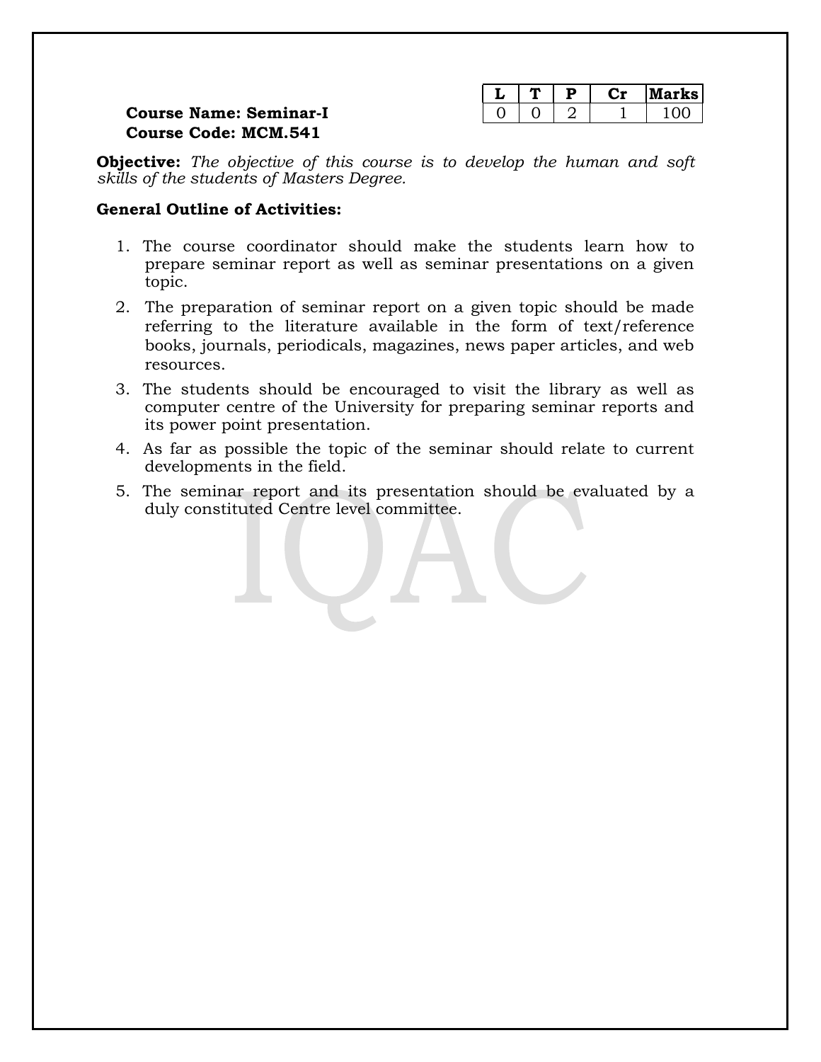| L | T | P | Cr | Marks |
|---|---|---|---|---|
| 0 | 0 | 2 | 1 | 100 |

**Course Name: Seminar-I**
**Course Code: MCM.541**

**Objective:** *The objective of this course is to develop the human and soft skills of the students of Masters Degree.*

**General Outline of Activities:**

1. The course coordinator should make the students learn how to prepare seminar report as well as seminar presentations on a given topic.
2. The preparation of seminar report on a given topic should be made referring to the literature available in the form of text/reference books, journals, periodicals, magazines, news paper articles, and web resources.
3. The students should be encouraged to visit the library as well as computer centre of the University for preparing seminar reports and its power point presentation.
4. As far as possible the topic of the seminar should relate to current developments in the field.
5. The seminar report and its presentation should be evaluated by a duly constituted Centre level committee.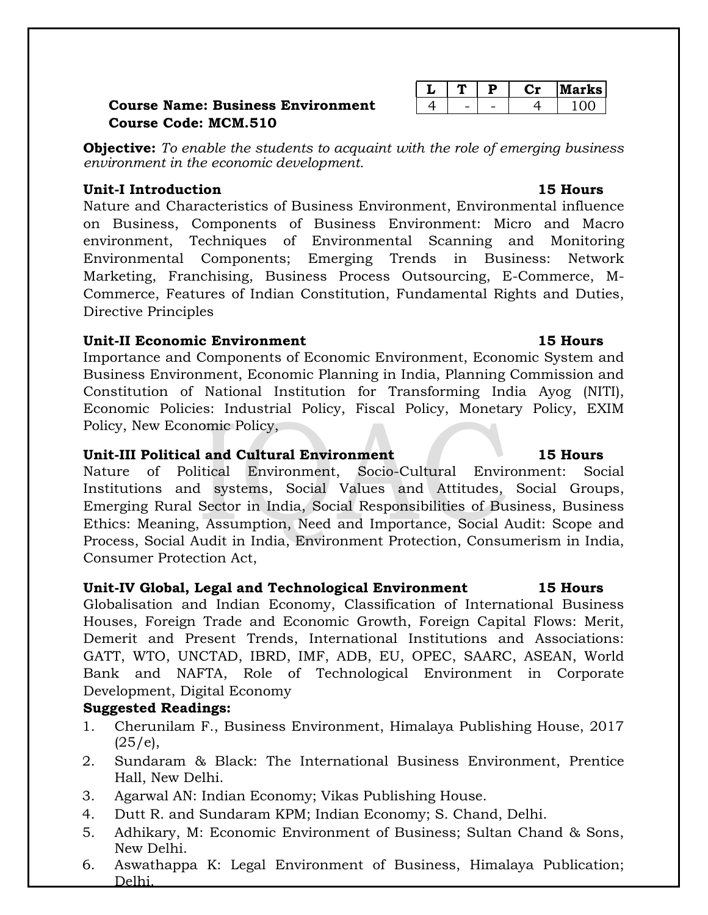| L | T | P | Cr | Marks |
|---|---|---|---|---|
| 4 | - | - | 4 | 100 |

**Course Name: Business Environment**
**Course Code: MCM.510**

**Objective:** *To enable the students to acquaint with the role of emerging business environment in the economic development.*

**Unit-I Introduction** **15 Hours**

Nature and Characteristics of Business Environment, Environmental influence on Business, Components of Business Environment: Micro and Macro environment, Techniques of Environmental Scanning and Monitoring Environmental Components; Emerging Trends in Business: Network Marketing, Franchising, Business Process Outsourcing, E-Commerce, M-Commerce, Features of Indian Constitution, Fundamental Rights and Duties, Directive Principles

**Unit-II Economic Environment** **15 Hours**

Importance and Components of Economic Environment, Economic System and Business Environment, Economic Planning in India, Planning Commission and Constitution of National Institution for Transforming India Ayog (NITI), Economic Policies: Industrial Policy, Fiscal Policy, Monetary Policy, EXIM Policy, New Economic Policy,

**Unit-III Political and Cultural Environment** **15 Hours**

Nature of Political Environment, Socio-Cultural Environment: Social Institutions and systems, Social Values and Attitudes, Social Groups, Emerging Rural Sector in India, Social Responsibilities of Business, Business Ethics: Meaning, Assumption, Need and Importance, Social Audit: Scope and Process, Social Audit in India, Environment Protection, Consumerism in India, Consumer Protection Act,

**Unit-IV Global, Legal and Technological Environment** **15 Hours**

Globalisation and Indian Economy, Classification of International Business Houses, Foreign Trade and Economic Growth, Foreign Capital Flows: Merit, Demerit and Present Trends, International Institutions and Associations: GATT, WTO, UNCTAD, IBRD, IMF, ADB, EU, OPEC, SAARC, ASEAN, World Bank and NAFTA, Role of Technological Environment in Corporate Development, Digital Economy

**Suggested Readings:**

1. Cherunilam F., Business Environment, Himalaya Publishing House, 2017 (25/e),
2. Sundaram & Black: The International Business Environment, Prentice Hall, New Delhi.
3. Agarwal AN: Indian Economy; Vikas Publishing House.
4. Dutt R. and Sundaram KPM; Indian Economy; S. Chand, Delhi.
5. Adhikary, M: Economic Environment of Business; Sultan Chand & Sons, New Delhi.
6. Aswathappa K: Legal Environment of Business, Himalaya Publication; Delhi.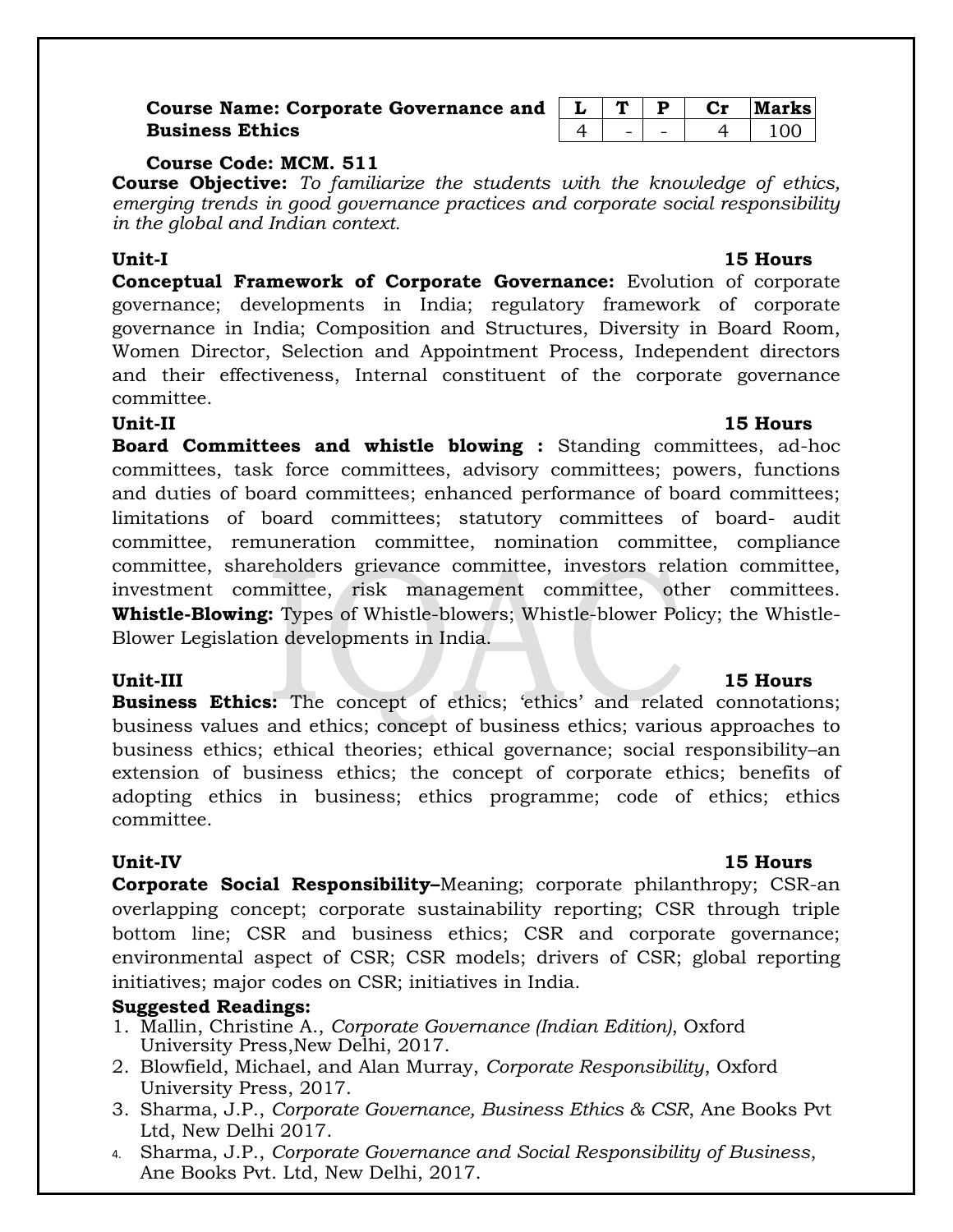**Course Name: Corporate Governance and Business Ethics**

| L | T | P | Cr | Marks |
|---|---|---|---|---|
| 4 | - | - | 4 | 100 |

**Course Code: MCM. 511**

**Course Objective:** *To familiarize the students with the knowledge of ethics, emerging trends in good governance practices and corporate social responsibility in the global and Indian context.*

**Unit-I** **15 Hours**

**Conceptual Framework of Corporate Governance:** Evolution of corporate governance; developments in India; regulatory framework of corporate governance in India; Composition and Structures, Diversity in Board Room, Women Director, Selection and Appointment Process, Independent directors and their effectiveness, Internal constituent of the corporate governance committee.

**Unit-II** **15 Hours**

**Board Committees and whistle blowing :** Standing committees, ad-hoc committees, task force committees, advisory committees; powers, functions and duties of board committees; enhanced performance of board committees; limitations of board committees; statutory committees of board- audit committee, remuneration committee, nomination committee, compliance committee, shareholders grievance committee, investors relation committee, investment committee, risk management committee, other committees. **Whistle-Blowing:** Types of Whistle-blowers; Whistle-blower Policy; the Whistle-Blower Legislation developments in India.

**Unit-III** **15 Hours**

**Business Ethics:** The concept of ethics; 'ethics' and related connotations; business values and ethics; concept of business ethics; various approaches to business ethics; ethical theories; ethical governance; social responsibility–an extension of business ethics; the concept of corporate ethics; benefits of adopting ethics in business; ethics programme; code of ethics; ethics committee.

**Unit-IV** **15 Hours**

**Corporate Social Responsibility–**Meaning; corporate philanthropy; CSR-an overlapping concept; corporate sustainability reporting; CSR through triple bottom line; CSR and business ethics; CSR and corporate governance; environmental aspect of CSR; CSR models; drivers of CSR; global reporting initiatives; major codes on CSR; initiatives in India.

**Suggested Readings:**

1. Mallin, Christine A., *Corporate Governance (Indian Edition)*, Oxford University Press,New Delhi, 2017.
2. Blowfield, Michael, and Alan Murray, *Corporate Responsibility*, Oxford University Press, 2017.
3. Sharma, J.P., *Corporate Governance, Business Ethics & CSR*, Ane Books Pvt Ltd, New Delhi 2017.
4. Sharma, J.P., *Corporate Governance and Social Responsibility of Business*, Ane Books Pvt. Ltd, New Delhi, 2017.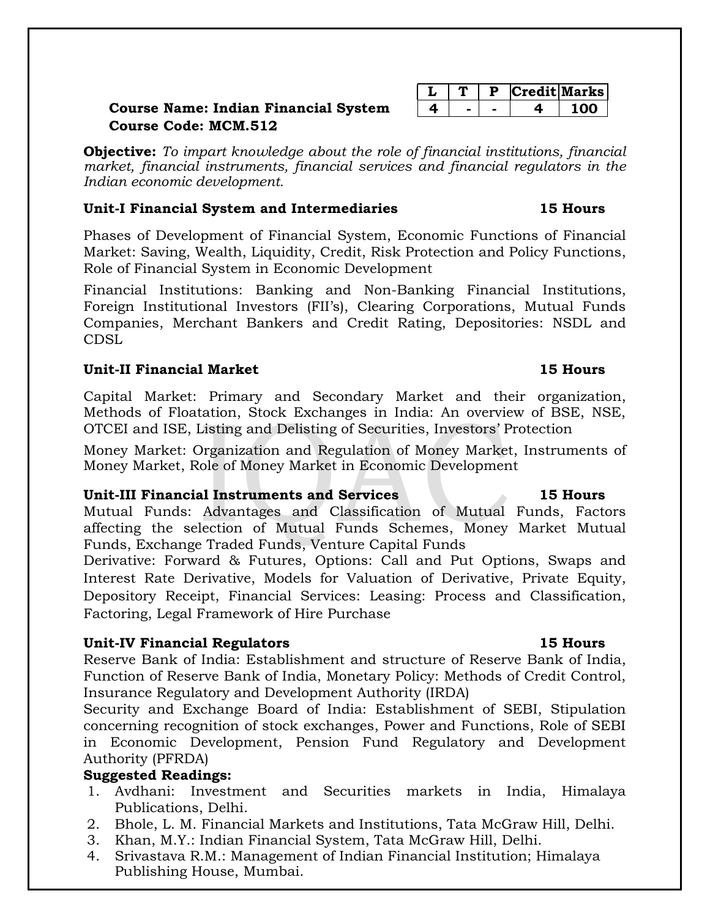| L | T | P | Credit | Marks |
|---|---|---|---|---|
| 4 | - | - | 4 | 100 |

**Course Name: Indian Financial System**
**Course Code: MCM.512**

**Objective:** *To impart knowledge about the role of financial institutions, financial market, financial instruments, financial services and financial regulators in the Indian economic development.*

**Unit-I Financial System and Intermediaries 15 Hours**

Phases of Development of Financial System, Economic Functions of Financial Market: Saving, Wealth, Liquidity, Credit, Risk Protection and Policy Functions, Role of Financial System in Economic Development

Financial Institutions: Banking and Non-Banking Financial Institutions, Foreign Institutional Investors (FII's), Clearing Corporations, Mutual Funds Companies, Merchant Bankers and Credit Rating, Depositories: NSDL and CDSL

**Unit-II Financial Market 15 Hours**

Capital Market: Primary and Secondary Market and their organization, Methods of Floatation, Stock Exchanges in India: An overview of BSE, NSE, OTCEI and ISE, Listing and Delisting of Securities, Investors' Protection

Money Market: Organization and Regulation of Money Market, Instruments of Money Market, Role of Money Market in Economic Development

**Unit-III Financial Instruments and Services 15 Hours**

Mutual Funds: Advantages and Classification of Mutual Funds, Factors affecting the selection of Mutual Funds Schemes, Money Market Mutual Funds, Exchange Traded Funds, Venture Capital Funds

Derivative: Forward & Futures, Options: Call and Put Options, Swaps and Interest Rate Derivative, Models for Valuation of Derivative, Private Equity, Depository Receipt, Financial Services: Leasing: Process and Classification, Factoring, Legal Framework of Hire Purchase

**Unit-IV Financial Regulators 15 Hours**

Reserve Bank of India: Establishment and structure of Reserve Bank of India, Function of Reserve Bank of India, Monetary Policy: Methods of Credit Control, Insurance Regulatory and Development Authority (IRDA)

Security and Exchange Board of India: Establishment of SEBI, Stipulation concerning recognition of stock exchanges, Power and Functions, Role of SEBI in Economic Development, Pension Fund Regulatory and Development Authority (PFRDA)

**Suggested Readings:**

1. Avdhani: Investment and Securities markets in India, Himalaya Publications, Delhi.
2. Bhole, L. M. Financial Markets and Institutions, Tata McGraw Hill, Delhi.
3. Khan, M.Y.: Indian Financial System, Tata McGraw Hill, Delhi.
4. Srivastava R.M.: Management of Indian Financial Institution; Himalaya Publishing House, Mumbai.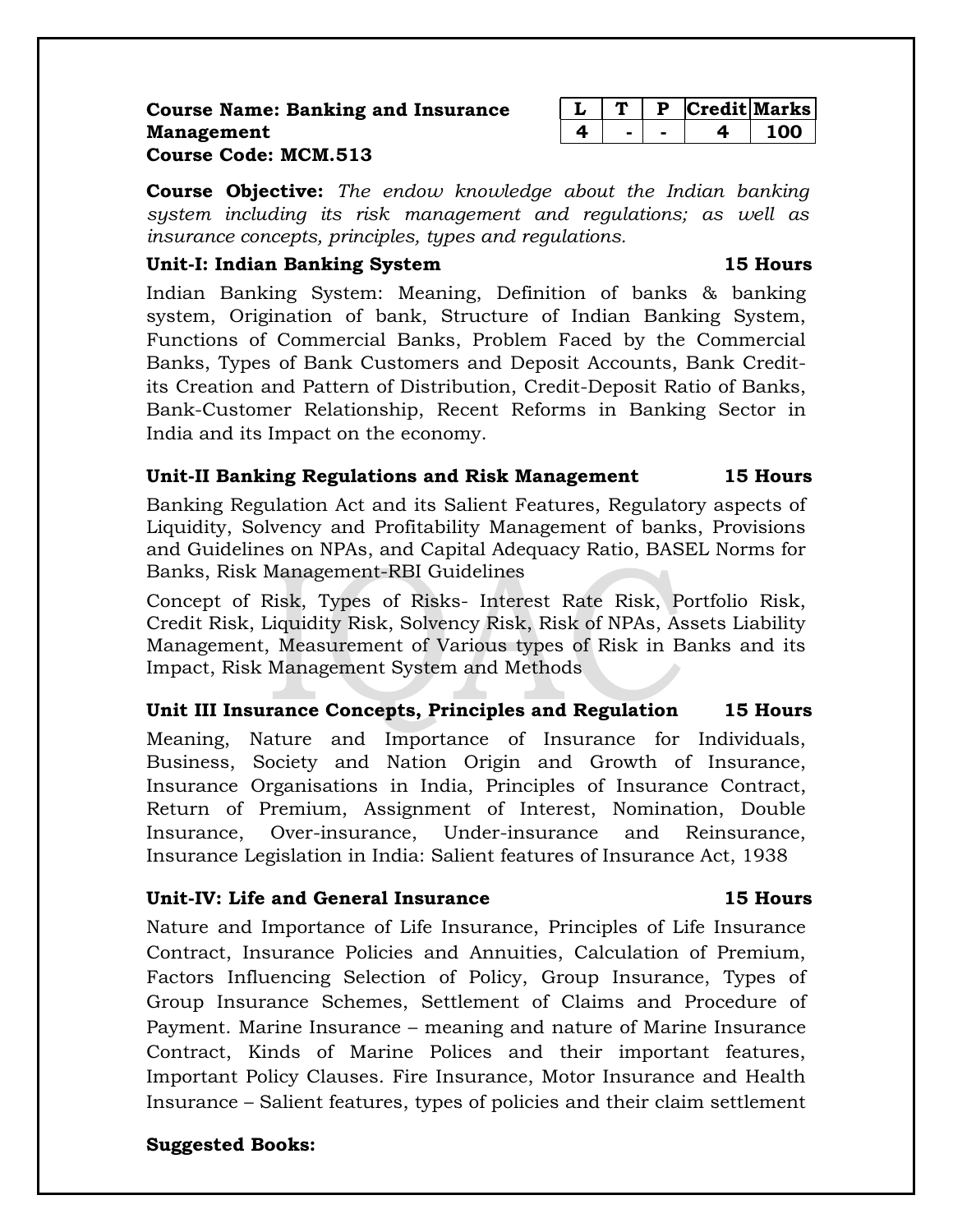**Course Name: Banking and Insurance Management**
**Course Code: MCM.513**

| L | T | P | Credit | Marks |
|---|---|---|---|---|
| 4 | - | - | 4 | 100 |

**Course Objective:** *The endow knowledge about the Indian banking system including its risk management and regulations; as well as insurance concepts, principles, types and regulations.*

**Unit-I: Indian Banking System** **15 Hours**

Indian Banking System: Meaning, Definition of banks & banking system, Origination of bank, Structure of Indian Banking System, Functions of Commercial Banks, Problem Faced by the Commercial Banks, Types of Bank Customers and Deposit Accounts, Bank Credit-its Creation and Pattern of Distribution, Credit-Deposit Ratio of Banks, Bank-Customer Relationship, Recent Reforms in Banking Sector in India and its Impact on the economy.

**Unit-II Banking Regulations and Risk Management** **15 Hours**

Banking Regulation Act and its Salient Features, Regulatory aspects of Liquidity, Solvency and Profitability Management of banks, Provisions and Guidelines on NPAs, and Capital Adequacy Ratio, BASEL Norms for Banks, Risk Management-RBI Guidelines

Concept of Risk, Types of Risks- Interest Rate Risk, Portfolio Risk, Credit Risk, Liquidity Risk, Solvency Risk, Risk of NPAs, Assets Liability Management, Measurement of Various types of Risk in Banks and its Impact, Risk Management System and Methods

**Unit III Insurance Concepts, Principles and Regulation** **15 Hours**

Meaning, Nature and Importance of Insurance for Individuals, Business, Society and Nation Origin and Growth of Insurance, Insurance Organisations in India, Principles of Insurance Contract, Return of Premium, Assignment of Interest, Nomination, Double Insurance, Over-insurance, Under-insurance and Reinsurance, Insurance Legislation in India: Salient features of Insurance Act, 1938

**Unit-IV: Life and General Insurance** **15 Hours**

Nature and Importance of Life Insurance, Principles of Life Insurance Contract, Insurance Policies and Annuities, Calculation of Premium, Factors Influencing Selection of Policy, Group Insurance, Types of Group Insurance Schemes, Settlement of Claims and Procedure of Payment. Marine Insurance – meaning and nature of Marine Insurance Contract, Kinds of Marine Polices and their important features, Important Policy Clauses. Fire Insurance, Motor Insurance and Health Insurance – Salient features, types of policies and their claim settlement

**Suggested Books:**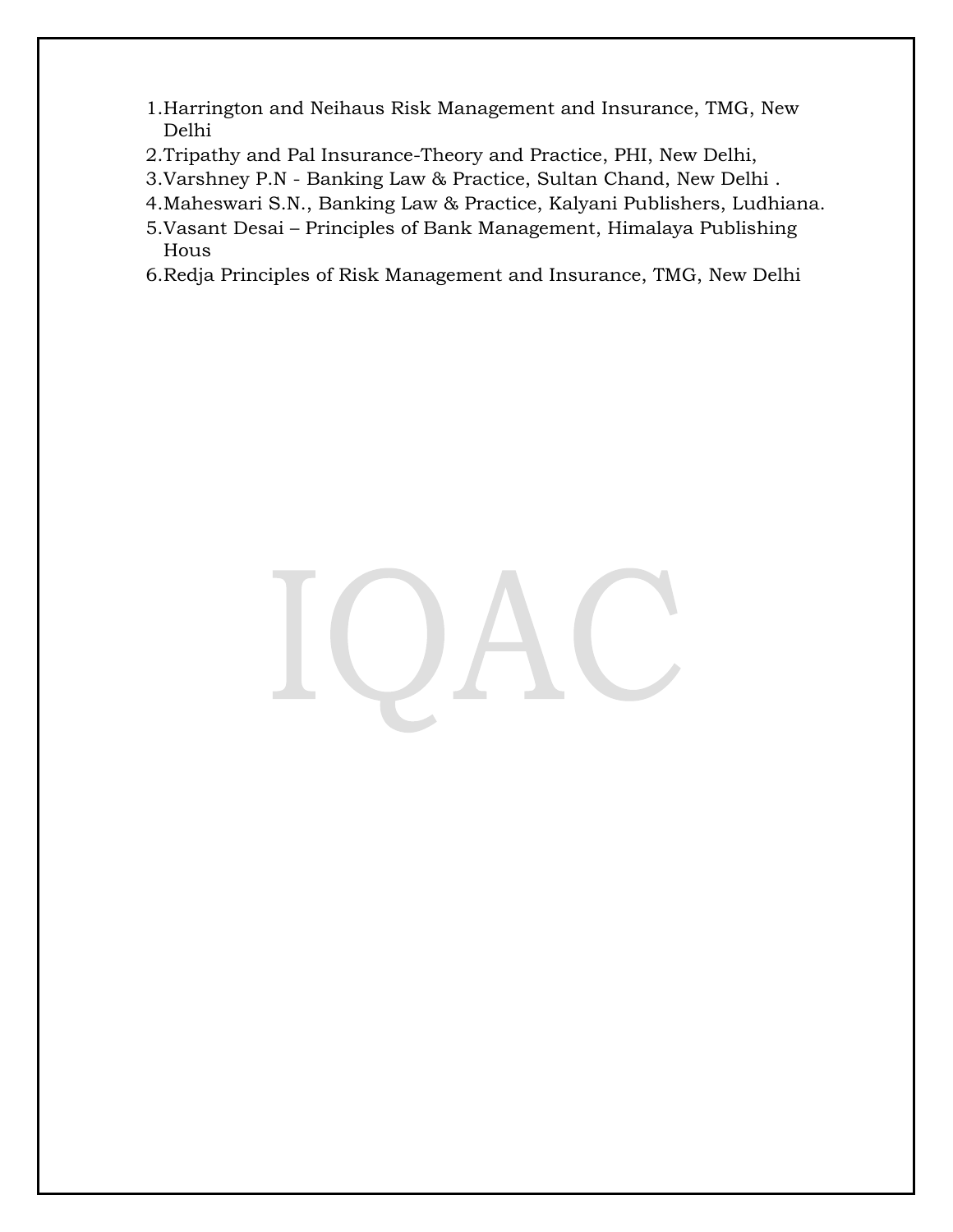1. Harrington and Neihaus Risk Management and Insurance, TMG, New Delhi
2. Tripathy and Pal Insurance-Theory and Practice, PHI, New Delhi,
3. Varshney P.N - Banking Law & Practice, Sultan Chand, New Delhi .
4. Maheswari S.N., Banking Law & Practice, Kalyani Publishers, Ludhiana.
5. Vasant Desai – Principles of Bank Management, Himalaya Publishing Hous
6. Redja Principles of Risk Management and Insurance, TMG, New Delhi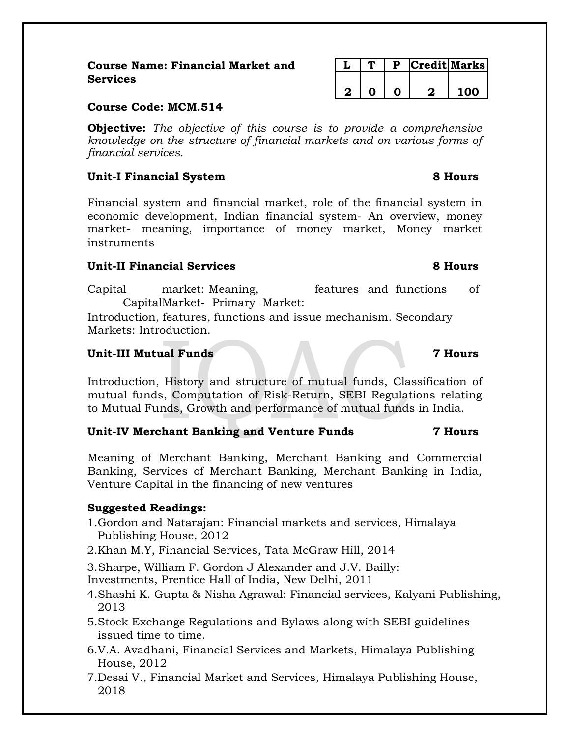**Course Name: Financial Market and Services**

**Course Code: MCM.514**

| L | T | P | Credit | Marks |
|---|---|---|---|---|
| 2 | 0 | 0 | 2 | 100 |

**Objective:** *The objective of this course is to provide a comprehensive knowledge on the structure of financial markets and on various forms of financial services.*

**Unit-I Financial System 8 Hours**

Financial system and financial market, role of the financial system in economic development, Indian financial system- An overview, money market- meaning, importance of money market, Money market instruments

**Unit-II Financial Services 8 Hours**

Capital market: Meaning, features and functions of CapitalMarket- Primary Market:
Introduction, features, functions and issue mechanism. Secondary Markets: Introduction.

**Unit-III Mutual Funds 7 Hours**

Introduction, History and structure of mutual funds, Classification of mutual funds, Computation of Risk-Return, SEBI Regulations relating to Mutual Funds, Growth and performance of mutual funds in India.

**Unit-IV Merchant Banking and Venture Funds 7 Hours**

Meaning of Merchant Banking, Merchant Banking and Commercial Banking, Services of Merchant Banking, Merchant Banking in India, Venture Capital in the financing of new ventures

**Suggested Readings:**

1. Gordon and Natarajan: Financial markets and services, Himalaya Publishing House, 2012
2. Khan M.Y, Financial Services, Tata McGraw Hill, 2014
3. Sharpe, William F. Gordon J Alexander and J.V. Bailly: Investments, Prentice Hall of India, New Delhi, 2011
4. Shashi K. Gupta & Nisha Agrawal: Financial services, Kalyani Publishing, 2013
5. Stock Exchange Regulations and Bylaws along with SEBI guidelines issued time to time.
6. V.A. Avadhani, Financial Services and Markets, Himalaya Publishing House, 2012
7. Desai V., Financial Market and Services, Himalaya Publishing House, 2018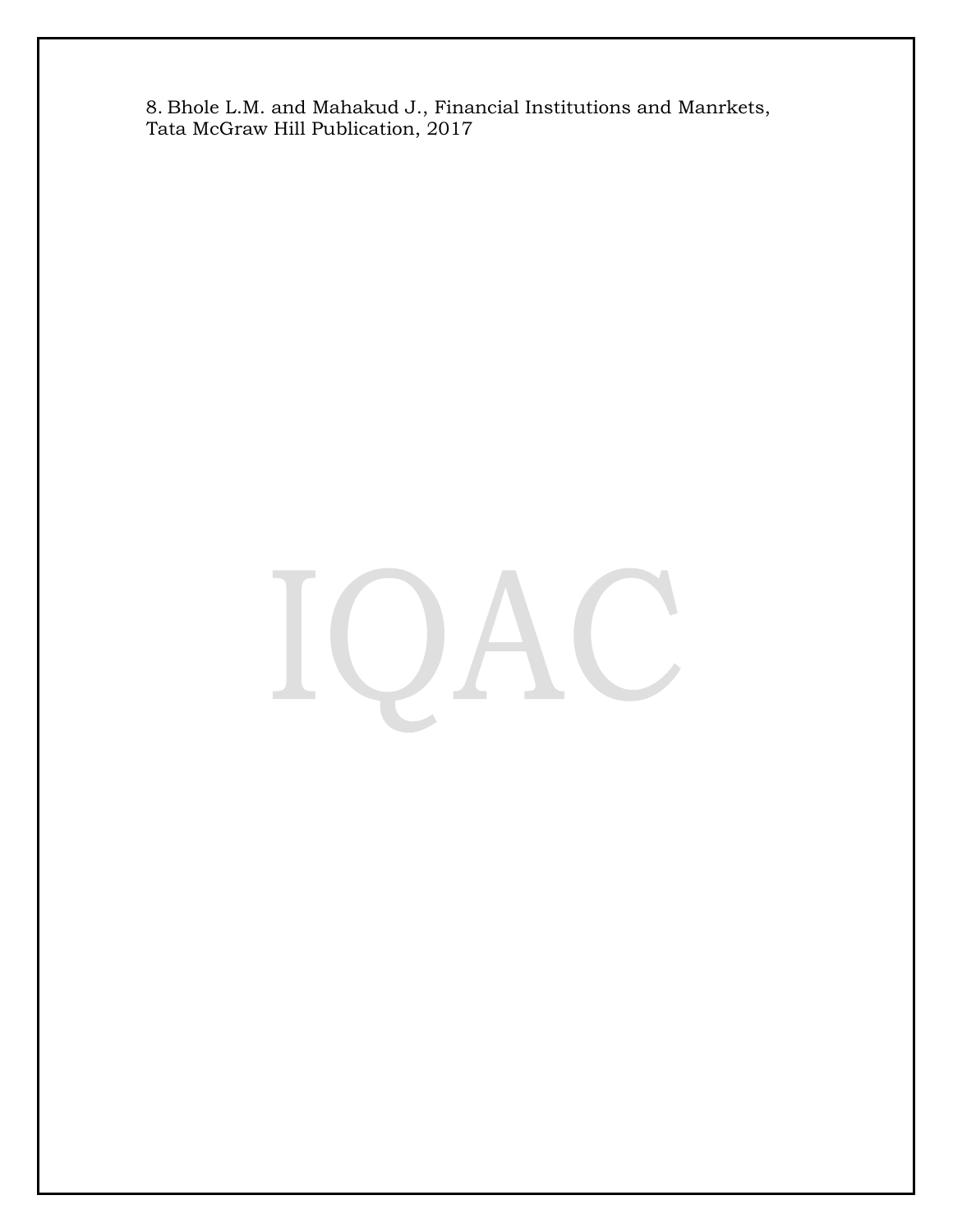8. Bhole L.M. and Mahakud J., Financial Institutions and Manrkets, Tata McGraw Hill Publication, 2017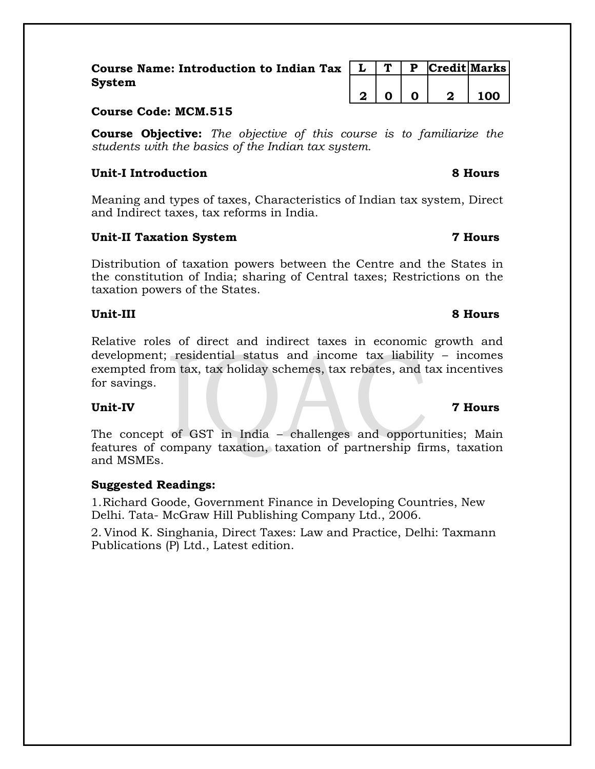**Course Name: Introduction to Indian Tax System**

| L | T | P | Credit | Marks |
|---|---|---|---|---|
| 2 | 0 | 0 | 2 | 100 |

**Course Code: MCM.515**

**Course Objective:** *The objective of this course is to familiarize the students with the basics of the Indian tax system.*

**Unit-I Introduction** **8 Hours**

Meaning and types of taxes, Characteristics of Indian tax system, Direct and Indirect taxes, tax reforms in India.

**Unit-II Taxation System** **7 Hours**

Distribution of taxation powers between the Centre and the States in the constitution of India; sharing of Central taxes; Restrictions on the taxation powers of the States.

**Unit-III** **8 Hours**

Relative roles of direct and indirect taxes in economic growth and development; residential status and income tax liability – incomes exempted from tax, tax holiday schemes, tax rebates, and tax incentives for savings.

**Unit-IV** **7 Hours**

The concept of GST in India – challenges and opportunities; Main features of company taxation, taxation of partnership firms, taxation and MSMEs.

**Suggested Readings:**

1. Richard Goode, Government Finance in Developing Countries, New Delhi. Tata- McGraw Hill Publishing Company Ltd., 2006.
2. Vinod K. Singhania, Direct Taxes: Law and Practice, Delhi: Taxmann Publications (P) Ltd., Latest edition.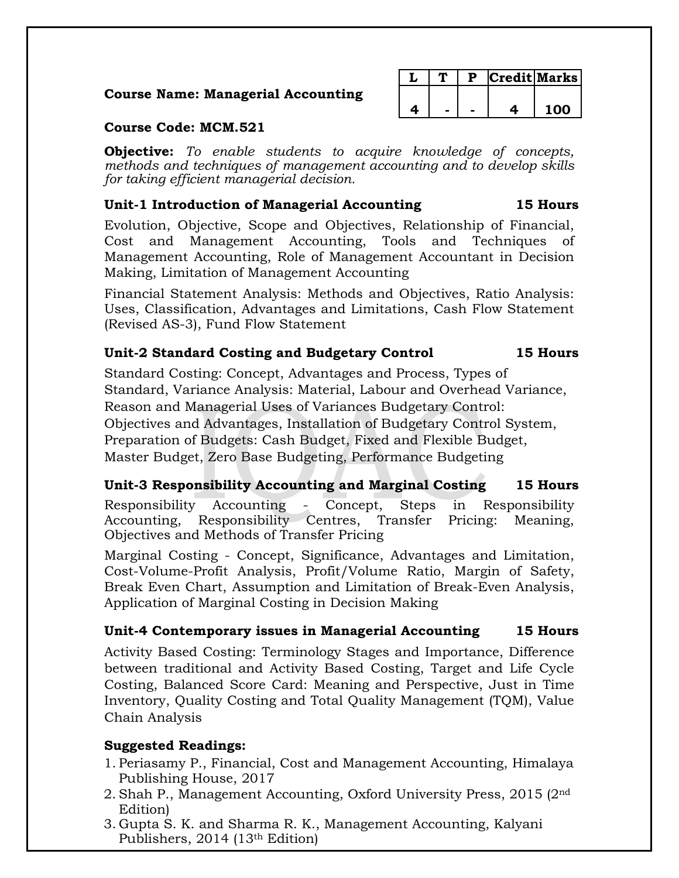**Course Name: Managerial Accounting**

| L | T | P | Credit | Marks |
|---|---|---|---|---|
| 4 | - | - | 4 | 100 |

**Course Code: MCM.521**

**Objective:** *To enable students to acquire knowledge of concepts, methods and techniques of management accounting and to develop skills for taking efficient managerial decision.*

**Unit-1 Introduction of Managerial Accounting — 15 Hours**

Evolution, Objective, Scope and Objectives, Relationship of Financial, Cost and Management Accounting, Tools and Techniques of Management Accounting, Role of Management Accountant in Decision Making, Limitation of Management Accounting

Financial Statement Analysis: Methods and Objectives, Ratio Analysis: Uses, Classification, Advantages and Limitations, Cash Flow Statement (Revised AS-3), Fund Flow Statement

**Unit-2 Standard Costing and Budgetary Control — 15 Hours**

Standard Costing: Concept, Advantages and Process, Types of Standard, Variance Analysis: Material, Labour and Overhead Variance, Reason and Managerial Uses of Variances Budgetary Control: Objectives and Advantages, Installation of Budgetary Control System, Preparation of Budgets: Cash Budget, Fixed and Flexible Budget, Master Budget, Zero Base Budgeting, Performance Budgeting

**Unit-3 Responsibility Accounting and Marginal Costing — 15 Hours**

Responsibility Accounting - Concept, Steps in Responsibility Accounting, Responsibility Centres, Transfer Pricing: Meaning, Objectives and Methods of Transfer Pricing

Marginal Costing - Concept, Significance, Advantages and Limitation, Cost-Volume-Profit Analysis, Profit/Volume Ratio, Margin of Safety, Break Even Chart, Assumption and Limitation of Break-Even Analysis, Application of Marginal Costing in Decision Making

**Unit-4 Contemporary issues in Managerial Accounting — 15 Hours**

Activity Based Costing: Terminology Stages and Importance, Difference between traditional and Activity Based Costing, Target and Life Cycle Costing, Balanced Score Card: Meaning and Perspective, Just in Time Inventory, Quality Costing and Total Quality Management (TQM), Value Chain Analysis

**Suggested Readings:**

1. Periasamy P., Financial, Cost and Management Accounting, Himalaya Publishing House, 2017
2. Shah P., Management Accounting, Oxford University Press, 2015 (2nd Edition)
3. Gupta S. K. and Sharma R. K., Management Accounting, Kalyani Publishers, 2014 (13th Edition)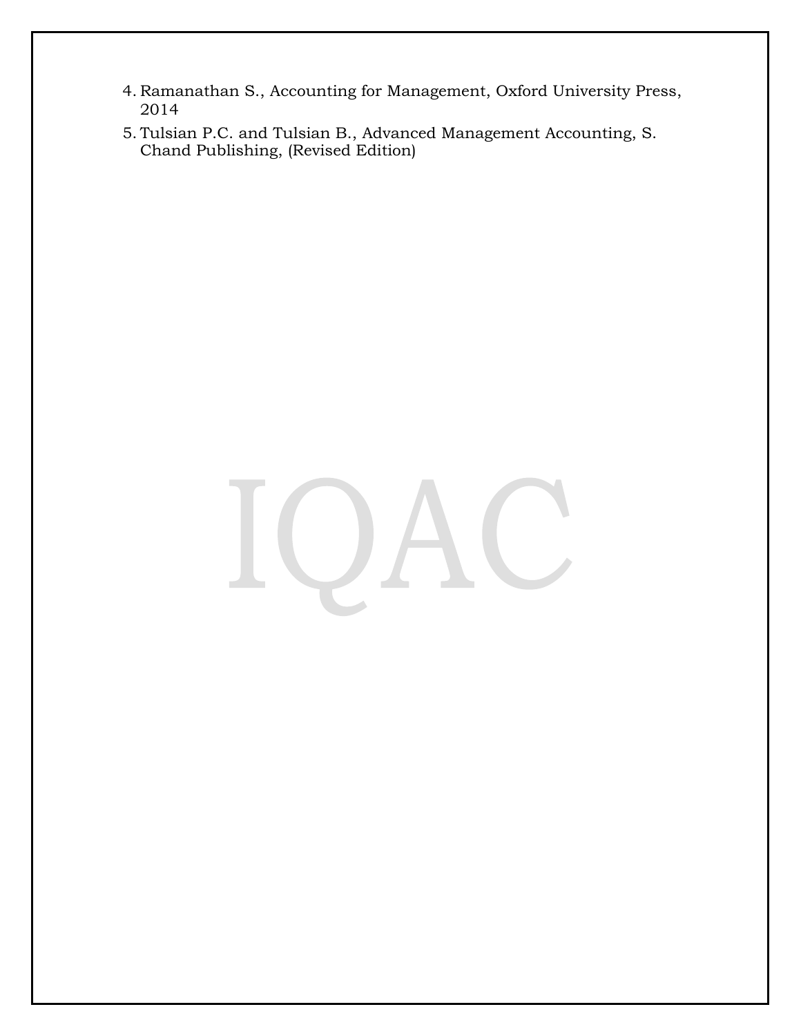4. Ramanathan S., Accounting for Management, Oxford University Press, 2014
5. Tulsian P.C. and Tulsian B., Advanced Management Accounting, S. Chand Publishing, (Revised Edition)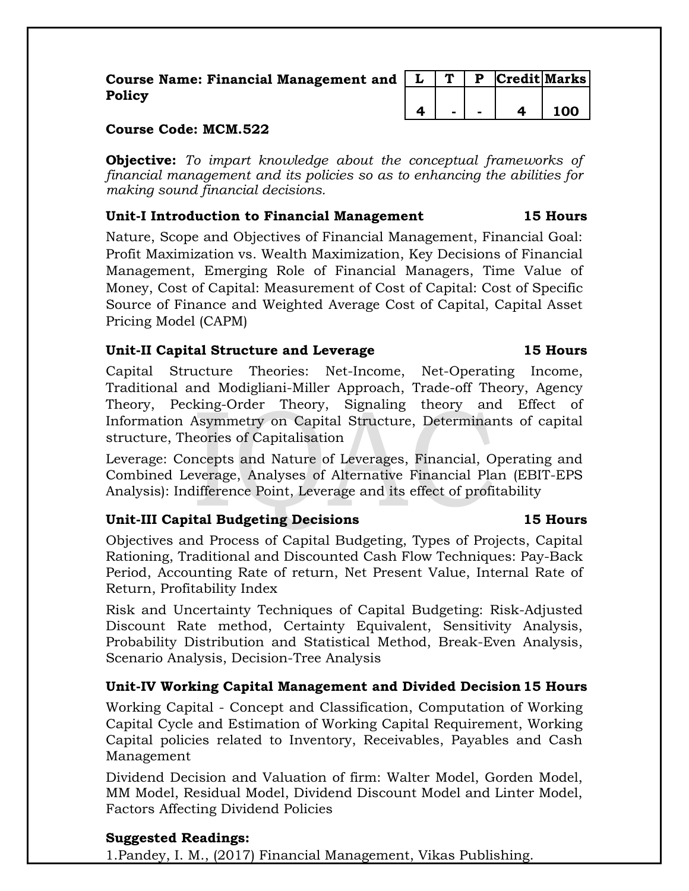**Course Name: Financial Management and Policy**

| L | T | P | Credit | Marks |
|---|---|---|---|---|
| 4 | - | - | 4 | 100 |

**Course Code: MCM.522**

**Objective:** *To impart knowledge about the conceptual frameworks of financial management and its policies so as to enhancing the abilities for making sound financial decisions.*

**Unit-I Introduction to Financial Management 15 Hours**

Nature, Scope and Objectives of Financial Management, Financial Goal: Profit Maximization vs. Wealth Maximization, Key Decisions of Financial Management, Emerging Role of Financial Managers, Time Value of Money, Cost of Capital: Measurement of Cost of Capital: Cost of Specific Source of Finance and Weighted Average Cost of Capital, Capital Asset Pricing Model (CAPM)

**Unit-II Capital Structure and Leverage 15 Hours**

Capital Structure Theories: Net-Income, Net-Operating Income, Traditional and Modigliani-Miller Approach, Trade-off Theory, Agency Theory, Pecking-Order Theory, Signaling theory and Effect of Information Asymmetry on Capital Structure, Determinants of capital structure, Theories of Capitalisation

Leverage: Concepts and Nature of Leverages, Financial, Operating and Combined Leverage, Analyses of Alternative Financial Plan (EBIT-EPS Analysis): Indifference Point, Leverage and its effect of profitability

**Unit-III Capital Budgeting Decisions 15 Hours**

Objectives and Process of Capital Budgeting, Types of Projects, Capital Rationing, Traditional and Discounted Cash Flow Techniques: Pay-Back Period, Accounting Rate of return, Net Present Value, Internal Rate of Return, Profitability Index

Risk and Uncertainty Techniques of Capital Budgeting: Risk-Adjusted Discount Rate method, Certainty Equivalent, Sensitivity Analysis, Probability Distribution and Statistical Method, Break-Even Analysis, Scenario Analysis, Decision-Tree Analysis

**Unit-IV Working Capital Management and Divided Decision 15 Hours**

Working Capital - Concept and Classification, Computation of Working Capital Cycle and Estimation of Working Capital Requirement, Working Capital policies related to Inventory, Receivables, Payables and Cash Management

Dividend Decision and Valuation of firm: Walter Model, Gorden Model, MM Model, Residual Model, Dividend Discount Model and Linter Model, Factors Affecting Dividend Policies

**Suggested Readings:**

1.Pandey, I. M., (2017) Financial Management, Vikas Publishing.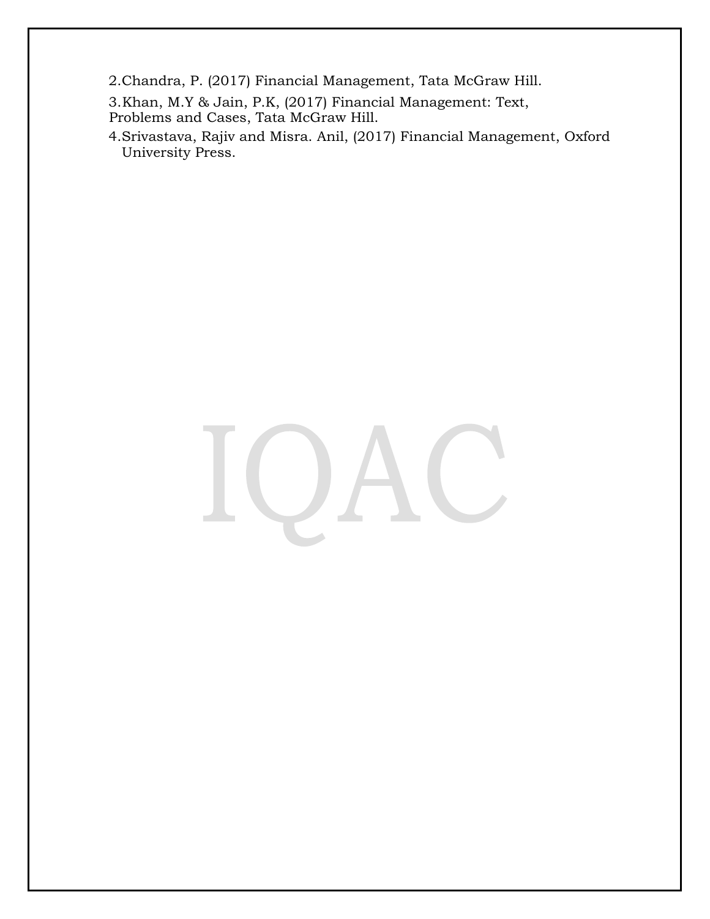2. Chandra, P. (2017) Financial Management, Tata McGraw Hill.
3. Khan, M.Y & Jain, P.K, (2017) Financial Management: Text, Problems and Cases, Tata McGraw Hill.
4. Srivastava, Rajiv and Misra. Anil, (2017) Financial Management, Oxford University Press.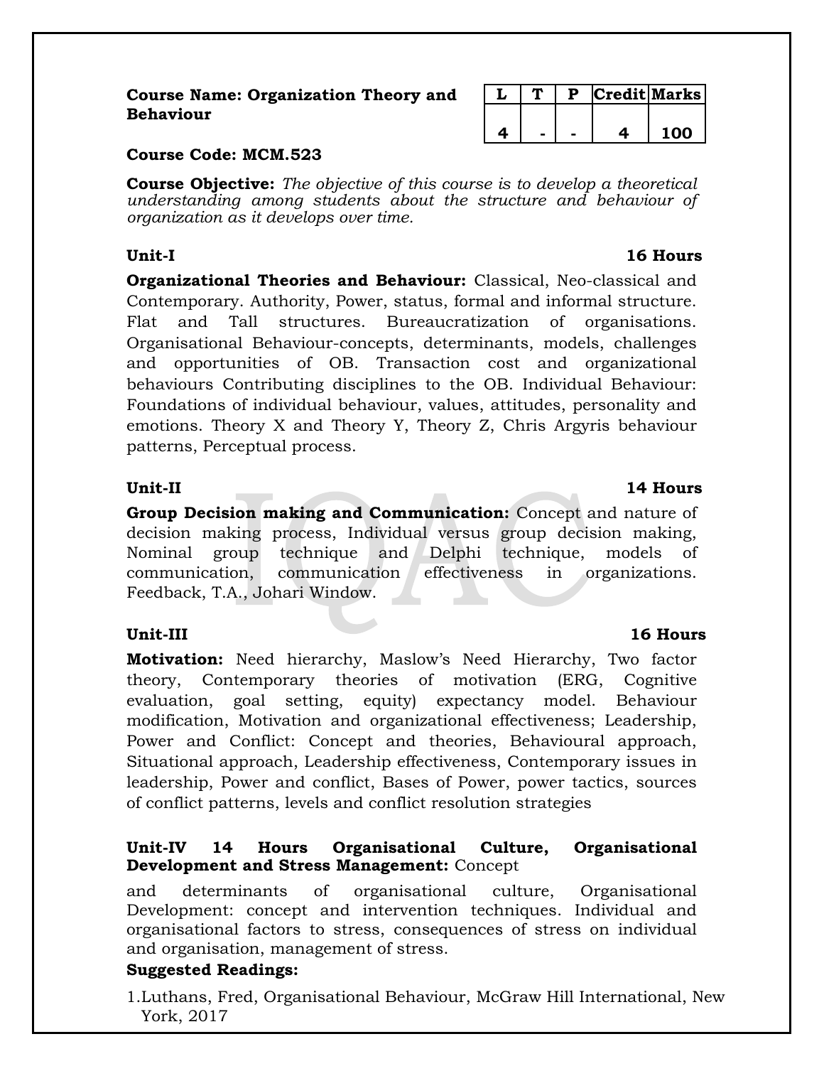**Course Name: Organization Theory and Behaviour**

| L | T | P | Credit | Marks |
|---|---|---|---|---|
| 4 | - | - | 4 | 100 |

**Course Code: MCM.523**

**Course Objective:** *The objective of this course is to develop a theoretical understanding among students about the structure and behaviour of organization as it develops over time.*

**Unit-I** **16 Hours**

**Organizational Theories and Behaviour:** Classical, Neo-classical and Contemporary. Authority, Power, status, formal and informal structure. Flat and Tall structures. Bureaucratization of organisations. Organisational Behaviour-concepts, determinants, models, challenges and opportunities of OB. Transaction cost and organizational behaviours Contributing disciplines to the OB. Individual Behaviour: Foundations of individual behaviour, values, attitudes, personality and emotions. Theory X and Theory Y, Theory Z, Chris Argyris behaviour patterns, Perceptual process.

**Unit-II** **14 Hours**

**Group Decision making and Communication:** Concept and nature of decision making process, Individual versus group decision making, Nominal group technique and Delphi technique, models of communication, communication effectiveness in organizations. Feedback, T.A., Johari Window.

**Unit-III** **16 Hours**

**Motivation:** Need hierarchy, Maslow's Need Hierarchy, Two factor theory, Contemporary theories of motivation (ERG, Cognitive evaluation, goal setting, equity) expectancy model. Behaviour modification, Motivation and organizational effectiveness; Leadership, Power and Conflict: Concept and theories, Behavioural approach, Situational approach, Leadership effectiveness, Contemporary issues in leadership, Power and conflict, Bases of Power, power tactics, sources of conflict patterns, levels and conflict resolution strategies

**Unit-IV 14 Hours Organisational Culture, Organisational Development and Stress Management:** Concept and determinants of organisational culture, Organisational Development: concept and intervention techniques. Individual and organisational factors to stress, consequences of stress on individual and organisation, management of stress.

**Suggested Readings:**

1. Luthans, Fred, Organisational Behaviour, McGraw Hill International, New York, 2017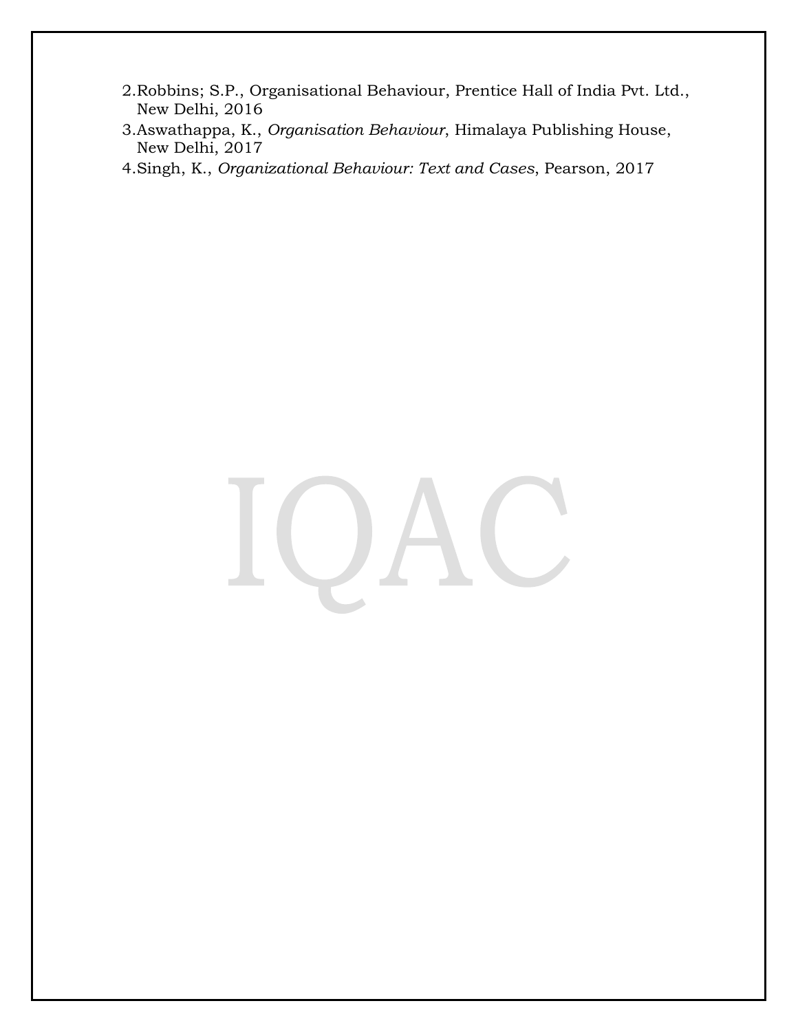2. Robbins; S.P., Organisational Behaviour, Prentice Hall of India Pvt. Ltd., New Delhi, 2016
3. Aswathappa, K., *Organisation Behaviour*, Himalaya Publishing House, New Delhi, 2017
4. Singh, K., *Organizational Behaviour: Text and Cases*, Pearson, 2017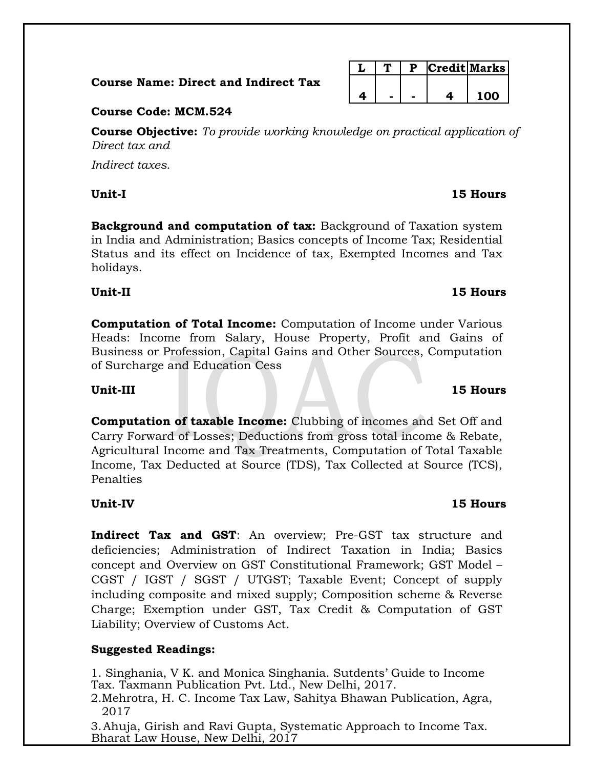| L | T | P | Credit | Marks |
|---|---|---|---|---|
| 4 | - | - | 4 | 100 |

**Course Name: Direct and Indirect Tax**

**Course Code: MCM.524**

**Course Objective:** *To provide working knowledge on practical application of Direct tax and*

*Indirect taxes.*

**Unit-I** **15 Hours**

**Background and computation of tax:** Background of Taxation system in India and Administration; Basics concepts of Income Tax; Residential Status and its effect on Incidence of tax, Exempted Incomes and Tax holidays.

**Unit-II** **15 Hours**

**Computation of Total Income:** Computation of Income under Various Heads: Income from Salary, House Property, Profit and Gains of Business or Profession, Capital Gains and Other Sources, Computation of Surcharge and Education Cess

**Unit-III** **15 Hours**

**Computation of taxable Income:** Clubbing of incomes and Set Off and Carry Forward of Losses; Deductions from gross total income & Rebate, Agricultural Income and Tax Treatments, Computation of Total Taxable Income, Tax Deducted at Source (TDS), Tax Collected at Source (TCS), Penalties

**Unit-IV** **15 Hours**

**Indirect Tax and GST**: An overview; Pre-GST tax structure and deficiencies; Administration of Indirect Taxation in India; Basics concept and Overview on GST Constitutional Framework; GST Model – CGST / IGST / SGST / UTGST; Taxable Event; Concept of supply including composite and mixed supply; Composition scheme & Reverse Charge; Exemption under GST, Tax Credit & Computation of GST Liability; Overview of Customs Act.

**Suggested Readings:**

1. Singhania, V K. and Monica Singhania. Sutdents' Guide to Income Tax. Taxmann Publication Pvt. Ltd., New Delhi, 2017.
2. Mehrotra, H. C. Income Tax Law, Sahitya Bhawan Publication, Agra, 2017
3. Ahuja, Girish and Ravi Gupta, Systematic Approach to Income Tax. Bharat Law House, New Delhi, 2017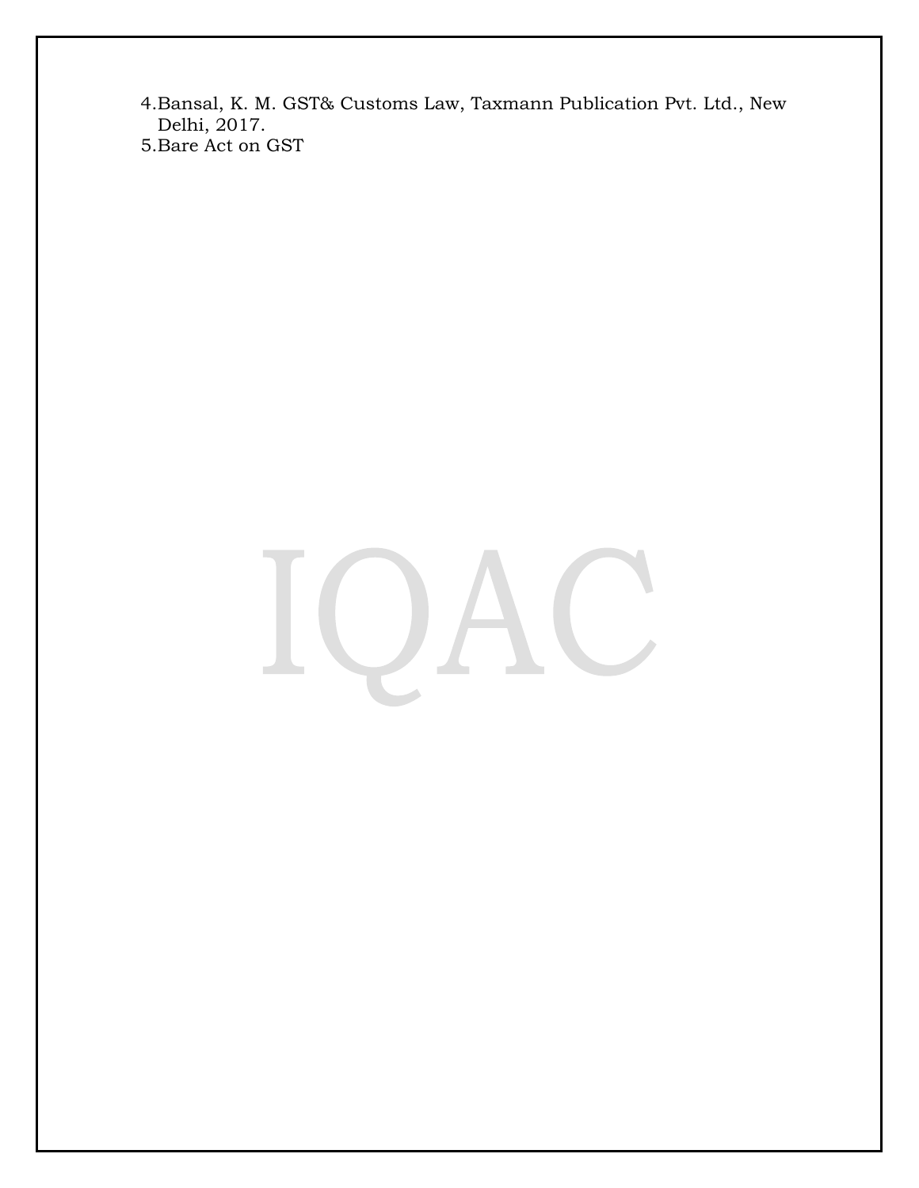4. Bansal, K. M. GST& Customs Law, Taxmann Publication Pvt. Ltd., New Delhi, 2017.
5. Bare Act on GST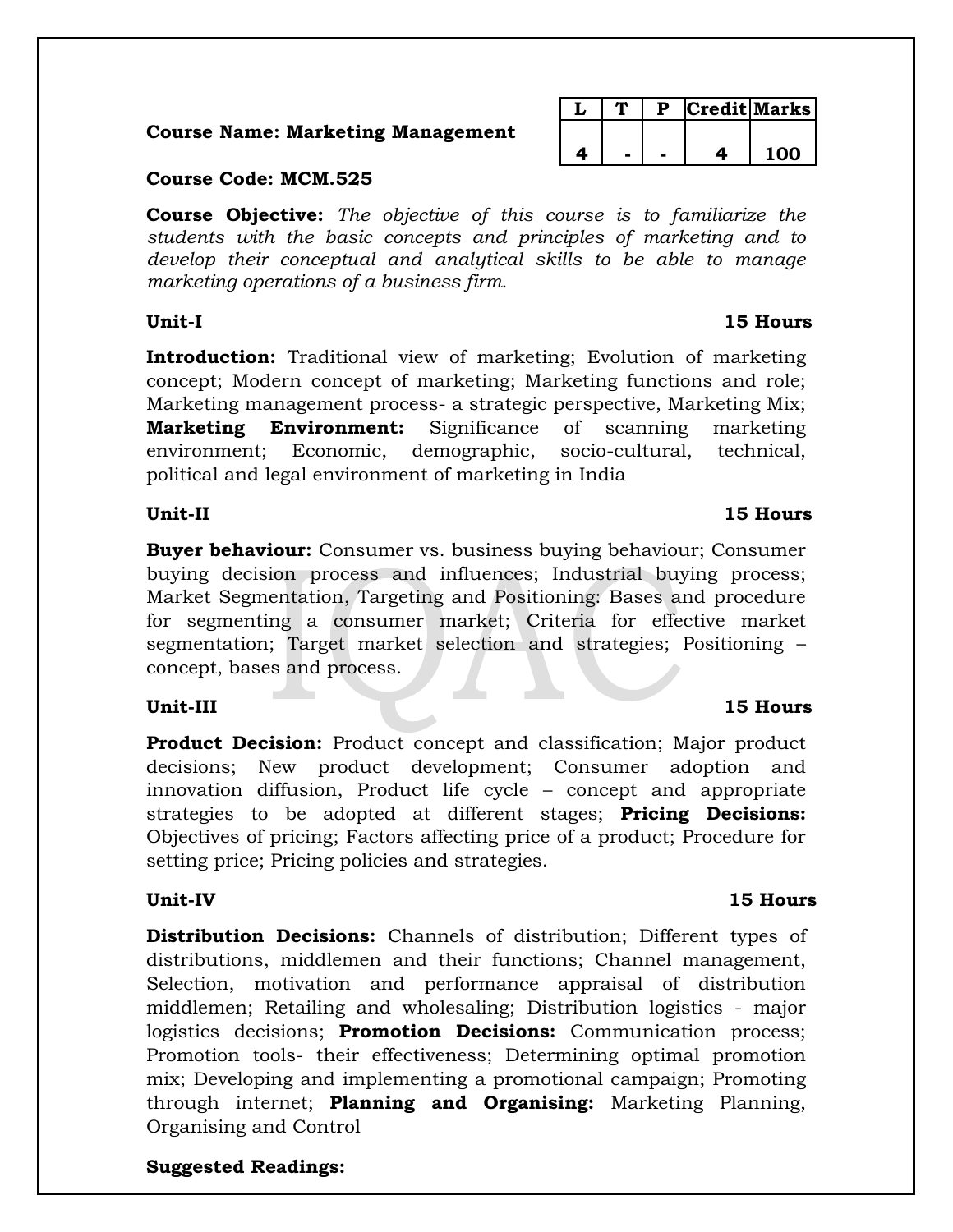**Course Name: Marketing Management**

**Course Code: MCM.525**

| L | T | P | Credit | Marks |
|---|---|---|---|---|
| 4 | - | - | 4 | 100 |

**Course Objective:** *The objective of this course is to familiarize the students with the basic concepts and principles of marketing and to develop their conceptual and analytical skills to be able to manage marketing operations of a business firm.*

**Unit-I** **15 Hours**

**Introduction:** Traditional view of marketing; Evolution of marketing concept; Modern concept of marketing; Marketing functions and role; Marketing management process- a strategic perspective, Marketing Mix; **Marketing Environment:** Significance of scanning marketing environment; Economic, demographic, socio-cultural, technical, political and legal environment of marketing in India

**Unit-II** **15 Hours**

**Buyer behaviour:** Consumer vs. business buying behaviour; Consumer buying decision process and influences; Industrial buying process; Market Segmentation, Targeting and Positioning: Bases and procedure for segmenting a consumer market; Criteria for effective market segmentation; Target market selection and strategies; Positioning – concept, bases and process.

**Unit-III** **15 Hours**

**Product Decision:** Product concept and classification; Major product decisions; New product development; Consumer adoption and innovation diffusion, Product life cycle – concept and appropriate strategies to be adopted at different stages; **Pricing Decisions:** Objectives of pricing; Factors affecting price of a product; Procedure for setting price; Pricing policies and strategies.

**Unit-IV** **15 Hours**

**Distribution Decisions:** Channels of distribution; Different types of distributions, middlemen and their functions; Channel management, Selection, motivation and performance appraisal of distribution middlemen; Retailing and wholesaling; Distribution logistics - major logistics decisions; **Promotion Decisions:** Communication process; Promotion tools- their effectiveness; Determining optimal promotion mix; Developing and implementing a promotional campaign; Promoting through internet; **Planning and Organising:** Marketing Planning, Organising and Control

**Suggested Readings:**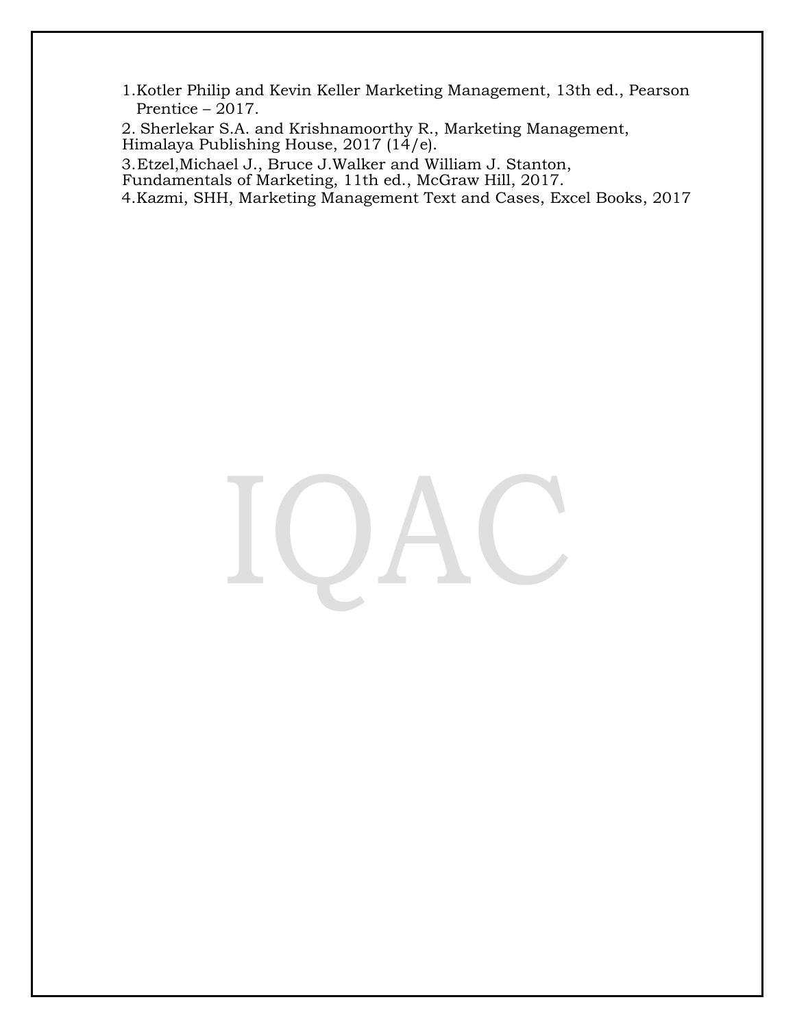1. Kotler Philip and Kevin Keller Marketing Management, 13th ed., Pearson Prentice – 2017.
2. Sherlekar S.A. and Krishnamoorthy R., Marketing Management, Himalaya Publishing House, 2017 (14/e).
3. Etzel,Michael J., Bruce J.Walker and William J. Stanton, Fundamentals of Marketing, 11th ed., McGraw Hill, 2017.
4. Kazmi, SHH, Marketing Management Text and Cases, Excel Books, 2017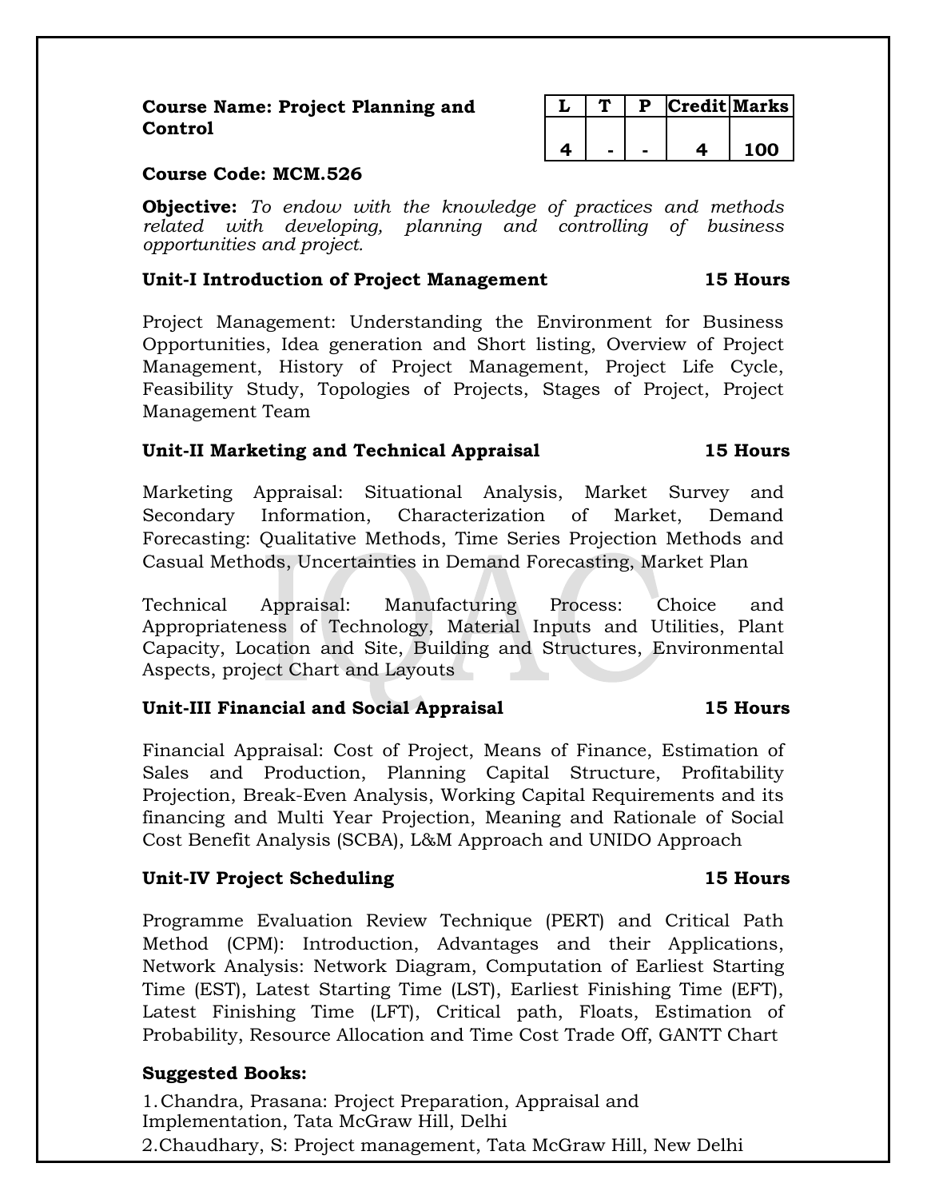**Course Name: Project Planning and Control**

| L | T | P | Credit | Marks |
|---|---|---|---|---|
| 4 | - | - | 4 | 100 |

**Course Code: MCM.526**

**Objective:** *To endow with the knowledge of practices and methods related with developing, planning and controlling of business opportunities and project.*

**Unit-I Introduction of Project Management 15 Hours**

Project Management: Understanding the Environment for Business Opportunities, Idea generation and Short listing, Overview of Project Management, History of Project Management, Project Life Cycle, Feasibility Study, Topologies of Projects, Stages of Project, Project Management Team

**Unit-II Marketing and Technical Appraisal 15 Hours**

Marketing Appraisal: Situational Analysis, Market Survey and Secondary Information, Characterization of Market, Demand Forecasting: Qualitative Methods, Time Series Projection Methods and Casual Methods, Uncertainties in Demand Forecasting, Market Plan

Technical Appraisal: Manufacturing Process: Choice and Appropriateness of Technology, Material Inputs and Utilities, Plant Capacity, Location and Site, Building and Structures, Environmental Aspects, project Chart and Layouts

**Unit-III Financial and Social Appraisal 15 Hours**

Financial Appraisal: Cost of Project, Means of Finance, Estimation of Sales and Production, Planning Capital Structure, Profitability Projection, Break-Even Analysis, Working Capital Requirements and its financing and Multi Year Projection, Meaning and Rationale of Social Cost Benefit Analysis (SCBA), L&M Approach and UNIDO Approach

**Unit-IV Project Scheduling 15 Hours**

Programme Evaluation Review Technique (PERT) and Critical Path Method (CPM): Introduction, Advantages and their Applications, Network Analysis: Network Diagram, Computation of Earliest Starting Time (EST), Latest Starting Time (LST), Earliest Finishing Time (EFT), Latest Finishing Time (LFT), Critical path, Floats, Estimation of Probability, Resource Allocation and Time Cost Trade Off, GANTT Chart

**Suggested Books:**

1. Chandra, Prasana: Project Preparation, Appraisal and Implementation, Tata McGraw Hill, Delhi
2. Chaudhary, S: Project management, Tata McGraw Hill, New Delhi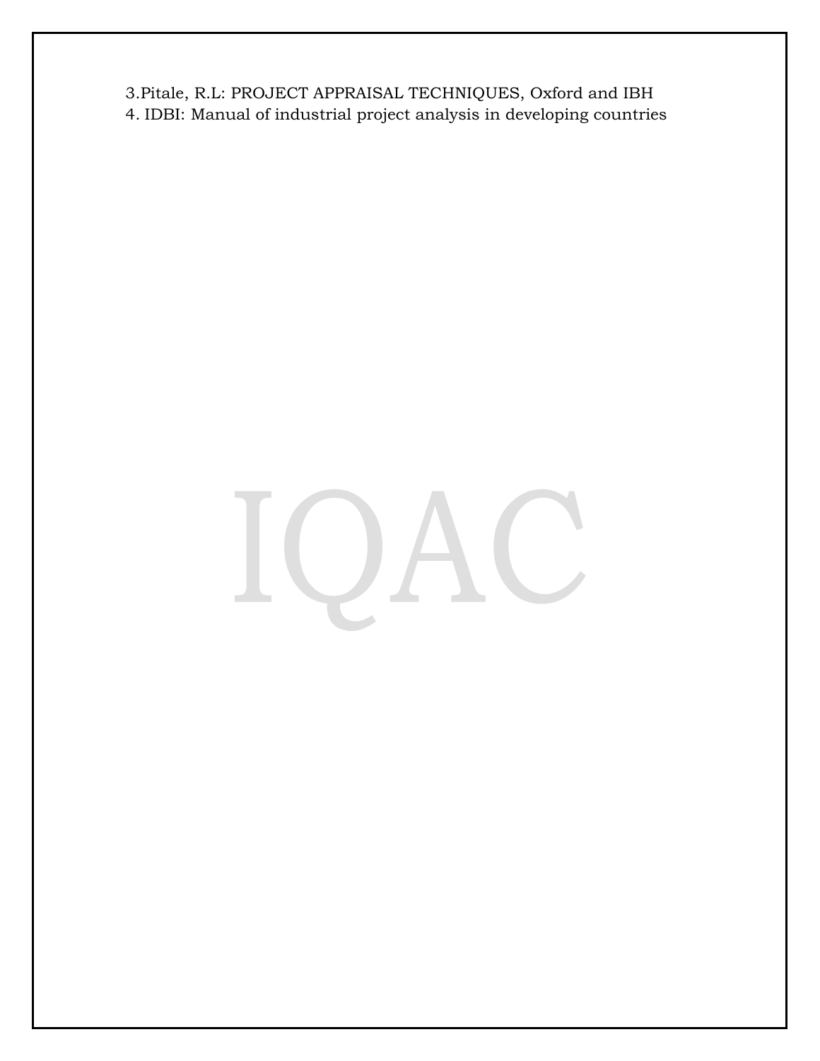3.Pitale, R.L: PROJECT APPRAISAL TECHNIQUES, Oxford and IBH
4. IDBI: Manual of industrial project analysis in developing countries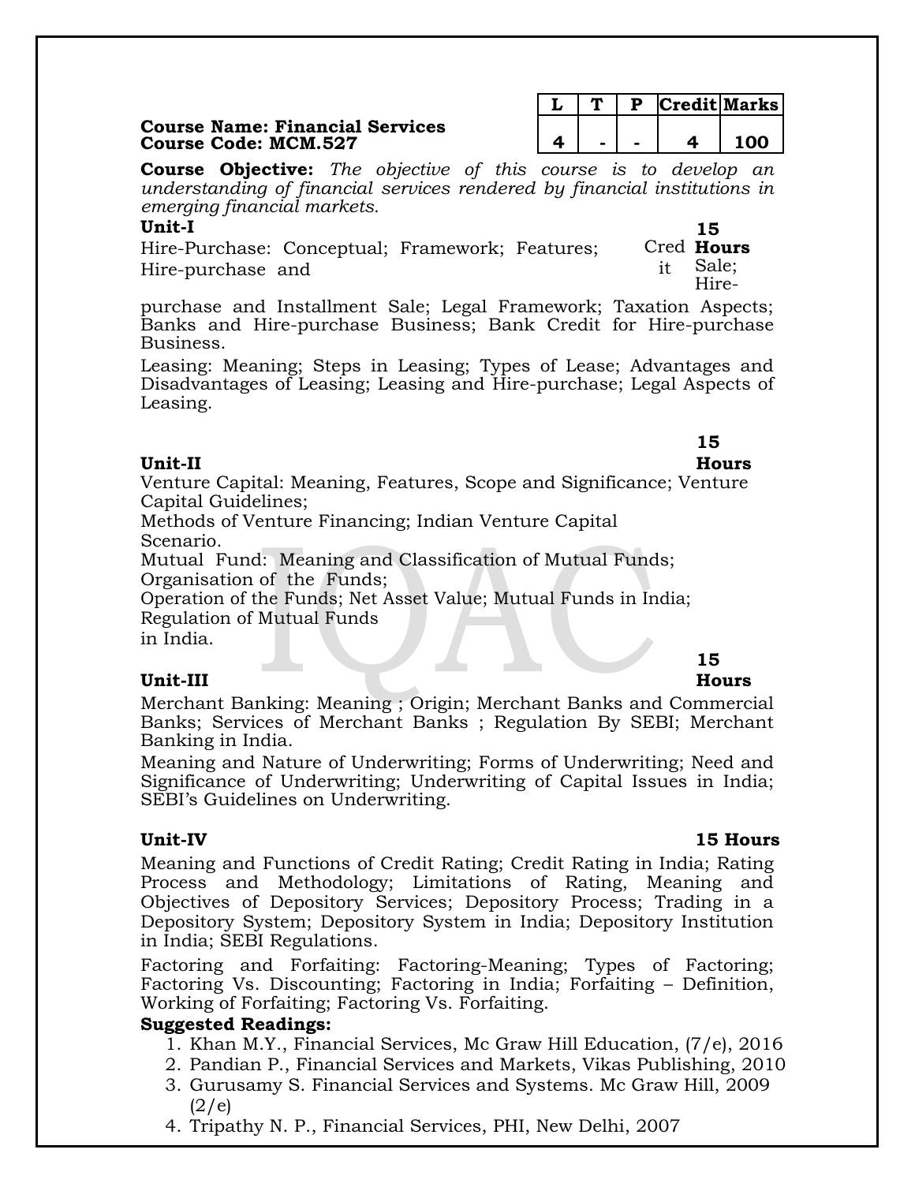**Course Name: Financial Services**
**Course Code: MCM.527**

| L | T | P | Credit | Marks |
|---|---|---|---|---|
| 4 | - | - | 4 | 100 |

**Course Objective:** *The objective of this course is to develop an understanding of financial services rendered by financial institutions in emerging financial markets.*

**Unit-I** **15 Hours**

Hire-Purchase: Conceptual; Framework; Features; Hire-purchase and Credit Sale; Hire-purchase and Installment Sale; Legal Framework; Taxation Aspects; Banks and Hire-purchase Business; Bank Credit for Hire-purchase Business.

Leasing: Meaning; Steps in Leasing; Types of Lease; Advantages and Disadvantages of Leasing; Leasing and Hire-purchase; Legal Aspects of Leasing.

**Unit-II** **15 Hours**

Venture Capital: Meaning, Features, Scope and Significance; Venture Capital Guidelines;
Methods of Venture Financing; Indian Venture Capital Scenario.
Mutual Fund: Meaning and Classification of Mutual Funds; Organisation of the Funds;
Operation of the Funds; Net Asset Value; Mutual Funds in India; Regulation of Mutual Funds in India.

**Unit-III** **15 Hours**

Merchant Banking: Meaning ; Origin; Merchant Banks and Commercial Banks; Services of Merchant Banks ; Regulation By SEBI; Merchant Banking in India.

Meaning and Nature of Underwriting; Forms of Underwriting; Need and Significance of Underwriting; Underwriting of Capital Issues in India; SEBI's Guidelines on Underwriting.

**Unit-IV** **15 Hours**

Meaning and Functions of Credit Rating; Credit Rating in India; Rating Process and Methodology; Limitations of Rating, Meaning and Objectives of Depository Services; Depository Process; Trading in a Depository System; Depository System in India; Depository Institution in India; SEBI Regulations.

Factoring and Forfaiting: Factoring-Meaning; Types of Factoring; Factoring Vs. Discounting; Factoring in India; Forfaiting – Definition, Working of Forfaiting; Factoring Vs. Forfaiting.

**Suggested Readings:**

1. Khan M.Y., Financial Services, Mc Graw Hill Education, (7/e), 2016
2. Pandian P., Financial Services and Markets, Vikas Publishing, 2010
3. Gurusamy S. Financial Services and Systems. Mc Graw Hill, 2009 (2/e)
4. Tripathy N. P., Financial Services, PHI, New Delhi, 2007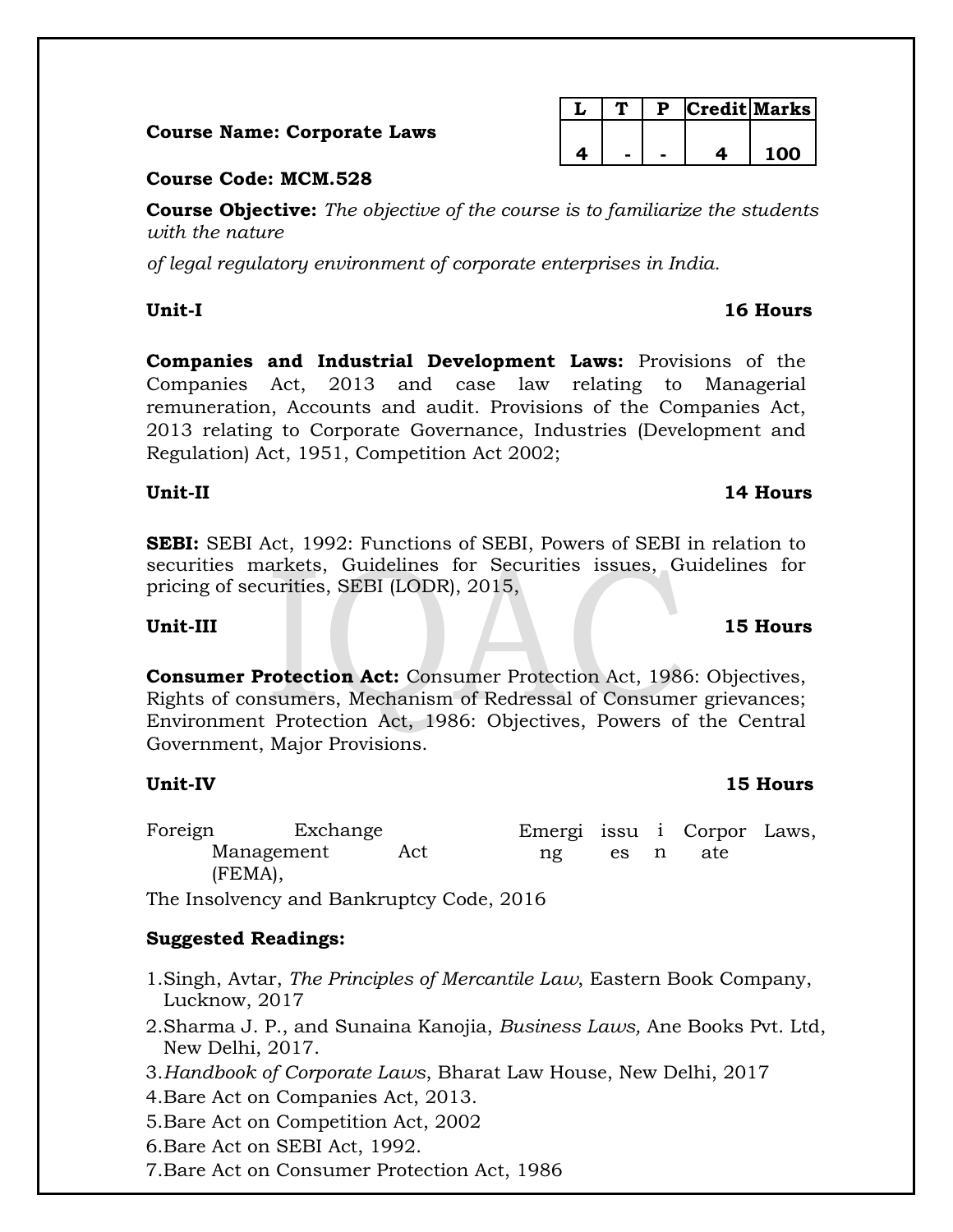**Course Name: Corporate Laws**

| L | T | P | Credit | Marks |
|---|---|---|---|---|
| 4 | - | - | 4 | 100 |

**Course Code: MCM.528**

**Course Objective:** *The objective of the course is to familiarize the students with the nature*

*of legal regulatory environment of corporate enterprises in India.*

**Unit-I** **16 Hours**

**Companies and Industrial Development Laws:** Provisions of the Companies Act, 2013 and case law relating to Managerial remuneration, Accounts and audit. Provisions of the Companies Act, 2013 relating to Corporate Governance, Industries (Development and Regulation) Act, 1951, Competition Act 2002;

**Unit-II** **14 Hours**

**SEBI:** SEBI Act, 1992: Functions of SEBI, Powers of SEBI in relation to securities markets, Guidelines for Securities issues, Guidelines for pricing of securities, SEBI (LODR), 2015,

**Unit-III** **15 Hours**

**Consumer Protection Act:** Consumer Protection Act, 1986: Objectives, Rights of consumers, Mechanism of Redressal of Consumer grievances; Environment Protection Act, 1986: Objectives, Powers of the Central Government, Major Provisions.

**Unit-IV** **15 Hours**

Foreign Exchange Management Act (FEMA), Emerging issues in Corporate Laws, The Insolvency and Bankruptcy Code, 2016

**Suggested Readings:**

1. Singh, Avtar, *The Principles of Mercantile Law*, Eastern Book Company, Lucknow, 2017
2. Sharma J. P., and Sunaina Kanojia, *Business Laws,* Ane Books Pvt. Ltd, New Delhi, 2017.
3. *Handbook of Corporate Laws*, Bharat Law House, New Delhi, 2017
4. Bare Act on Companies Act, 2013.
5. Bare Act on Competition Act, 2002
6. Bare Act on SEBI Act, 1992.
7. Bare Act on Consumer Protection Act, 1986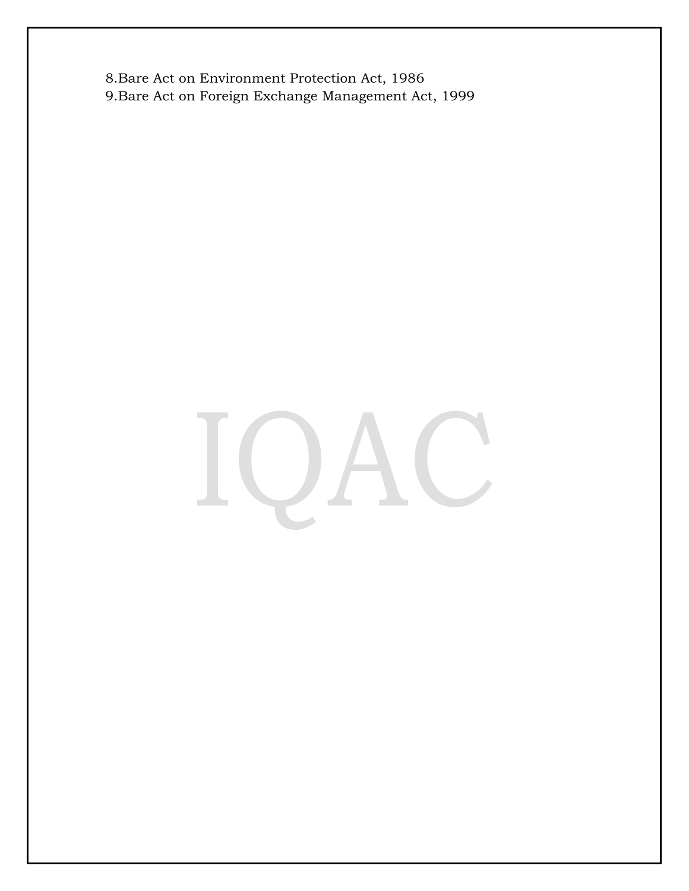8.Bare Act on Environment Protection Act, 1986
9.Bare Act on Foreign Exchange Management Act, 1999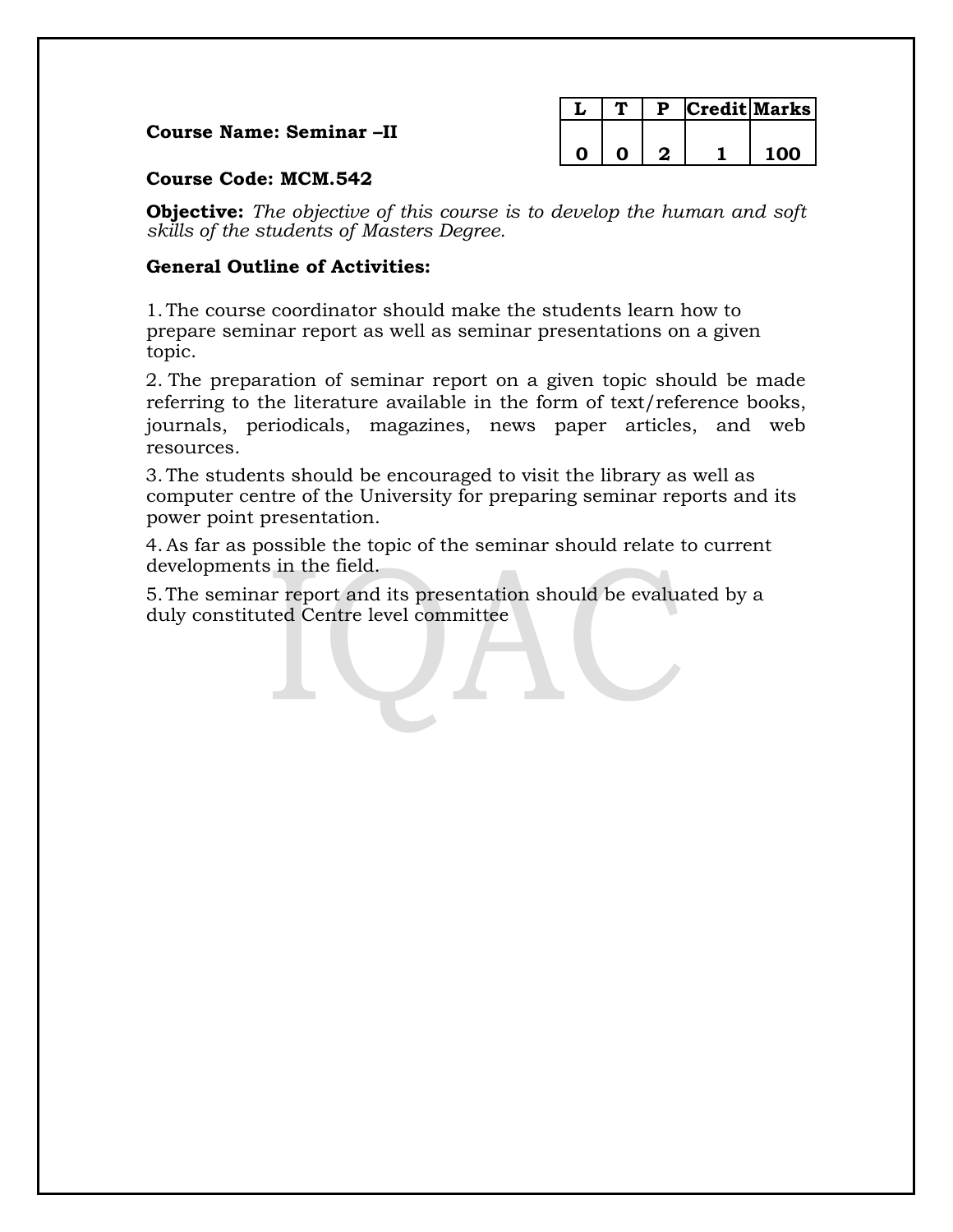**Course Name: Seminar –II**

| L | T | P | Credit | Marks |
|---|---|---|---|---|
| 0 | 0 | 2 | 1 | 100 |

**Course Code: MCM.542**

**Objective:** *The objective of this course is to develop the human and soft skills of the students of Masters Degree.*

**General Outline of Activities:**

1. The course coordinator should make the students learn how to prepare seminar report as well as seminar presentations on a given topic.
2. The preparation of seminar report on a given topic should be made referring to the literature available in the form of text/reference books, journals, periodicals, magazines, news paper articles, and web resources.
3. The students should be encouraged to visit the library as well as computer centre of the University for preparing seminar reports and its power point presentation.
4. As far as possible the topic of the seminar should relate to current developments in the field.
5. The seminar report and its presentation should be evaluated by a duly constituted Centre level committee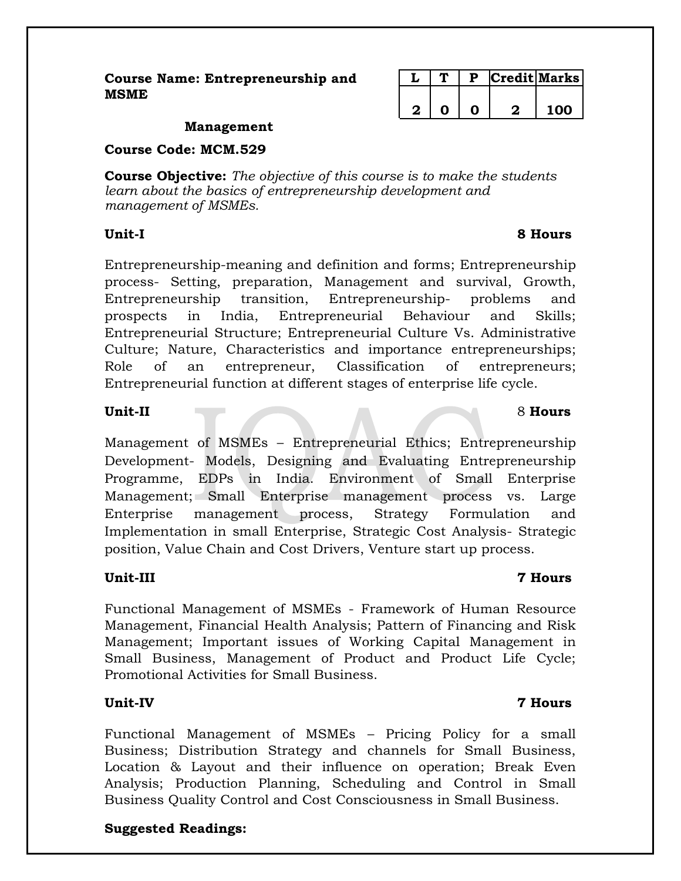**Course Name: Entrepreneurship and MSME Management**

| L | T | P | Credit | Marks |
|---|---|---|---|---|
| 2 | 0 | 0 | 2 | 100 |

**Course Code: MCM.529**

**Course Objective:** *The objective of this course is to make the students learn about the basics of entrepreneurship development and management of MSMEs.*

**Unit-I** **8 Hours**

Entrepreneurship-meaning and definition and forms; Entrepreneurship process- Setting, preparation, Management and survival, Growth, Entrepreneurship transition, Entrepreneurship- problems and prospects in India, Entrepreneurial Behaviour and Skills; Entrepreneurial Structure; Entrepreneurial Culture Vs. Administrative Culture; Nature, Characteristics and importance entrepreneurships; Role of an entrepreneur, Classification of entrepreneurs; Entrepreneurial function at different stages of enterprise life cycle.

**Unit-II** 8 **Hours**

Management of MSMEs – Entrepreneurial Ethics; Entrepreneurship Development- Models, Designing and Evaluating Entrepreneurship Programme, EDPs in India. Environment of Small Enterprise Management; Small Enterprise management process vs. Large Enterprise management process, Strategy Formulation and Implementation in small Enterprise, Strategic Cost Analysis- Strategic position, Value Chain and Cost Drivers, Venture start up process.

**Unit-III** **7 Hours**

Functional Management of MSMEs - Framework of Human Resource Management, Financial Health Analysis; Pattern of Financing and Risk Management; Important issues of Working Capital Management in Small Business, Management of Product and Product Life Cycle; Promotional Activities for Small Business.

**Unit-IV** **7 Hours**

Functional Management of MSMEs – Pricing Policy for a small Business; Distribution Strategy and channels for Small Business, Location & Layout and their influence on operation; Break Even Analysis; Production Planning, Scheduling and Control in Small Business Quality Control and Cost Consciousness in Small Business.

**Suggested Readings:**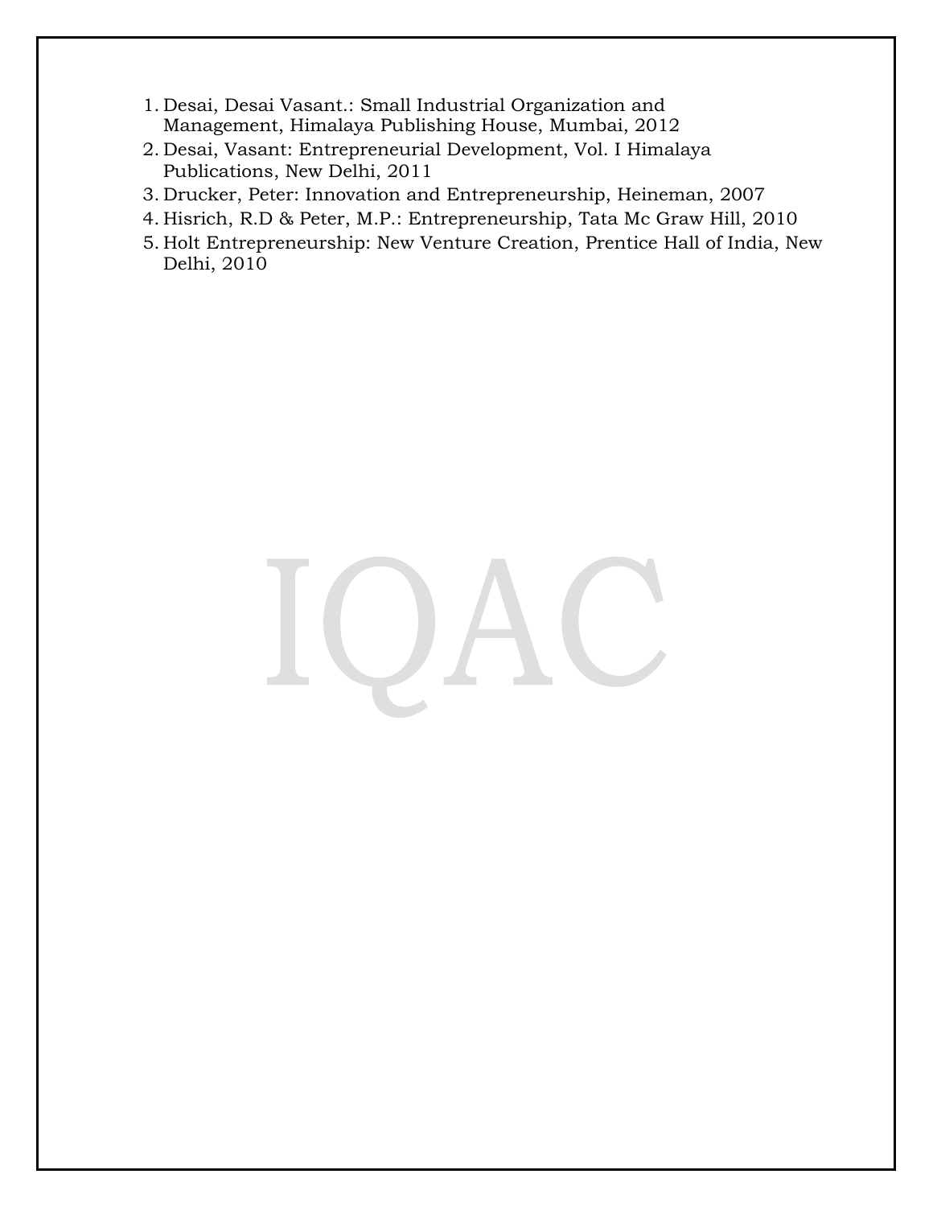1. Desai, Desai Vasant.: Small Industrial Organization and Management, Himalaya Publishing House, Mumbai, 2012
2. Desai, Vasant: Entrepreneurial Development, Vol. I Himalaya Publications, New Delhi, 2011
3. Drucker, Peter: Innovation and Entrepreneurship, Heineman, 2007
4. Hisrich, R.D & Peter, M.P.: Entrepreneurship, Tata Mc Graw Hill, 2010
5. Holt Entrepreneurship: New Venture Creation, Prentice Hall of India, New Delhi, 2010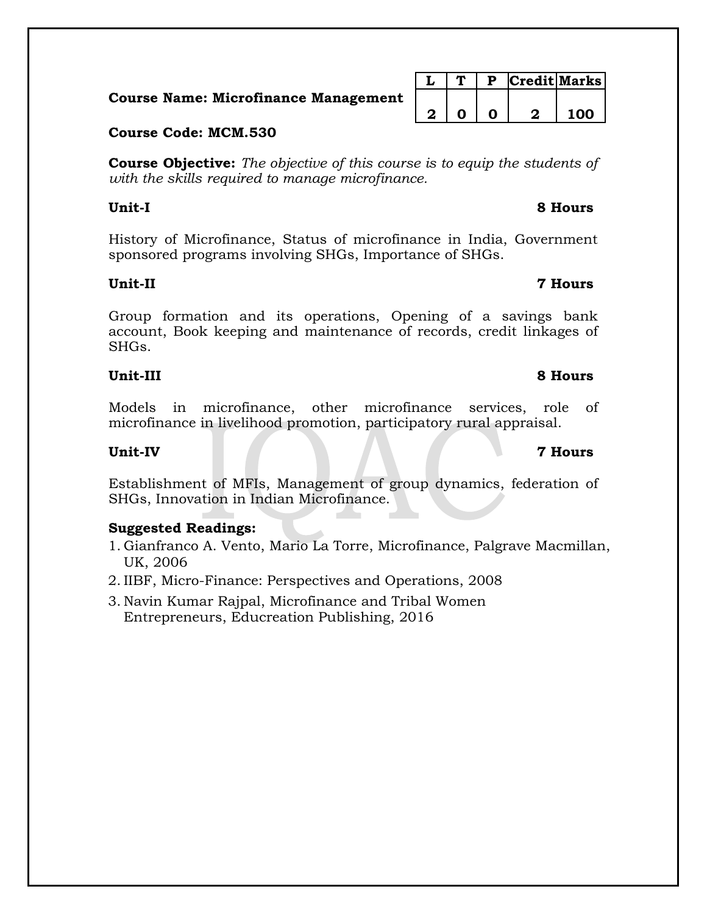**Course Name: Microfinance Management**

| L | T | P | Credit | Marks |
|---|---|---|---|---|
| 2 | 0 | 0 | 2 | 100 |

**Course Code: MCM.530**

**Course Objective:** *The objective of this course is to equip the students of with the skills required to manage microfinance.*

**Unit-I** **8 Hours**

History of Microfinance, Status of microfinance in India, Government sponsored programs involving SHGs, Importance of SHGs.

**Unit-II** **7 Hours**

Group formation and its operations, Opening of a savings bank account, Book keeping and maintenance of records, credit linkages of SHGs.

**Unit-III** **8 Hours**

Models in microfinance, other microfinance services, role of microfinance in livelihood promotion, participatory rural appraisal.

**Unit-IV** **7 Hours**

Establishment of MFIs, Management of group dynamics, federation of SHGs, Innovation in Indian Microfinance.

**Suggested Readings:**

1. Gianfranco A. Vento, Mario La Torre, Microfinance, Palgrave Macmillan, UK, 2006
2. IIBF, Micro-Finance: Perspectives and Operations, 2008
3. Navin Kumar Rajpal, Microfinance and Tribal Women Entrepreneurs, Educreation Publishing, 2016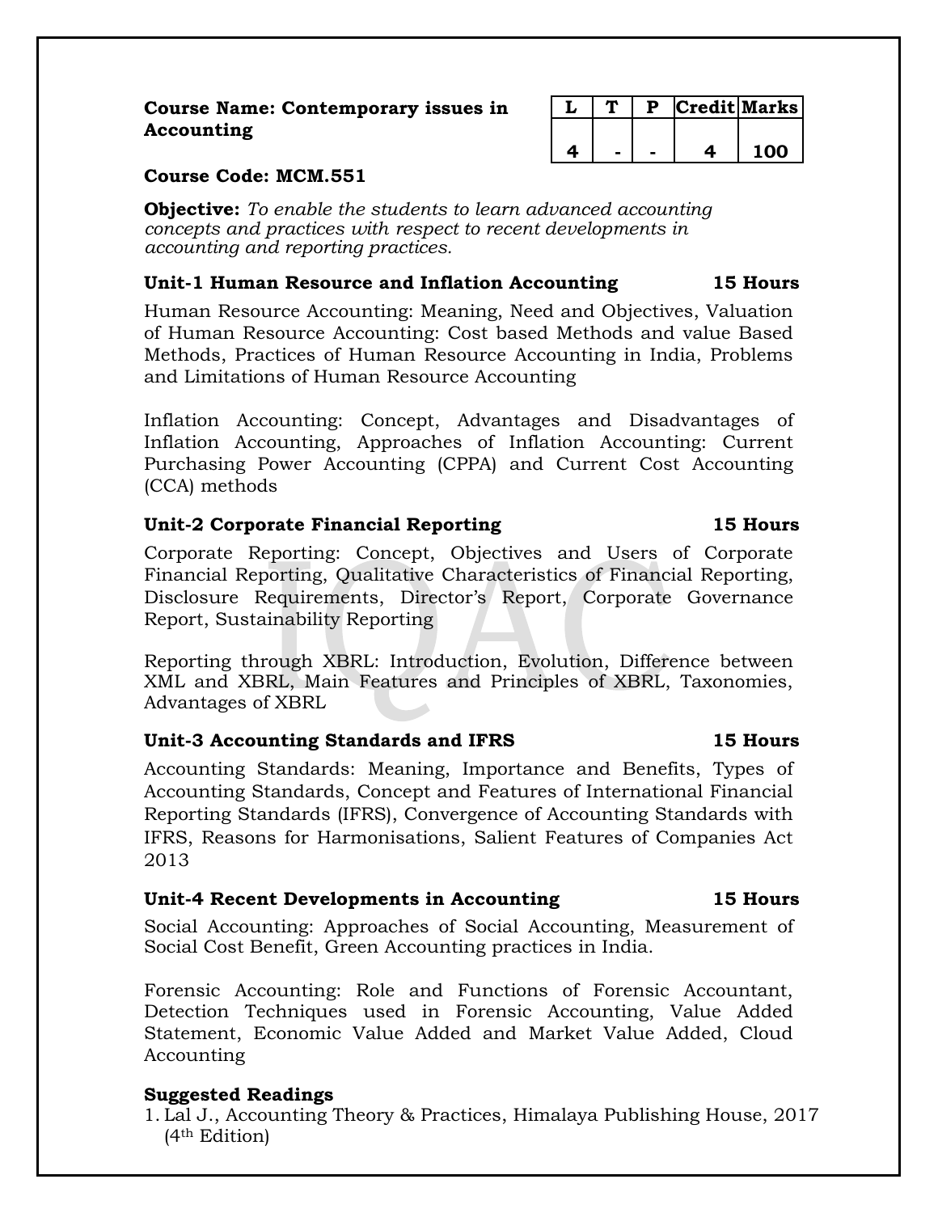**Course Name: Contemporary issues in Accounting**

| L | T | P | Credit | Marks |
|---|---|---|---|---|
| 4 | - | - | 4 | 100 |

**Course Code: MCM.551**

**Objective:** *To enable the students to learn advanced accounting concepts and practices with respect to recent developments in accounting and reporting practices.*

**Unit-1 Human Resource and Inflation Accounting 15 Hours**

Human Resource Accounting: Meaning, Need and Objectives, Valuation of Human Resource Accounting: Cost based Methods and value Based Methods, Practices of Human Resource Accounting in India, Problems and Limitations of Human Resource Accounting

Inflation Accounting: Concept, Advantages and Disadvantages of Inflation Accounting, Approaches of Inflation Accounting: Current Purchasing Power Accounting (CPPA) and Current Cost Accounting (CCA) methods

**Unit-2 Corporate Financial Reporting 15 Hours**

Corporate Reporting: Concept, Objectives and Users of Corporate Financial Reporting, Qualitative Characteristics of Financial Reporting, Disclosure Requirements, Director's Report, Corporate Governance Report, Sustainability Reporting

Reporting through XBRL: Introduction, Evolution, Difference between XML and XBRL, Main Features and Principles of XBRL, Taxonomies, Advantages of XBRL

**Unit-3 Accounting Standards and IFRS 15 Hours**

Accounting Standards: Meaning, Importance and Benefits, Types of Accounting Standards, Concept and Features of International Financial Reporting Standards (IFRS), Convergence of Accounting Standards with IFRS, Reasons for Harmonisations, Salient Features of Companies Act 2013

**Unit-4 Recent Developments in Accounting 15 Hours**

Social Accounting: Approaches of Social Accounting, Measurement of Social Cost Benefit, Green Accounting practices in India.

Forensic Accounting: Role and Functions of Forensic Accountant, Detection Techniques used in Forensic Accounting, Value Added Statement, Economic Value Added and Market Value Added, Cloud Accounting

**Suggested Readings**

1. Lal J., Accounting Theory & Practices, Himalaya Publishing House, 2017 (4th Edition)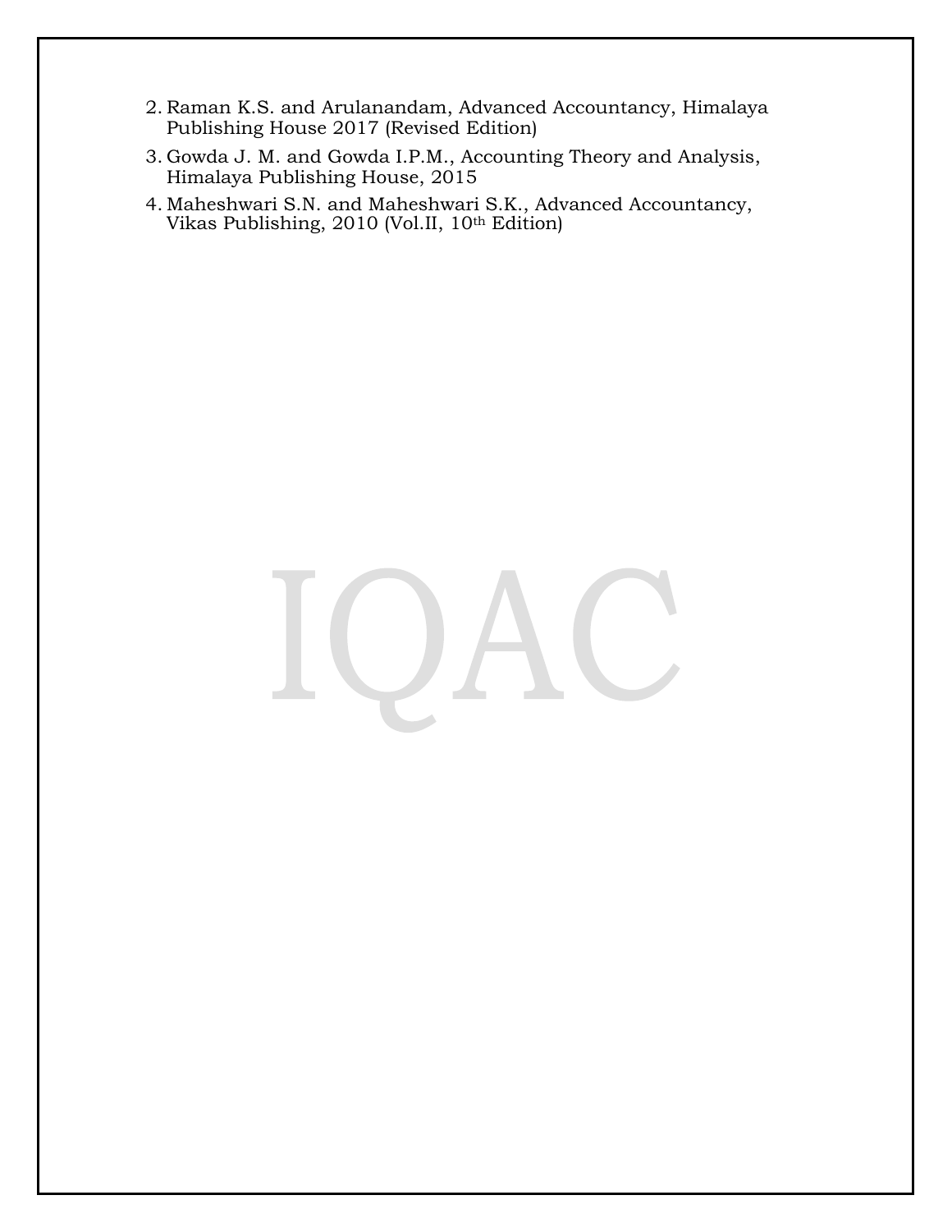2. Raman K.S. and Arulanandam, Advanced Accountancy, Himalaya Publishing House 2017 (Revised Edition)
3. Gowda J. M. and Gowda I.P.M., Accounting Theory and Analysis, Himalaya Publishing House, 2015
4. Maheshwari S.N. and Maheshwari S.K., Advanced Accountancy, Vikas Publishing, 2010 (Vol.II, 10th Edition)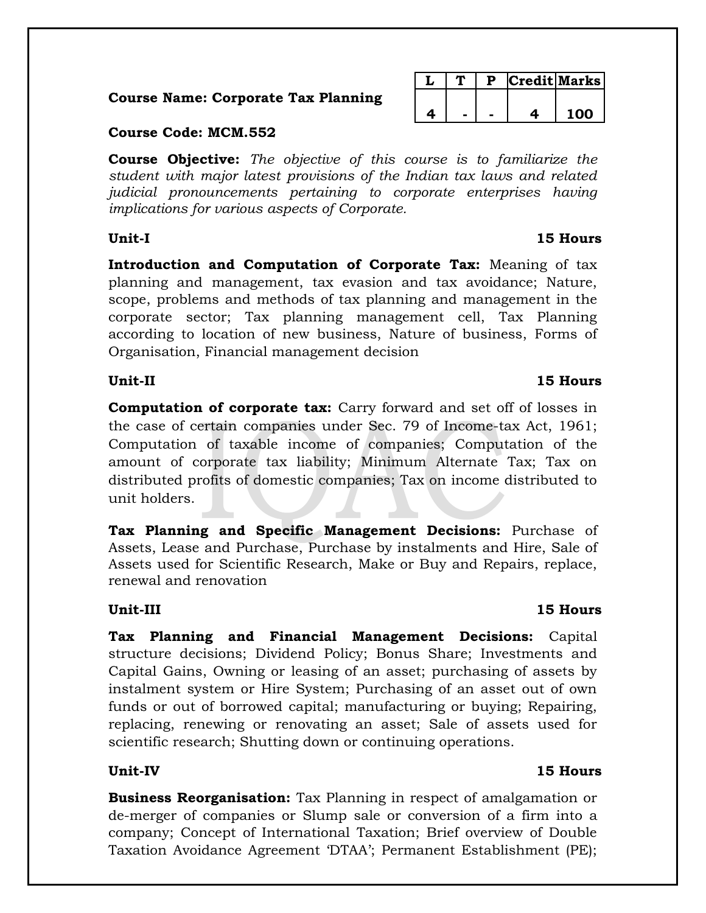| L | T | P | Credit | Marks |
|---|---|---|---|---|
| 4 | - | - | 4 | 100 |

**Course Name: Corporate Tax Planning**

**Course Code: MCM.552**

**Course Objective:** *The objective of this course is to familiarize the student with major latest provisions of the Indian tax laws and related judicial pronouncements pertaining to corporate enterprises having implications for various aspects of Corporate.*

**Unit-I** **15 Hours**

**Introduction and Computation of Corporate Tax:** Meaning of tax planning and management, tax evasion and tax avoidance; Nature, scope, problems and methods of tax planning and management in the corporate sector; Tax planning management cell, Tax Planning according to location of new business, Nature of business, Forms of Organisation, Financial management decision

**Unit-II** **15 Hours**

**Computation of corporate tax:** Carry forward and set off of losses in the case of certain companies under Sec. 79 of Income-tax Act, 1961; Computation of taxable income of companies; Computation of the amount of corporate tax liability; Minimum Alternate Tax; Tax on distributed profits of domestic companies; Tax on income distributed to unit holders.

**Tax Planning and Specific Management Decisions:** Purchase of Assets, Lease and Purchase, Purchase by instalments and Hire, Sale of Assets used for Scientific Research, Make or Buy and Repairs, replace, renewal and renovation

**Unit-III** **15 Hours**

**Tax Planning and Financial Management Decisions:** Capital structure decisions; Dividend Policy; Bonus Share; Investments and Capital Gains, Owning or leasing of an asset; purchasing of assets by instalment system or Hire System; Purchasing of an asset out of own funds or out of borrowed capital; manufacturing or buying; Repairing, replacing, renewing or renovating an asset; Sale of assets used for scientific research; Shutting down or continuing operations.

**Unit-IV** **15 Hours**

**Business Reorganisation:** Tax Planning in respect of amalgamation or de-merger of companies or Slump sale or conversion of a firm into a company; Concept of International Taxation; Brief overview of Double Taxation Avoidance Agreement 'DTAA'; Permanent Establishment (PE);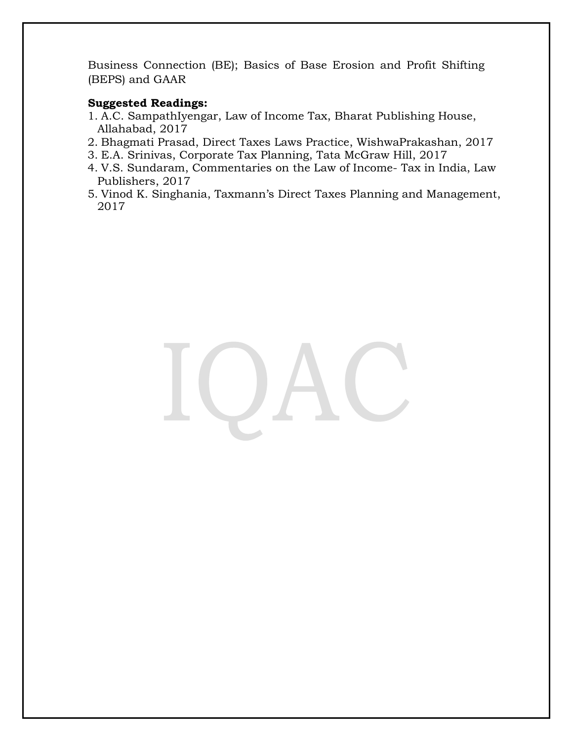Business Connection (BE); Basics of Base Erosion and Profit Shifting (BEPS) and GAAR

**Suggested Readings:**

1. A.C. SampathIyengar, Law of Income Tax, Bharat Publishing House, Allahabad, 2017
2. Bhagmati Prasad, Direct Taxes Laws Practice, WishwaPrakashan, 2017
3. E.A. Srinivas, Corporate Tax Planning, Tata McGraw Hill, 2017
4. V.S. Sundaram, Commentaries on the Law of Income- Tax in India, Law Publishers, 2017
5. Vinod K. Singhania, Taxmann's Direct Taxes Planning and Management, 2017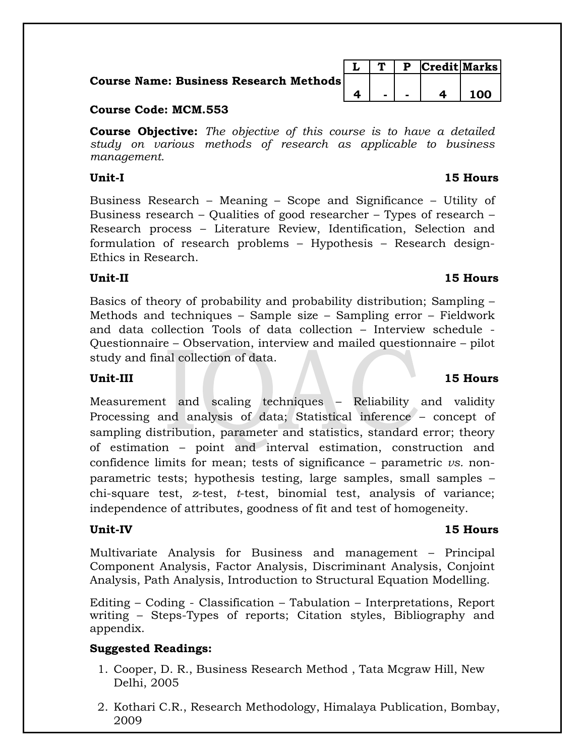| | L | T | P | Credit | Marks |
|---|---|---|---|---|---|
| **Course Name: Business Research Methods** | 4 | - | - | 4 | 100 |

**Course Code: MCM.553**

**Course Objective:** *The objective of this course is to have a detailed study on various methods of research as applicable to business management.*

**Unit-I** **15 Hours**

Business Research – Meaning – Scope and Significance – Utility of Business research – Qualities of good researcher – Types of research – Research process – Literature Review, Identification, Selection and formulation of research problems – Hypothesis – Research design- Ethics in Research.

**Unit-II** **15 Hours**

Basics of theory of probability and probability distribution; Sampling – Methods and techniques – Sample size – Sampling error – Fieldwork and data collection Tools of data collection – Interview schedule - Questionnaire – Observation, interview and mailed questionnaire – pilot study and final collection of data.

**Unit-III** **15 Hours**

Measurement and scaling techniques – Reliability and validity Processing and analysis of data; Statistical inference – concept of sampling distribution, parameter and statistics, standard error; theory of estimation – point and interval estimation, construction and confidence limits for mean; tests of significance – parametric *vs.* non-parametric tests; hypothesis testing, large samples, small samples – chi-square test, *z*-test, *t*-test, binomial test, analysis of variance; independence of attributes, goodness of fit and test of homogeneity.

**Unit-IV** **15 Hours**

Multivariate Analysis for Business and management – Principal Component Analysis, Factor Analysis, Discriminant Analysis, Conjoint Analysis, Path Analysis, Introduction to Structural Equation Modelling.

Editing – Coding - Classification – Tabulation – Interpretations, Report writing – Steps-Types of reports; Citation styles, Bibliography and appendix.

**Suggested Readings:**

1. Cooper, D. R., Business Research Method , Tata Mcgraw Hill, New Delhi, 2005
2. Kothari C.R., Research Methodology, Himalaya Publication, Bombay, 2009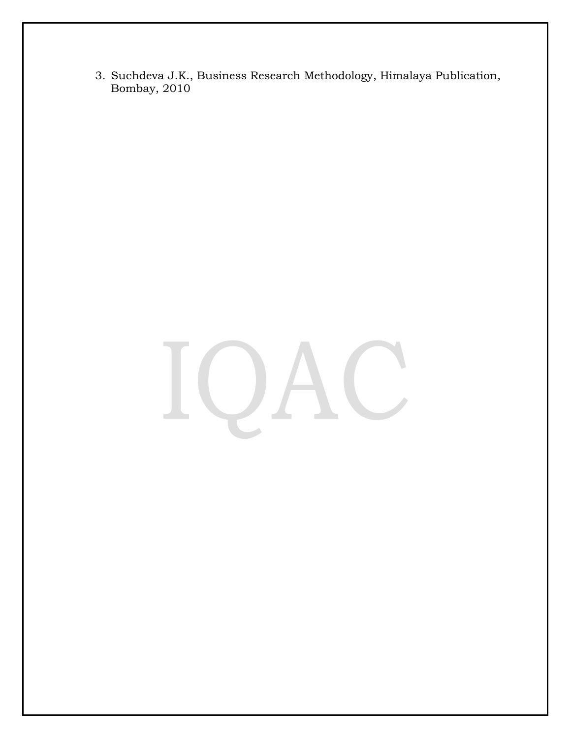3. Suchdeva J.K., Business Research Methodology, Himalaya Publication, Bombay, 2010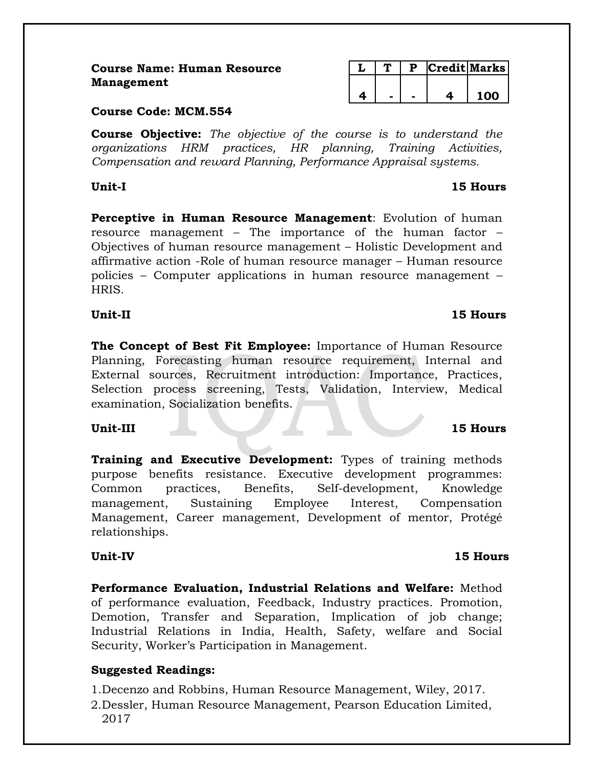**Course Name: Human Resource Management**

| L | T | P | Credit | Marks |
|---|---|---|---|---|
| 4 | - | - | 4 | 100 |

**Course Code: MCM.554**

**Course Objective:** *The objective of the course is to understand the organizations HRM practices, HR planning, Training Activities, Compensation and reward Planning, Performance Appraisal systems.*

**Unit-I** **15 Hours**

**Perceptive in Human Resource Management**: Evolution of human resource management – The importance of the human factor – Objectives of human resource management – Holistic Development and affirmative action -Role of human resource manager – Human resource policies – Computer applications in human resource management – HRIS.

**Unit-II** **15 Hours**

**The Concept of Best Fit Employee:** Importance of Human Resource Planning, Forecasting human resource requirement, Internal and External sources, Recruitment introduction: Importance, Practices, Selection process screening, Tests, Validation, Interview, Medical examination, Socialization benefits.

**Unit-III** **15 Hours**

**Training and Executive Development:** Types of training methods purpose benefits resistance. Executive development programmes: Common practices, Benefits, Self-development, Knowledge management, Sustaining Employee Interest, Compensation Management, Career management, Development of mentor, Protégé relationships.

**Unit-IV** **15 Hours**

**Performance Evaluation, Industrial Relations and Welfare:** Method of performance evaluation, Feedback, Industry practices. Promotion, Demotion, Transfer and Separation, Implication of job change; Industrial Relations in India, Health, Safety, welfare and Social Security, Worker's Participation in Management.

**Suggested Readings:**

1. Decenzo and Robbins, Human Resource Management, Wiley, 2017.
2. Dessler, Human Resource Management, Pearson Education Limited, 2017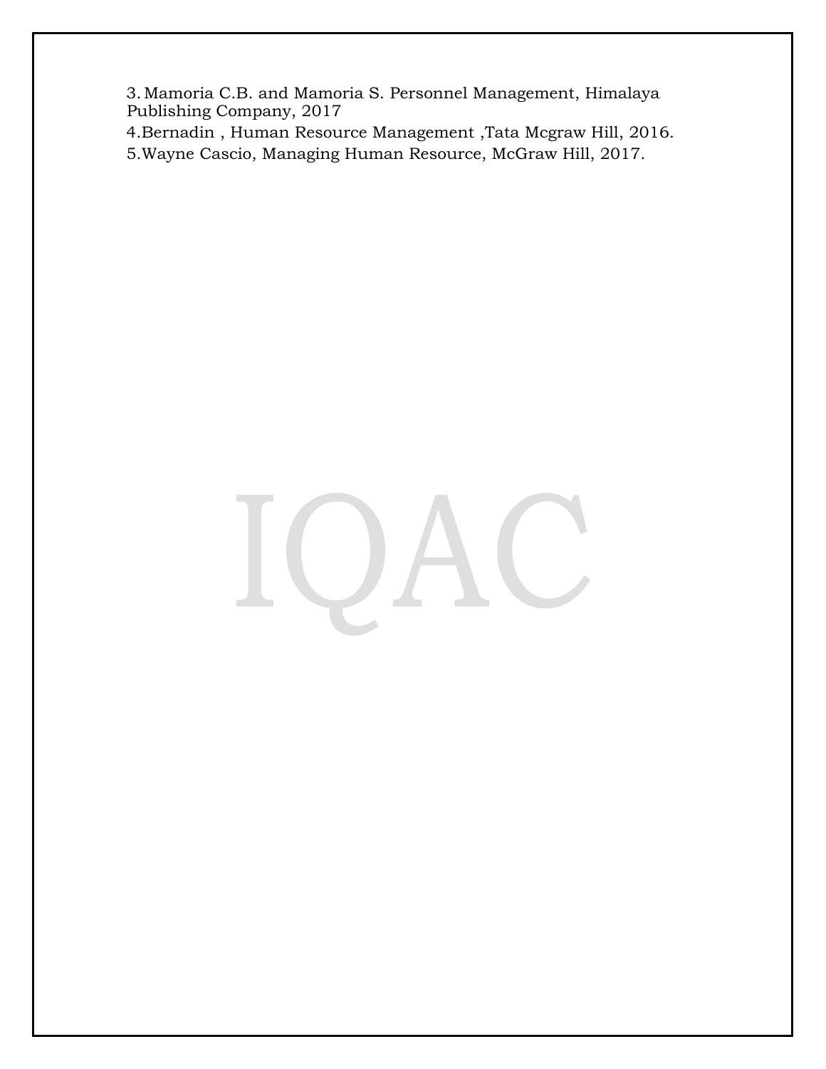3. Mamoria C.B. and Mamoria S. Personnel Management, Himalaya Publishing Company, 2017

4. Bernadin , Human Resource Management ,Tata Mcgraw Hill, 2016.

5. Wayne Cascio, Managing Human Resource, McGraw Hill, 2017.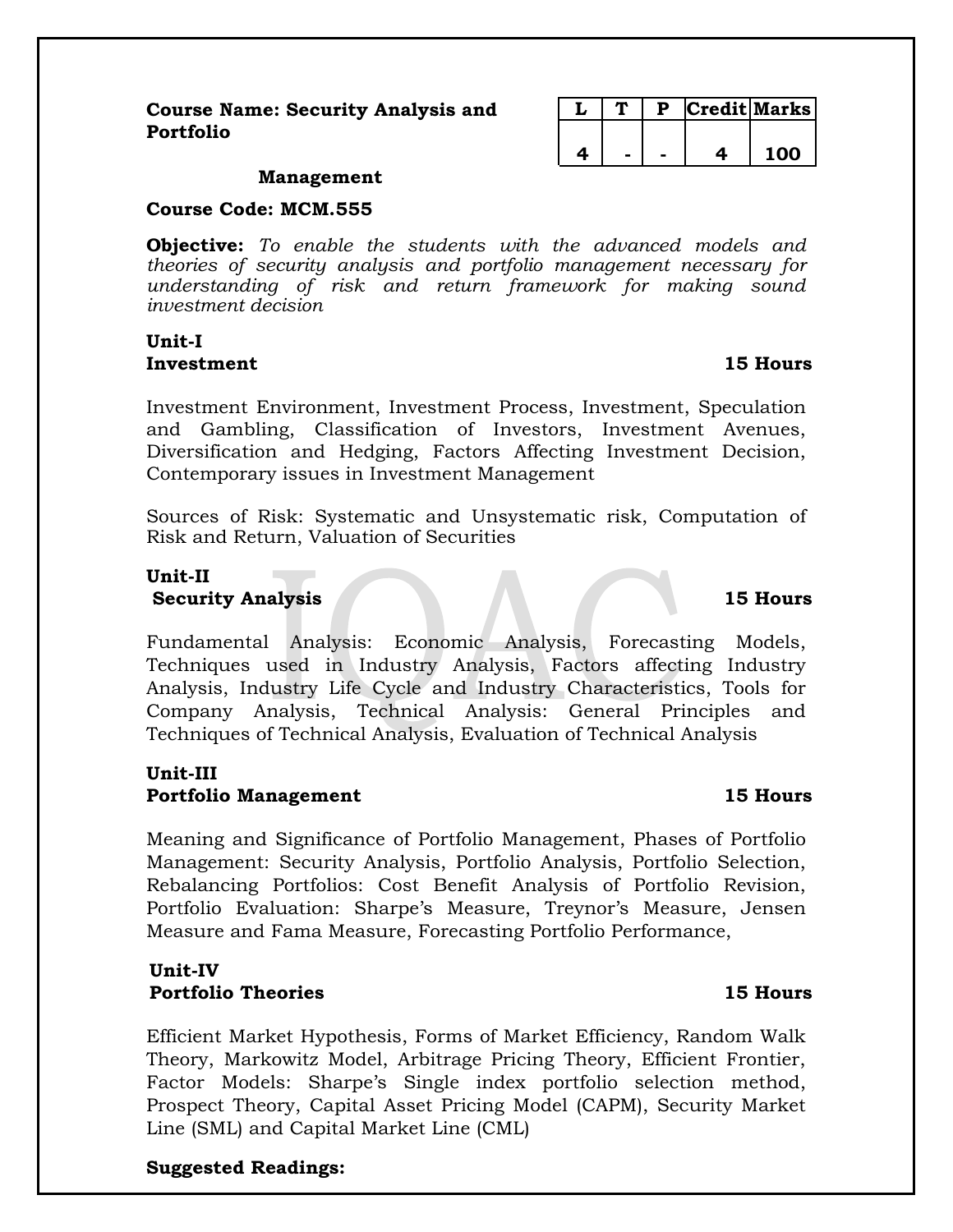**Course Name: Security Analysis and Portfolio Management**

| L | T | P | Credit | Marks |
|---|---|---|---|---|
| 4 | - | - | 4 | 100 |

**Course Code: MCM.555**

**Objective:** *To enable the students with the advanced models and theories of security analysis and portfolio management necessary for understanding of risk and return framework for making sound investment decision*

**Unit-I**
**Investment** **15 Hours**

Investment Environment, Investment Process, Investment, Speculation and Gambling, Classification of Investors, Investment Avenues, Diversification and Hedging, Factors Affecting Investment Decision, Contemporary issues in Investment Management

Sources of Risk: Systematic and Unsystematic risk, Computation of Risk and Return, Valuation of Securities

**Unit-II**
**Security Analysis** **15 Hours**

Fundamental Analysis: Economic Analysis, Forecasting Models, Techniques used in Industry Analysis, Factors affecting Industry Analysis, Industry Life Cycle and Industry Characteristics, Tools for Company Analysis, Technical Analysis: General Principles and Techniques of Technical Analysis, Evaluation of Technical Analysis

**Unit-III**
**Portfolio Management** **15 Hours**

Meaning and Significance of Portfolio Management, Phases of Portfolio Management: Security Analysis, Portfolio Analysis, Portfolio Selection, Rebalancing Portfolios: Cost Benefit Analysis of Portfolio Revision, Portfolio Evaluation: Sharpe's Measure, Treynor's Measure, Jensen Measure and Fama Measure, Forecasting Portfolio Performance,

**Unit-IV**
**Portfolio Theories** **15 Hours**

Efficient Market Hypothesis, Forms of Market Efficiency, Random Walk Theory, Markowitz Model, Arbitrage Pricing Theory, Efficient Frontier, Factor Models: Sharpe's Single index portfolio selection method, Prospect Theory, Capital Asset Pricing Model (CAPM), Security Market Line (SML) and Capital Market Line (CML)

**Suggested Readings:**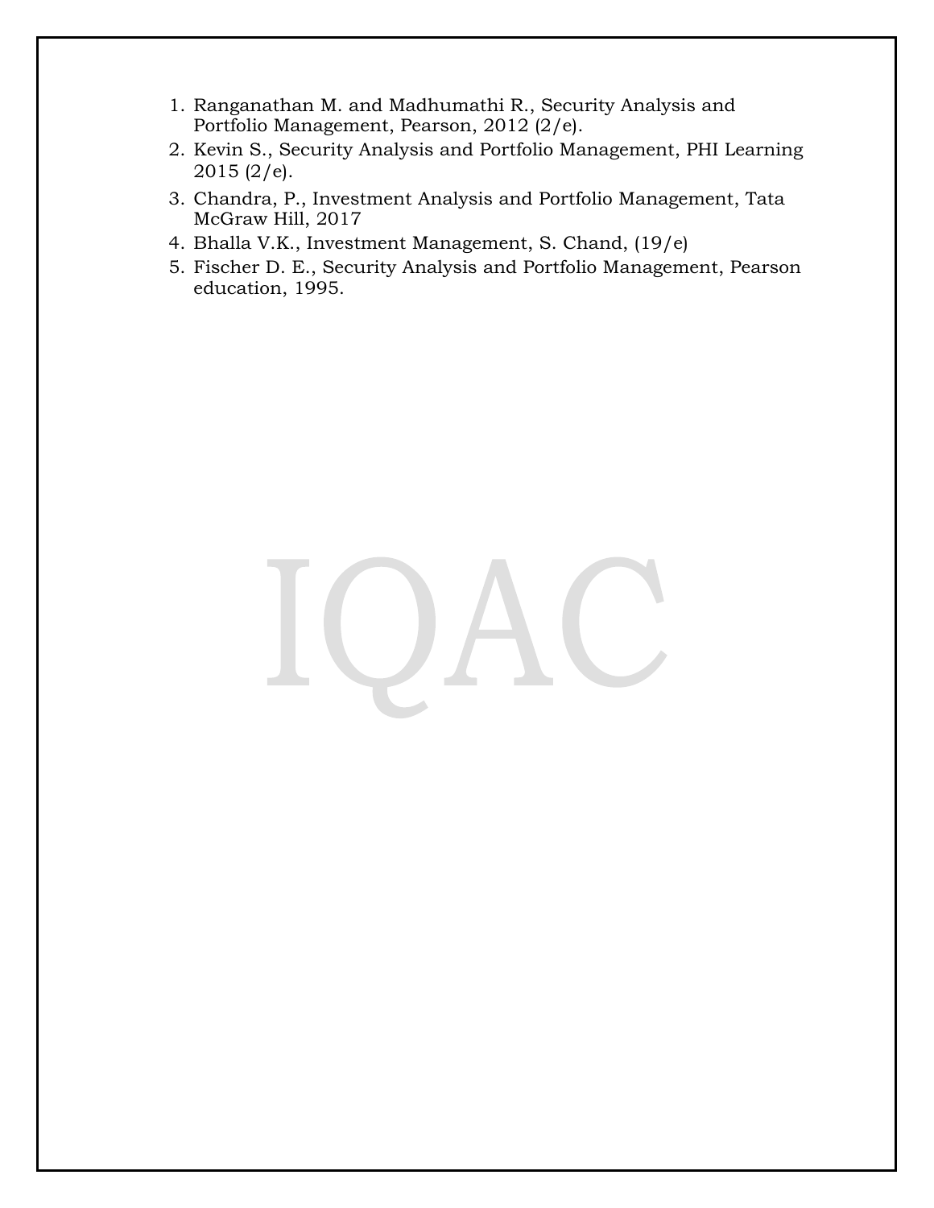1. Ranganathan M. and Madhumathi R., Security Analysis and Portfolio Management, Pearson, 2012 (2/e).
2. Kevin S., Security Analysis and Portfolio Management, PHI Learning 2015 (2/e).
3. Chandra, P., Investment Analysis and Portfolio Management, Tata McGraw Hill, 2017
4. Bhalla V.K., Investment Management, S. Chand, (19/e)
5. Fischer D. E., Security Analysis and Portfolio Management, Pearson education, 1995.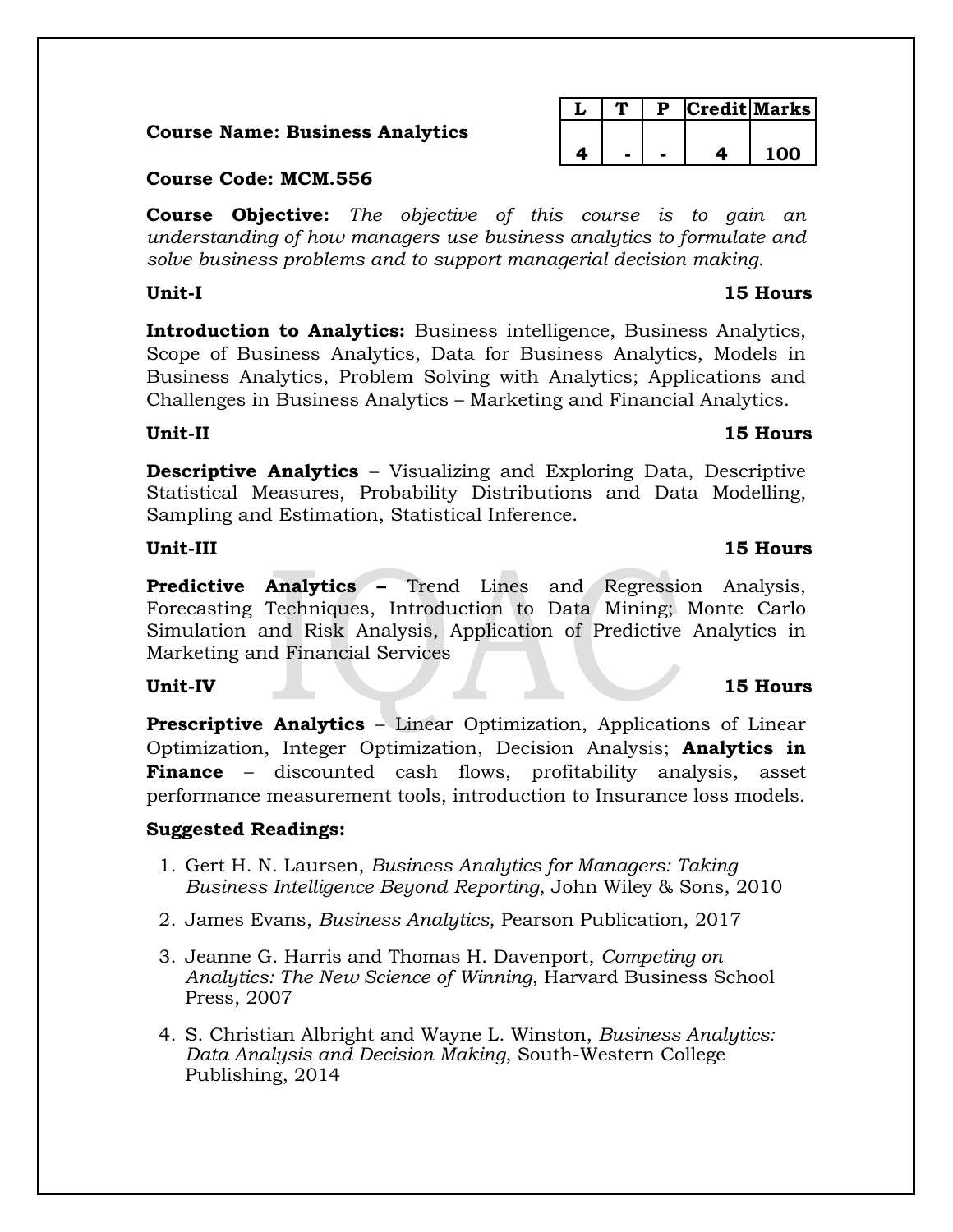**Course Name: Business Analytics**

| L | T | P | Credit | Marks |
|---|---|---|---|---|
| 4 | - | - | 4 | 100 |

**Course Code: MCM.556**

**Course Objective:** *The objective of this course is to gain an understanding of how managers use business analytics to formulate and solve business problems and to support managerial decision making.*

**Unit-I** **15 Hours**

**Introduction to Analytics:** Business intelligence, Business Analytics, Scope of Business Analytics, Data for Business Analytics, Models in Business Analytics, Problem Solving with Analytics; Applications and Challenges in Business Analytics – Marketing and Financial Analytics.

**Unit-II** **15 Hours**

**Descriptive Analytics** – Visualizing and Exploring Data, Descriptive Statistical Measures, Probability Distributions and Data Modelling, Sampling and Estimation, Statistical Inference.

**Unit-III** **15 Hours**

**Predictive Analytics –** Trend Lines and Regression Analysis, Forecasting Techniques, Introduction to Data Mining; Monte Carlo Simulation and Risk Analysis, Application of Predictive Analytics in Marketing and Financial Services

**Unit-IV** **15 Hours**

**Prescriptive Analytics** – Linear Optimization, Applications of Linear Optimization, Integer Optimization, Decision Analysis; **Analytics in Finance** – discounted cash flows, profitability analysis, asset performance measurement tools, introduction to Insurance loss models.

**Suggested Readings:**

1. Gert H. N. Laursen, *Business Analytics for Managers: Taking Business Intelligence Beyond Reporting*, John Wiley & Sons, 2010
2. James Evans, *Business Analytics*, Pearson Publication, 2017
3. Jeanne G. Harris and Thomas H. Davenport, *Competing on Analytics: The New Science of Winning*, Harvard Business School Press, 2007
4. S. Christian Albright and Wayne L. Winston, *Business Analytics: Data Analysis and Decision Making*, South-Western College Publishing, 2014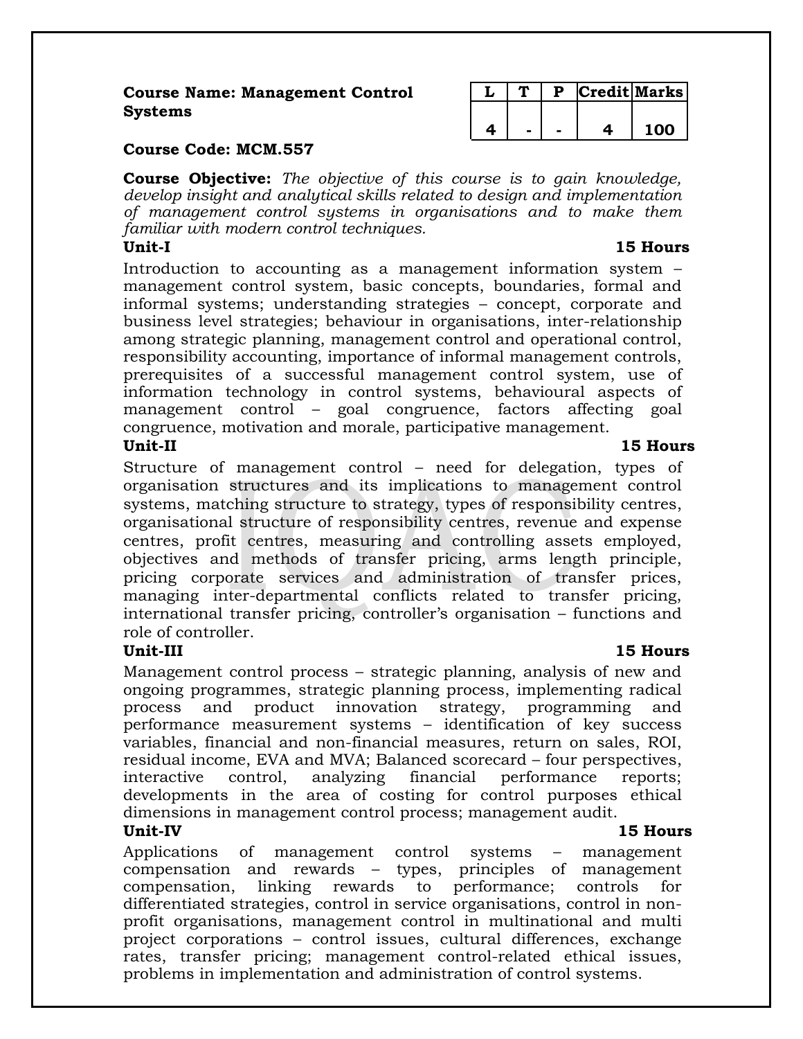**Course Name: Management Control Systems**

**Course Code: MCM.557**

| L | T | P | Credit | Marks |
|---|---|---|---|---|
| 4 | - | - | 4 | 100 |

**Course Objective:** *The objective of this course is to gain knowledge, develop insight and analytical skills related to design and implementation of management control systems in organisations and to make them familiar with modern control techniques.*

**Unit-I** **15 Hours**

Introduction to accounting as a management information system – management control system, basic concepts, boundaries, formal and informal systems; understanding strategies – concept, corporate and business level strategies; behaviour in organisations, inter-relationship among strategic planning, management control and operational control, responsibility accounting, importance of informal management controls, prerequisites of a successful management control system, use of information technology in control systems, behavioural aspects of management control – goal congruence, factors affecting goal congruence, motivation and morale, participative management.

**Unit-II** **15 Hours**

Structure of management control – need for delegation, types of organisation structures and its implications to management control systems, matching structure to strategy, types of responsibility centres, organisational structure of responsibility centres, revenue and expense centres, profit centres, measuring and controlling assets employed, objectives and methods of transfer pricing, arms length principle, pricing corporate services and administration of transfer prices, managing inter-departmental conflicts related to transfer pricing, international transfer pricing, controller's organisation – functions and role of controller.

**Unit-III** **15 Hours**

Management control process – strategic planning, analysis of new and ongoing programmes, strategic planning process, implementing radical process and product innovation strategy, programming and performance measurement systems – identification of key success variables, financial and non-financial measures, return on sales, ROI, residual income, EVA and MVA; Balanced scorecard – four perspectives, interactive control, analyzing financial performance reports; developments in the area of costing for control purposes ethical dimensions in management control process; management audit.

**Unit-IV** **15 Hours**

Applications of management control systems – management compensation and rewards – types, principles of management compensation, linking rewards to performance; controls for differentiated strategies, control in service organisations, control in non-profit organisations, management control in multinational and multi project corporations – control issues, cultural differences, exchange rates, transfer pricing; management control-related ethical issues, problems in implementation and administration of control systems.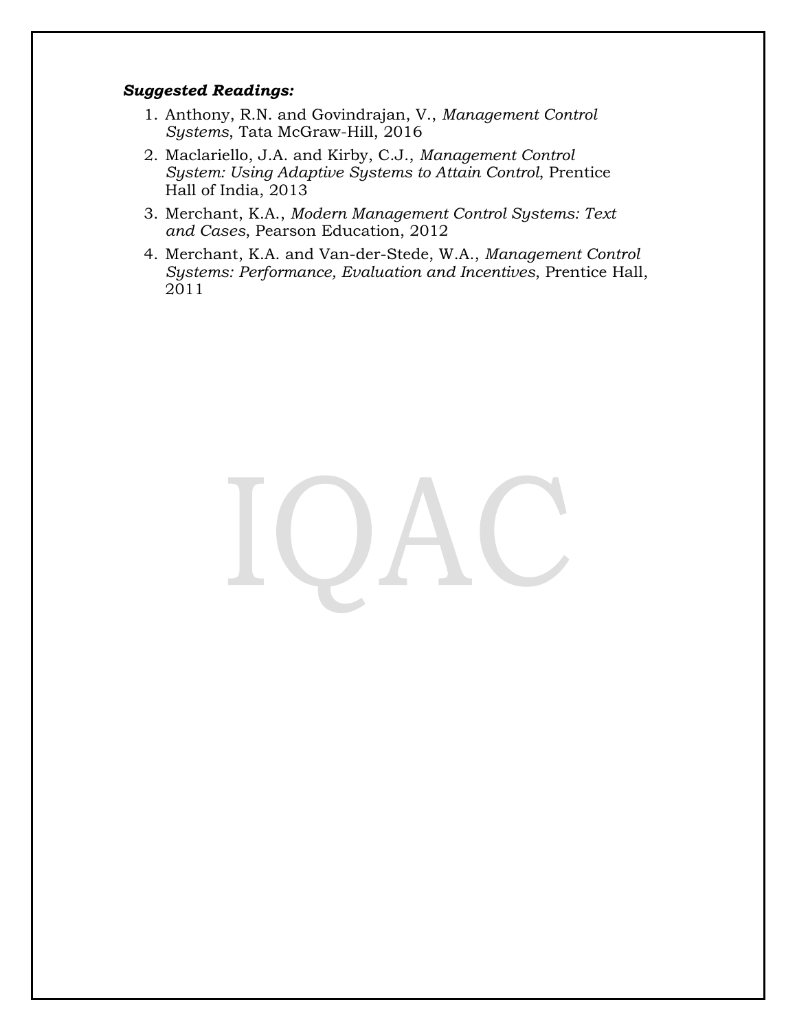***Suggested Readings:***

1. Anthony, R.N. and Govindrajan, V., *Management Control Systems*, Tata McGraw-Hill, 2016
2. Maclariello, J.A. and Kirby, C.J., *Management Control System: Using Adaptive Systems to Attain Control*, Prentice Hall of India, 2013
3. Merchant, K.A., *Modern Management Control Systems: Text and Cases*, Pearson Education, 2012
4. Merchant, K.A. and Van-der-Stede, W.A., *Management Control Systems: Performance, Evaluation and Incentives*, Prentice Hall, 2011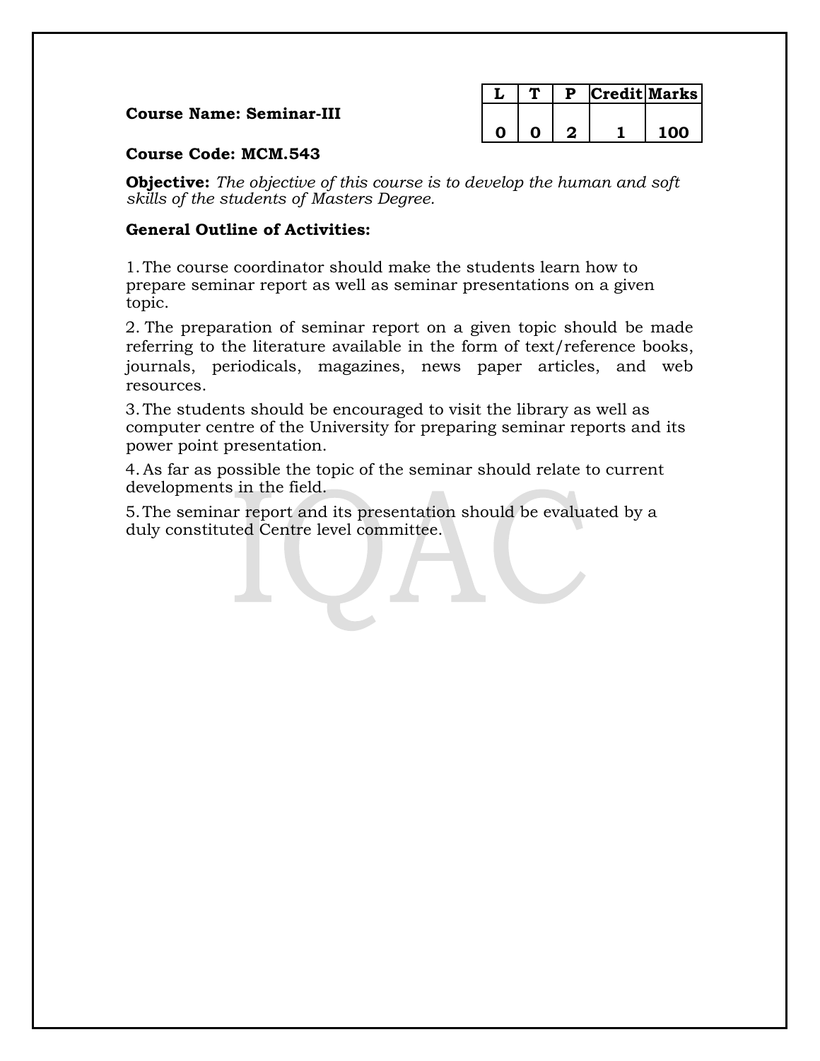**Course Name: Seminar-III**

| L | T | P | Credit | Marks |
|---|---|---|---|---|
| 0 | 0 | 2 | 1 | 100 |

**Course Code: MCM.543**

**Objective:** *The objective of this course is to develop the human and soft skills of the students of Masters Degree.*

**General Outline of Activities:**

1. The course coordinator should make the students learn how to prepare seminar report as well as seminar presentations on a given topic.
2. The preparation of seminar report on a given topic should be made referring to the literature available in the form of text/reference books, journals, periodicals, magazines, news paper articles, and web resources.
3. The students should be encouraged to visit the library as well as computer centre of the University for preparing seminar reports and its power point presentation.
4. As far as possible the topic of the seminar should relate to current developments in the field.
5. The seminar report and its presentation should be evaluated by a duly constituted Centre level committee.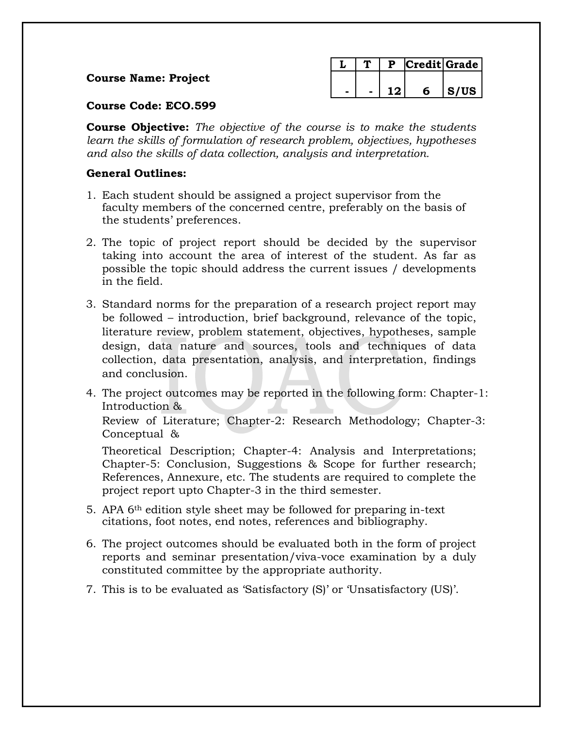**Course Name: Project**

| L | T | P | Credit | Grade |
|---|---|---|---|---|
| - | - | 12 | 6 | S/US |

**Course Code: ECO.599**

**Course Objective:** *The objective of the course is to make the students learn the skills of formulation of research problem, objectives, hypotheses and also the skills of data collection, analysis and interpretation.*

**General Outlines:**

1. Each student should be assigned a project supervisor from the faculty members of the concerned centre, preferably on the basis of the students' preferences.
2. The topic of project report should be decided by the supervisor taking into account the area of interest of the student. As far as possible the topic should address the current issues / developments in the field.
3. Standard norms for the preparation of a research project report may be followed – introduction, brief background, relevance of the topic, literature review, problem statement, objectives, hypotheses, sample design, data nature and sources, tools and techniques of data collection, data presentation, analysis, and interpretation, findings and conclusion.
4. The project outcomes may be reported in the following form: Chapter-1: Introduction & Review of Literature; Chapter-2: Research Methodology; Chapter-3: Conceptual & Theoretical Description; Chapter-4: Analysis and Interpretations; Chapter-5: Conclusion, Suggestions & Scope for further research; References, Annexure, etc. The students are required to complete the project report upto Chapter-3 in the third semester.
5. APA 6th edition style sheet may be followed for preparing in-text citations, foot notes, end notes, references and bibliography.
6. The project outcomes should be evaluated both in the form of project reports and seminar presentation/viva-voce examination by a duly constituted committee by the appropriate authority.
7. This is to be evaluated as 'Satisfactory (S)' or 'Unsatisfactory (US)'.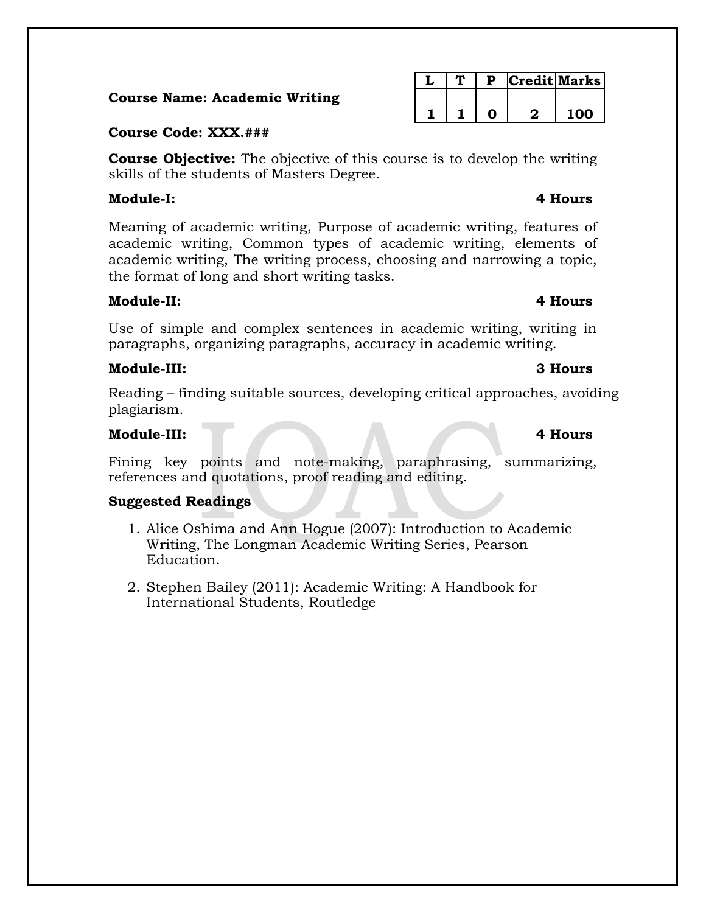**Course Name: Academic Writing**

| L | T | P | Credit | Marks |
|---|---|---|---|---|
| 1 | 1 | 0 | 2 | 100 |

**Course Code: XXX.###**

**Course Objective:** The objective of this course is to develop the writing skills of the students of Masters Degree.

**Module-I: 4 Hours**

Meaning of academic writing, Purpose of academic writing, features of academic writing, Common types of academic writing, elements of academic writing, The writing process, choosing and narrowing a topic, the format of long and short writing tasks.

**Module-II: 4 Hours**

Use of simple and complex sentences in academic writing, writing in paragraphs, organizing paragraphs, accuracy in academic writing.

**Module-III: 3 Hours**

Reading – finding suitable sources, developing critical approaches, avoiding plagiarism.

**Module-III: 4 Hours**

Fining key points and note-making, paraphrasing, summarizing, references and quotations, proof reading and editing.

**Suggested Readings**

1. Alice Oshima and Ann Hogue (2007): Introduction to Academic Writing, The Longman Academic Writing Series, Pearson Education.
2. Stephen Bailey (2011): Academic Writing: A Handbook for International Students, Routledge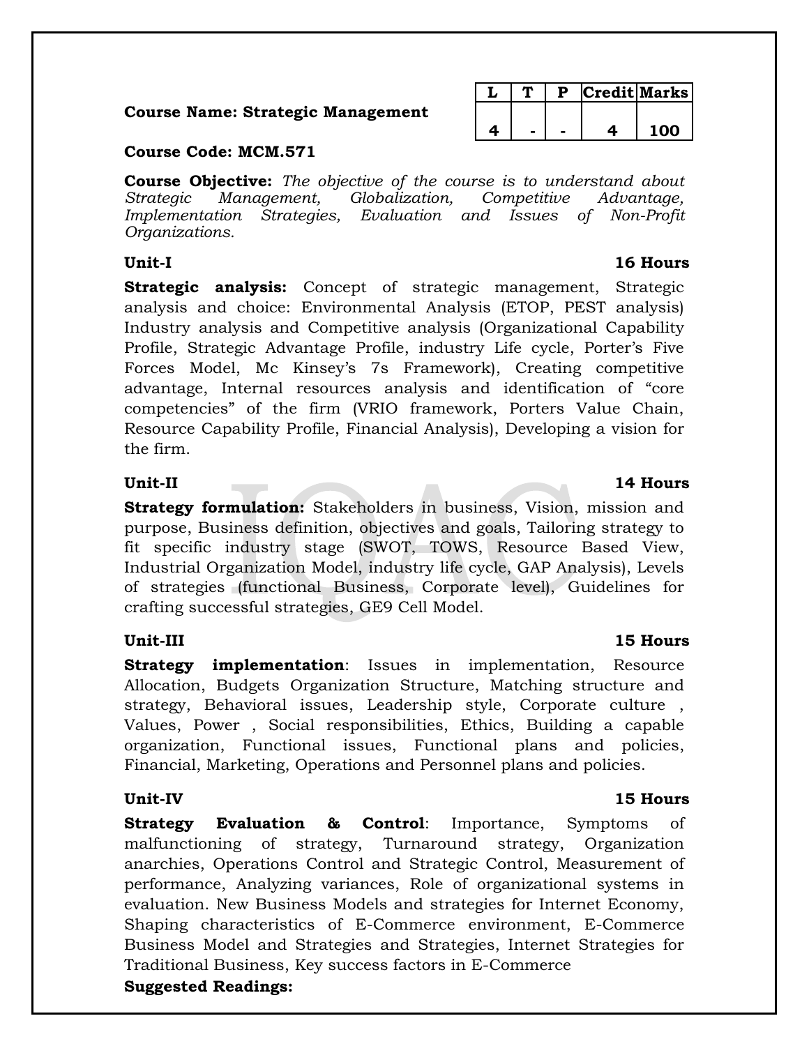**Course Name: Strategic Management**

| L | T | P | Credit | Marks |
|---|---|---|---|---|
| 4 | - | - | 4 | 100 |

**Course Code: MCM.571**

**Course Objective:** *The objective of the course is to understand about Strategic Management, Globalization, Competitive Advantage, Implementation Strategies, Evaluation and Issues of Non-Profit Organizations.*

**Unit-I** **16 Hours**

**Strategic analysis:** Concept of strategic management, Strategic analysis and choice: Environmental Analysis (ETOP, PEST analysis) Industry analysis and Competitive analysis (Organizational Capability Profile, Strategic Advantage Profile, industry Life cycle, Porter's Five Forces Model, Mc Kinsey's 7s Framework), Creating competitive advantage, Internal resources analysis and identification of "core competencies" of the firm (VRIO framework, Porters Value Chain, Resource Capability Profile, Financial Analysis), Developing a vision for the firm.

**Unit-II** **14 Hours**

**Strategy formulation:** Stakeholders in business, Vision, mission and purpose, Business definition, objectives and goals, Tailoring strategy to fit specific industry stage (SWOT, TOWS, Resource Based View, Industrial Organization Model, industry life cycle, GAP Analysis), Levels of strategies (functional Business, Corporate level), Guidelines for crafting successful strategies, GE9 Cell Model.

**Unit-III** **15 Hours**

**Strategy implementation**: Issues in implementation, Resource Allocation, Budgets Organization Structure, Matching structure and strategy, Behavioral issues, Leadership style, Corporate culture , Values, Power , Social responsibilities, Ethics, Building a capable organization, Functional issues, Functional plans and policies, Financial, Marketing, Operations and Personnel plans and policies.

**Unit-IV** **15 Hours**

**Strategy Evaluation & Control**: Importance, Symptoms of malfunctioning of strategy, Turnaround strategy, Organization anarchies, Operations Control and Strategic Control, Measurement of performance, Analyzing variances, Role of organizational systems in evaluation. New Business Models and strategies for Internet Economy, Shaping characteristics of E-Commerce environment, E-Commerce Business Model and Strategies and Strategies, Internet Strategies for Traditional Business, Key success factors in E-Commerce

**Suggested Readings:**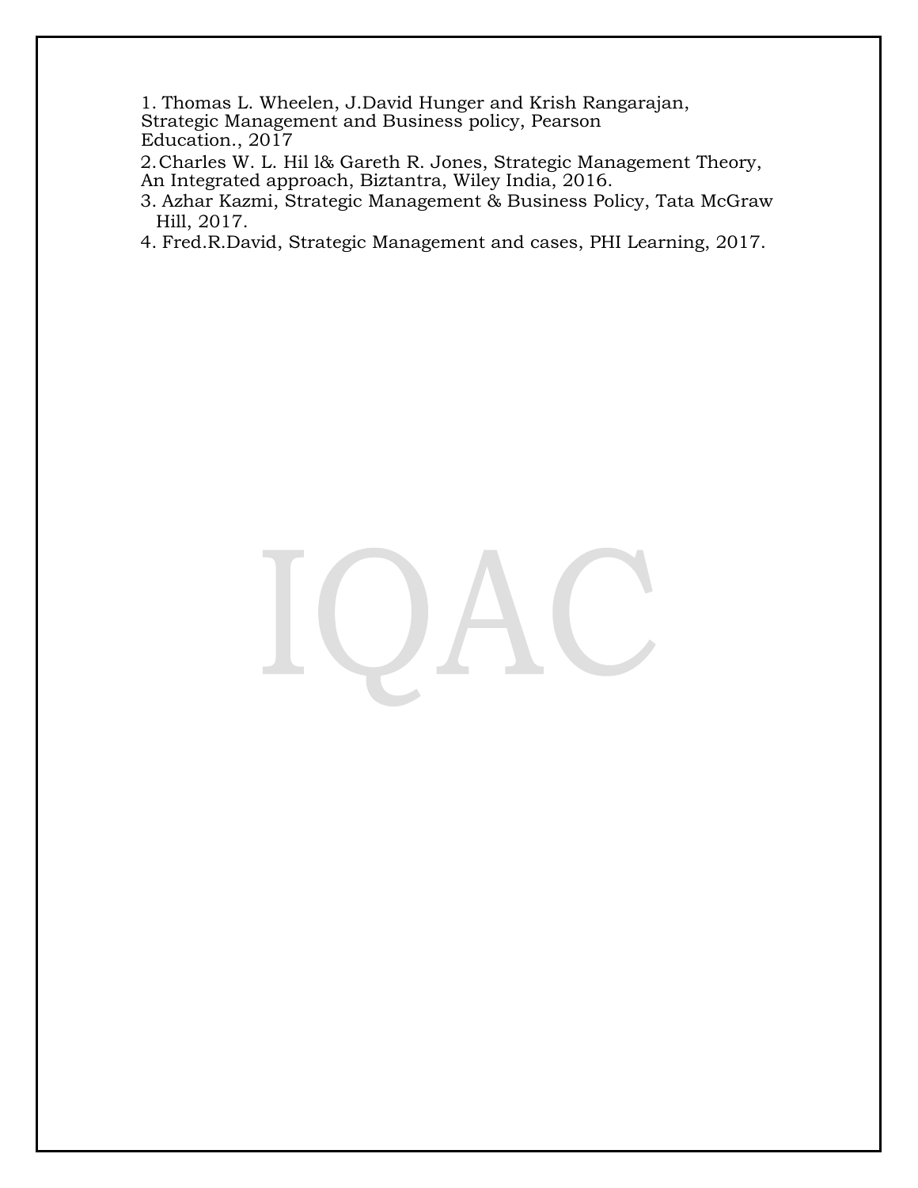1. Thomas L. Wheelen, J.David Hunger and Krish Rangarajan, Strategic Management and Business policy, Pearson Education., 2017
2. Charles W. L. Hil l& Gareth R. Jones, Strategic Management Theory, An Integrated approach, Biztantra, Wiley India, 2016.
3. Azhar Kazmi, Strategic Management & Business Policy, Tata McGraw Hill, 2017.
4. Fred.R.David, Strategic Management and cases, PHI Learning, 2017.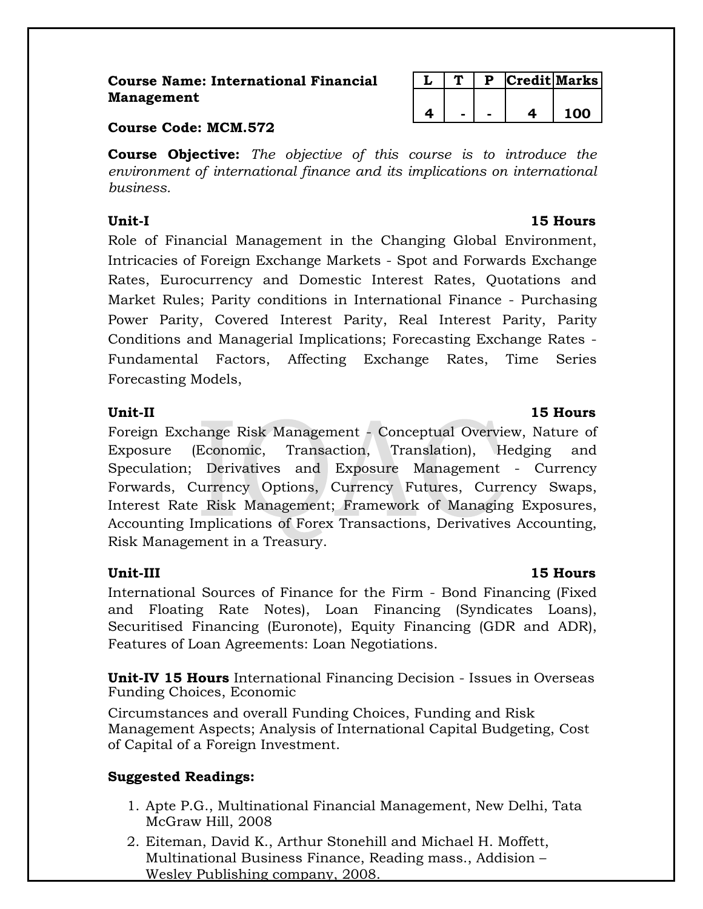**Course Name: International Financial Management**

**Course Code: MCM.572**

| L | T | P | Credit | Marks |
|---|---|---|---|---|
| 4 | - | - | 4 | 100 |

**Course Objective:** *The objective of this course is to introduce the environment of international finance and its implications on international business.*

**Unit-I** **15 Hours**

Role of Financial Management in the Changing Global Environment, Intricacies of Foreign Exchange Markets - Spot and Forwards Exchange Rates, Eurocurrency and Domestic Interest Rates, Quotations and Market Rules; Parity conditions in International Finance - Purchasing Power Parity, Covered Interest Parity, Real Interest Parity, Parity Conditions and Managerial Implications; Forecasting Exchange Rates - Fundamental Factors, Affecting Exchange Rates, Time Series Forecasting Models,

**Unit-II** **15 Hours**

Foreign Exchange Risk Management - Conceptual Overview, Nature of Exposure (Economic, Transaction, Translation), Hedging and Speculation; Derivatives and Exposure Management - Currency Forwards, Currency Options, Currency Futures, Currency Swaps, Interest Rate Risk Management; Framework of Managing Exposures, Accounting Implications of Forex Transactions, Derivatives Accounting, Risk Management in a Treasury.

**Unit-III** **15 Hours**

International Sources of Finance for the Firm - Bond Financing (Fixed and Floating Rate Notes), Loan Financing (Syndicates Loans), Securitised Financing (Euronote), Equity Financing (GDR and ADR), Features of Loan Agreements: Loan Negotiations.

**Unit-IV 15 Hours** International Financing Decision - Issues in Overseas Funding Choices, Economic

Circumstances and overall Funding Choices, Funding and Risk Management Aspects; Analysis of International Capital Budgeting, Cost of Capital of a Foreign Investment.

**Suggested Readings:**

1. Apte P.G., Multinational Financial Management, New Delhi, Tata McGraw Hill, 2008
2. Eiteman, David K., Arthur Stonehill and Michael H. Moffett, Multinational Business Finance, Reading mass., Addision – Wesley Publishing company, 2008.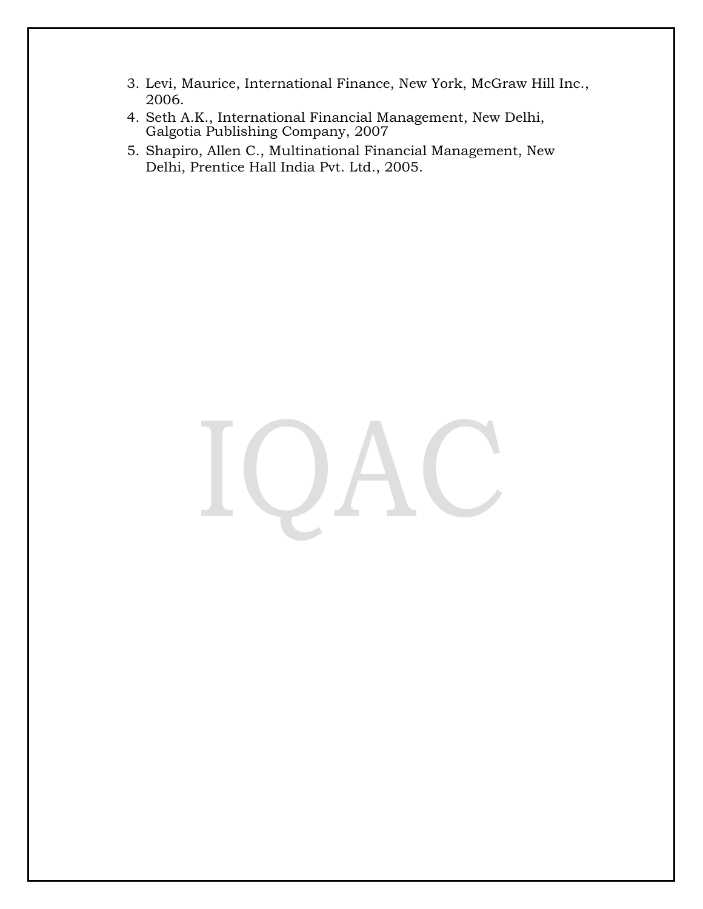3. Levi, Maurice, International Finance, New York, McGraw Hill Inc., 2006.
4. Seth A.K., International Financial Management, New Delhi, Galgotia Publishing Company, 2007
5. Shapiro, Allen C., Multinational Financial Management, New Delhi, Prentice Hall India Pvt. Ltd., 2005.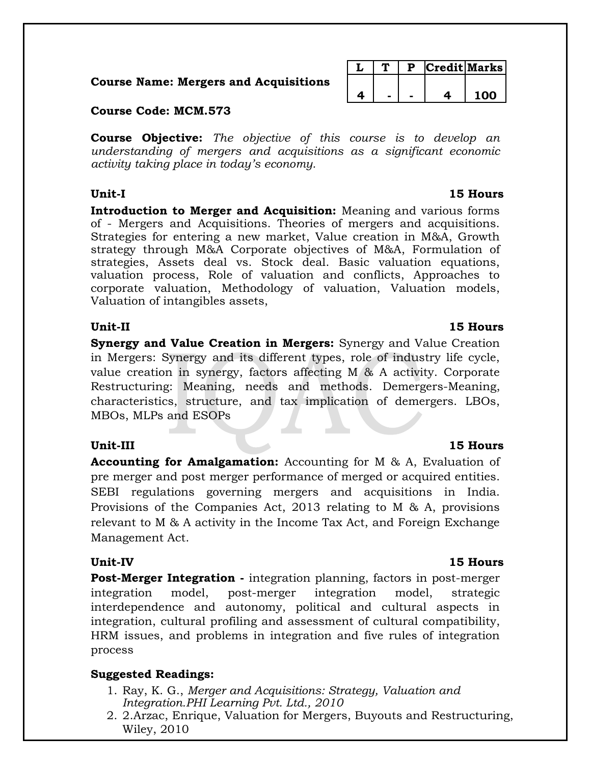**Course Name: Mergers and Acquisitions**

| L | T | P | Credit | Marks |
|---|---|---|---|---|
| 4 | - | - | 4 | 100 |

**Course Code: MCM.573**

**Course Objective:** *The objective of this course is to develop an understanding of mergers and acquisitions as a significant economic activity taking place in today's economy.*

**Unit-I** **15 Hours**

**Introduction to Merger and Acquisition:** Meaning and various forms of - Mergers and Acquisitions. Theories of mergers and acquisitions. Strategies for entering a new market, Value creation in M&A, Growth strategy through M&A Corporate objectives of M&A, Formulation of strategies, Assets deal vs. Stock deal. Basic valuation equations, valuation process, Role of valuation and conflicts, Approaches to corporate valuation, Methodology of valuation, Valuation models, Valuation of intangibles assets,

**Unit-II** **15 Hours**

**Synergy and Value Creation in Mergers:** Synergy and Value Creation in Mergers: Synergy and its different types, role of industry life cycle, value creation in synergy, factors affecting M A activity. Corporate Restructuring: Meaning, needs and methods. Demergers-Meaning, characteristics, structure, and tax implication of demergers. LBOs, MBOs, MLPs and ESOPs

**Unit-III** **15 Hours**

**Accounting for Amalgamation:** Accounting for M & A, Evaluation of pre merger and post merger performance of merged or acquired entities. SEBI regulations governing mergers and acquisitions in India. Provisions of the Companies Act, 2013 relating to M & A, provisions relevant to M & A activity in the Income Tax Act, and Foreign Exchange Management Act.

**Unit-IV** **15 Hours**

**Post-Merger Integration -** integration planning, factors in post-merger integration model, post-merger integration model, strategic interdependence and autonomy, political and cultural aspects in integration, cultural profiling and assessment of cultural compatibility, HRM issues, and problems in integration and five rules of integration process

**Suggested Readings:**

1. Ray, K. G., *Merger and Acquisitions: Strategy, Valuation and Integration.PHI Learning Pvt. Ltd., 2010*
2. 2.Arzac, Enrique, Valuation for Mergers, Buyouts and Restructuring, Wiley, 2010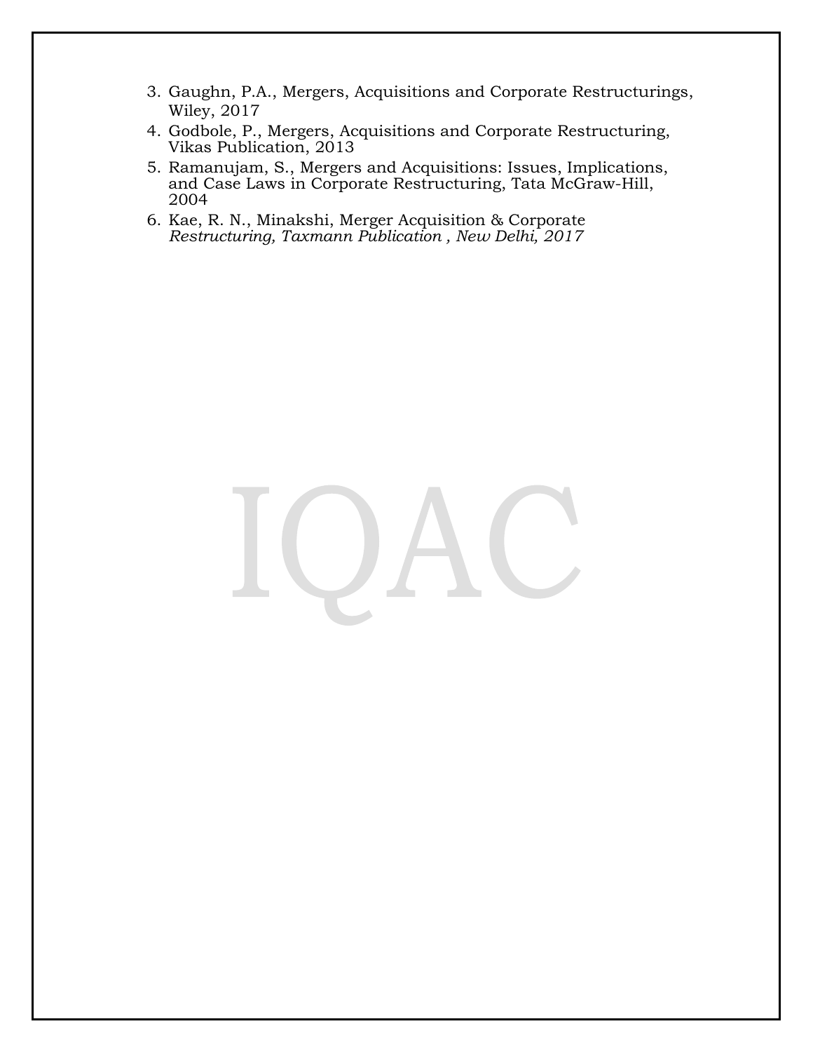3. Gaughn, P.A., Mergers, Acquisitions and Corporate Restructurings, Wiley, 2017
4. Godbole, P., Mergers, Acquisitions and Corporate Restructuring, Vikas Publication, 2013
5. Ramanujam, S., Mergers and Acquisitions: Issues, Implications, and Case Laws in Corporate Restructuring, Tata McGraw-Hill, 2004
6. Kae, R. N., Minakshi, Merger Acquisition & Corporate *Restructuring, Taxmann Publication , New Delhi, 2017*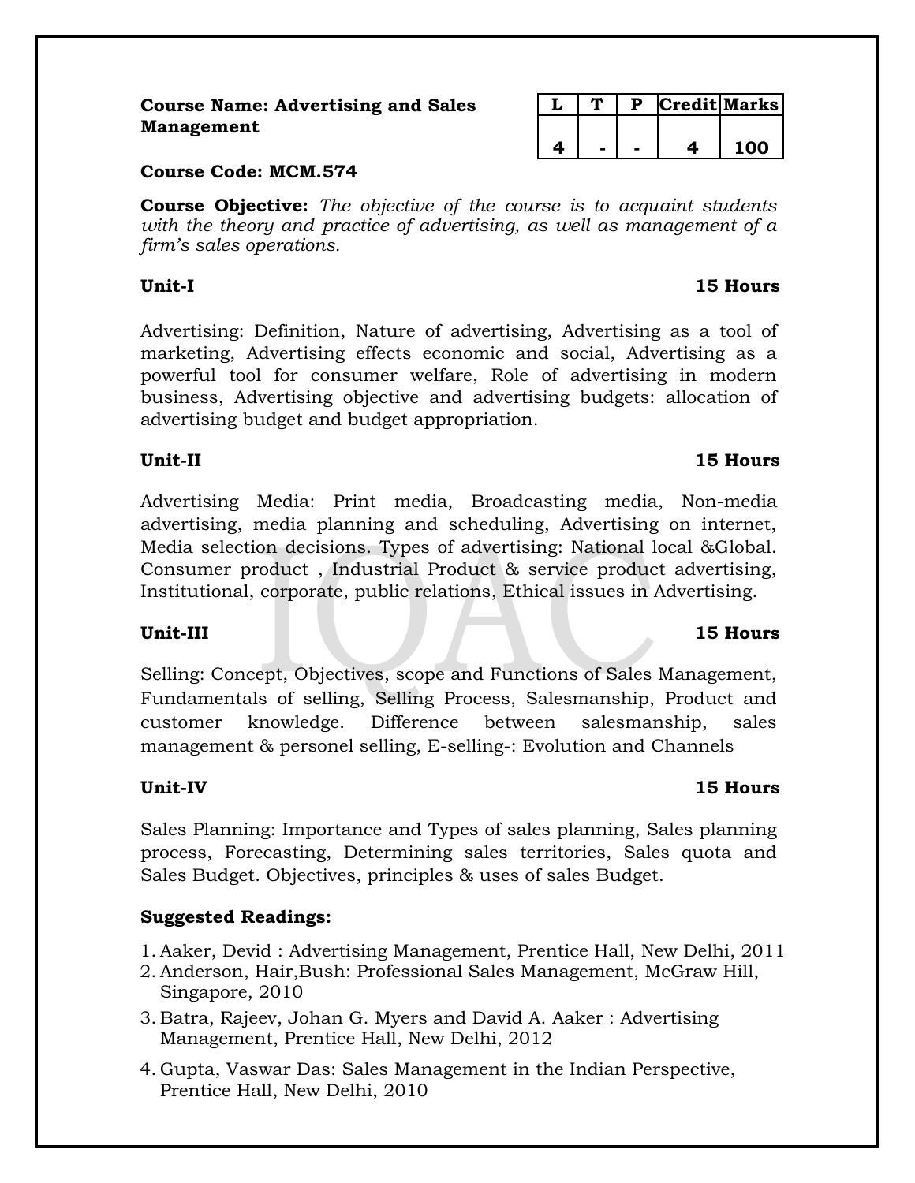**Course Name: Advertising and Sales Management**

| L | T | P | Credit | Marks |
|---|---|---|---|---|
| 4 | - | - | 4 | 100 |

**Course Code: MCM.574**

**Course Objective:** *The objective of the course is to acquaint students with the theory and practice of advertising, as well as management of a firm's sales operations.*

**Unit-I** **15 Hours**

Advertising: Definition, Nature of advertising, Advertising as a tool of marketing, Advertising effects economic and social, Advertising as a powerful tool for consumer welfare, Role of advertising in modern business, Advertising objective and advertising budgets: allocation of advertising budget and budget appropriation.

**Unit-II** **15 Hours**

Advertising Media: Print media, Broadcasting media, Non-media advertising, media planning and scheduling, Advertising on internet, Media selection decisions. Types of advertising: National local &Global. Consumer product , Industrial Product & service product advertising, Institutional, corporate, public relations, Ethical issues in Advertising.

**Unit-III** **15 Hours**

Selling: Concept, Objectives, scope and Functions of Sales Management, Fundamentals of selling, Selling Process, Salesmanship, Product and customer knowledge. Difference between salesmanship, sales management & personel selling, E-selling-: Evolution and Channels

**Unit-IV** **15 Hours**

Sales Planning: Importance and Types of sales planning, Sales planning process, Forecasting, Determining sales territories, Sales quota and Sales Budget. Objectives, principles & uses of sales Budget.

**Suggested Readings:**

1. Aaker, Devid : Advertising Management, Prentice Hall, New Delhi, 2011
2. Anderson, Hair,Bush: Professional Sales Management, McGraw Hill, Singapore, 2010
3. Batra, Rajeev, Johan G. Myers and David A. Aaker : Advertising Management, Prentice Hall, New Delhi, 2012
4. Gupta, Vaswar Das: Sales Management in the Indian Perspective, Prentice Hall, New Delhi, 2010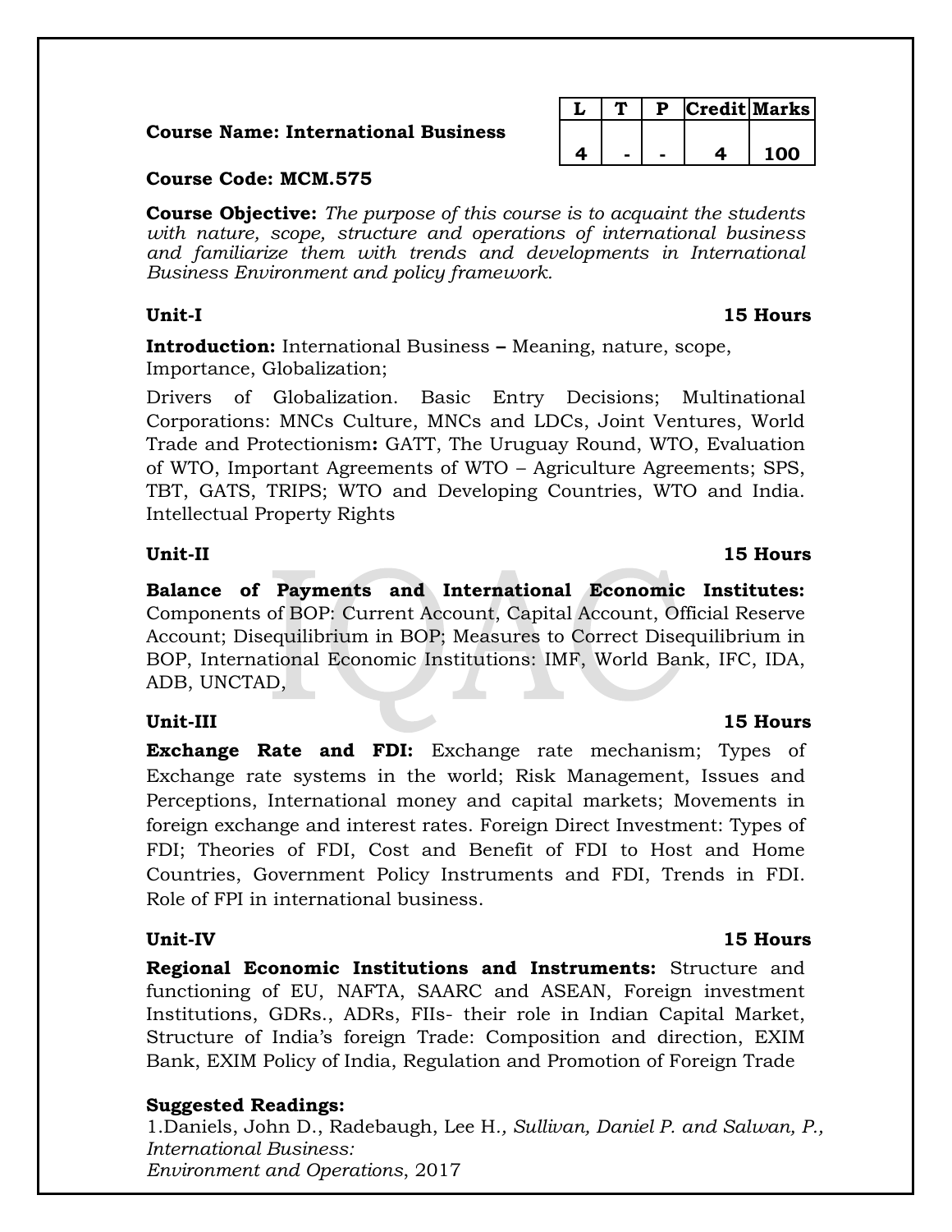**Course Name: International Business**

| L | T | P | Credit | Marks |
|---|---|---|---|---|
| 4 | - | - | 4 | 100 |

**Course Code: MCM.575**

**Course Objective:** *The purpose of this course is to acquaint the students with nature, scope, structure and operations of international business and familiarize them with trends and developments in International Business Environment and policy framework.*

**Unit-I** **15 Hours**

**Introduction:** International Business **–** Meaning, nature, scope, Importance, Globalization;

Drivers of Globalization. Basic Entry Decisions; Multinational Corporations: MNCs Culture, MNCs and LDCs, Joint Ventures, World Trade and Protectionism**:** GATT, The Uruguay Round, WTO, Evaluation of WTO, Important Agreements of WTO – Agriculture Agreements; SPS, TBT, GATS, TRIPS; WTO and Developing Countries, WTO and India. Intellectual Property Rights

**Unit-II** **15 Hours**

**Balance of Payments and International Economic Institutes:** Components of BOP: Current Account, Capital Account, Official Reserve Account; Disequilibrium in BOP; Measures to Correct Disequilibrium in BOP, International Economic Institutions: IMF, World Bank, IFC, IDA, ADB, UNCTAD,

**Unit-III** **15 Hours**

**Exchange Rate and FDI:** Exchange rate mechanism; Types of Exchange rate systems in the world; Risk Management, Issues and Perceptions, International money and capital markets; Movements in foreign exchange and interest rates. Foreign Direct Investment: Types of FDI; Theories of FDI, Cost and Benefit of FDI to Host and Home Countries, Government Policy Instruments and FDI, Trends in FDI. Role of FPI in international business.

**Unit-IV** **15 Hours**

**Regional Economic Institutions and Instruments:** Structure and functioning of EU, NAFTA, SAARC and ASEAN, Foreign investment Institutions, GDRs., ADRs, FIIs- their role in Indian Capital Market, Structure of India's foreign Trade: Composition and direction, EXIM Bank, EXIM Policy of India, Regulation and Promotion of Foreign Trade

**Suggested Readings:**

1.Daniels, John D., Radebaugh, Lee H.*, Sullivan, Daniel P. and Salwan, P., International Business: Environment and Operations*, 2017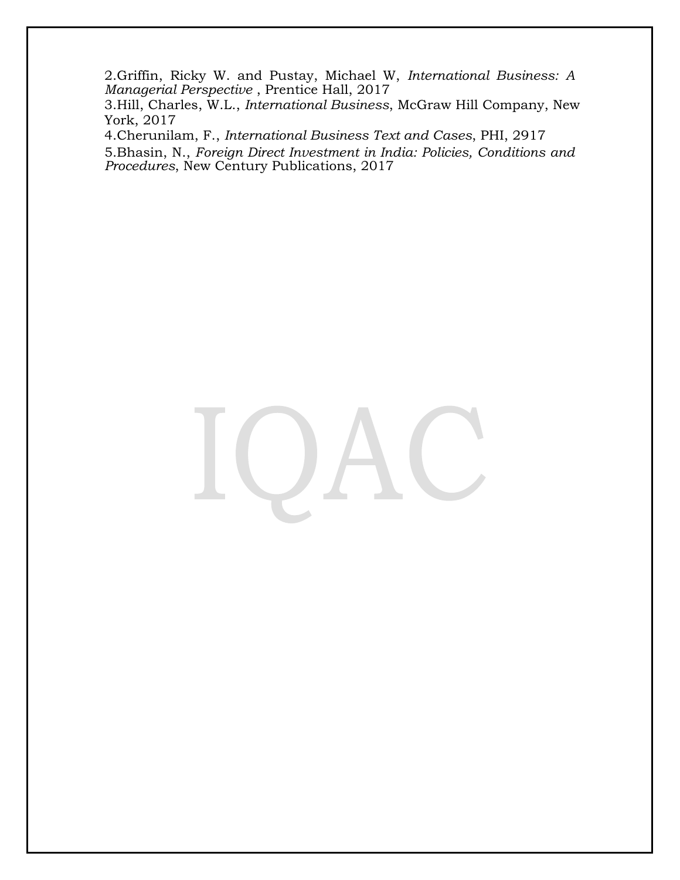2.Griffin, Ricky W. and Pustay, Michael W, *International Business: A Managerial Perspective* , Prentice Hall, 2017

3.Hill, Charles, W.L., *International Business*, McGraw Hill Company, New York, 2017

4.Cherunilam, F., *International Business Text and Cases*, PHI, 2917

5.Bhasin, N., *Foreign Direct Investment in India: Policies, Conditions and Procedures*, New Century Publications, 2017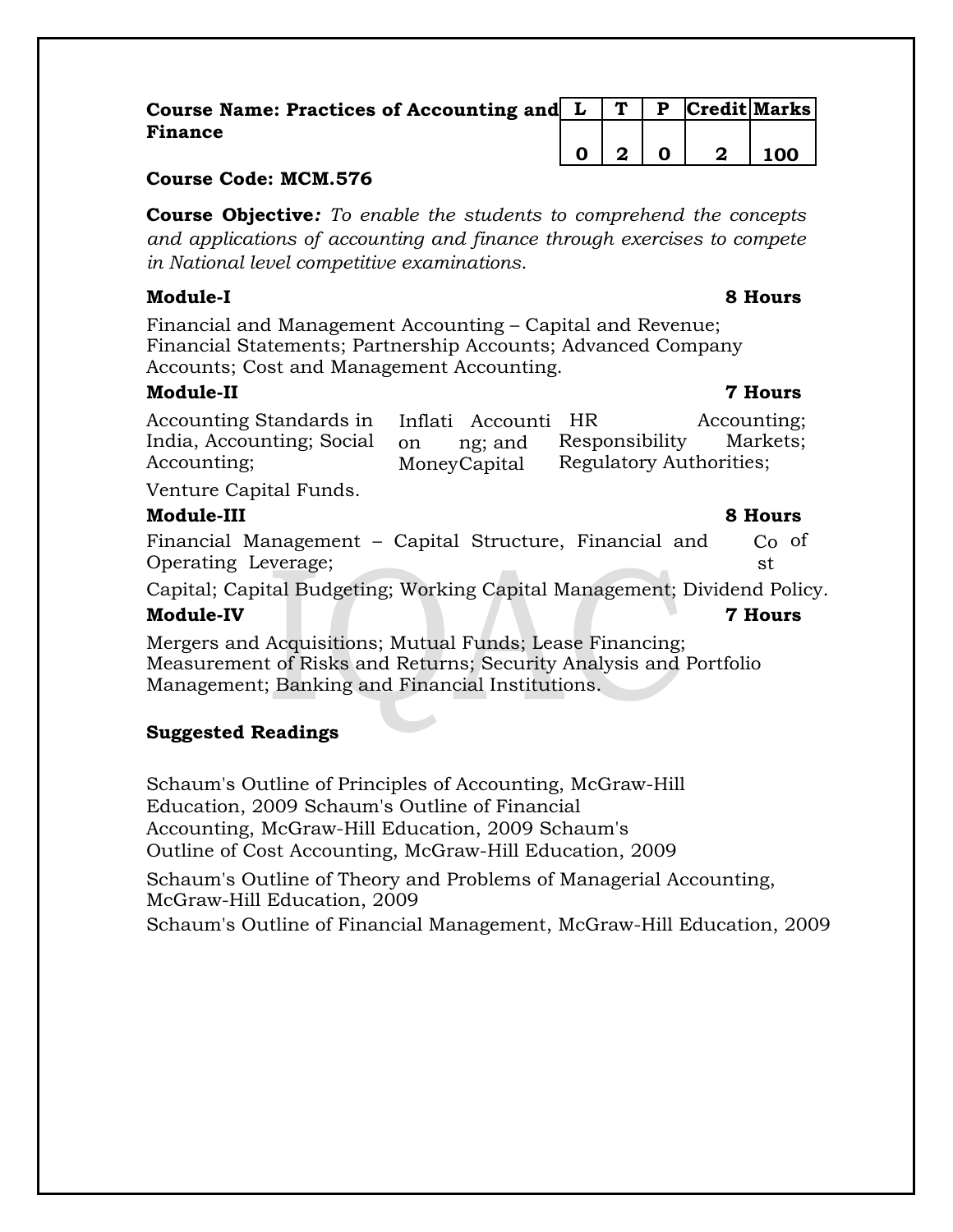**Course Name: Practices of Accounting and Finance**

| L | T | P | Credit | Marks |
|---|---|---|---|---|
| 0 | 2 | 0 | 2 | 100 |

**Course Code: MCM.576**

**Course Objective***: To enable the students to comprehend the concepts and applications of accounting and finance through exercises to compete in National level competitive examinations.*

**Module-I** **8 Hours**

Financial and Management Accounting – Capital and Revenue; Financial Statements; Partnership Accounts; Advanced Company Accounts; Cost and Management Accounting.

**Module-II** **7 Hours**

Accounting Standards in India, Inflation Accounting; HR Accounting; Social Responsibility Accounting; Money and Capital Markets; Regulatory Authorities; Venture Capital Funds.

**Module-III** **8 Hours**

Financial Management – Capital Structure, Financial and Operating Leverage; Cost of Capital; Capital Budgeting; Working Capital Management; Dividend Policy.

**Module-IV** **7 Hours**

Mergers and Acquisitions; Mutual Funds; Lease Financing; Measurement of Risks and Returns; Security Analysis and Portfolio Management; Banking and Financial Institutions.

**Suggested Readings**

Schaum's Outline of Principles of Accounting, McGraw-Hill Education, 2009

Schaum's Outline of Financial Accounting, McGraw-Hill Education, 2009

Schaum's Outline of Cost Accounting, McGraw-Hill Education, 2009

Schaum's Outline of Theory and Problems of Managerial Accounting, McGraw-Hill Education, 2009

Schaum's Outline of Financial Management, McGraw-Hill Education, 2009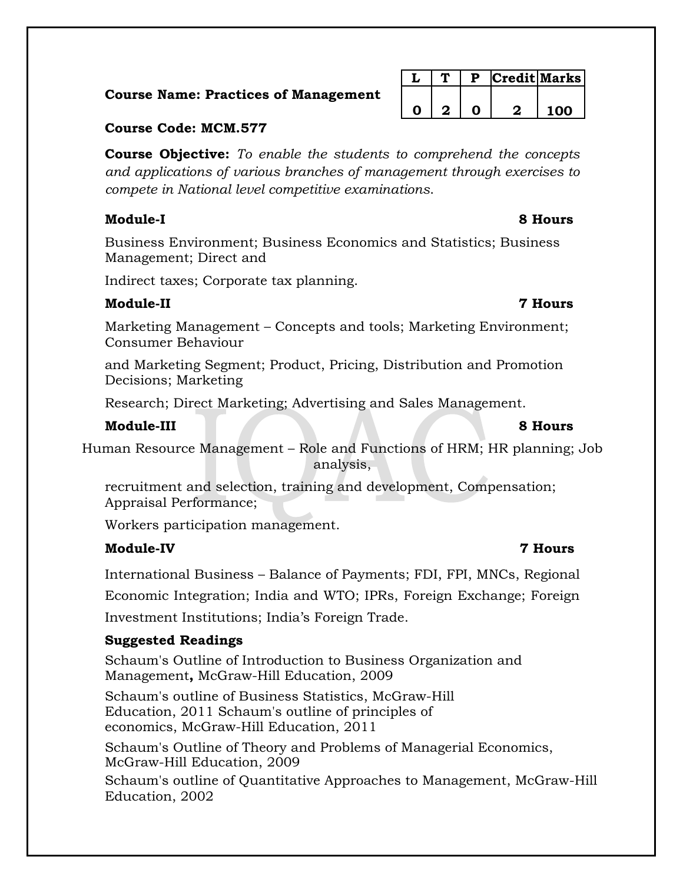**Course Name: Practices of Management**

| L | T | P | Credit | Marks |
|---|---|---|---|---|
| 0 | 2 | 0 | 2 | 100 |

**Course Code: MCM.577**

**Course Objective:** *To enable the students to comprehend the concepts and applications of various branches of management through exercises to compete in National level competitive examinations.*

**Module-I** **8 Hours**

Business Environment; Business Economics and Statistics; Business Management; Direct and

Indirect taxes; Corporate tax planning.

**Module-II** **7 Hours**

Marketing Management – Concepts and tools; Marketing Environment; Consumer Behaviour

and Marketing Segment; Product, Pricing, Distribution and Promotion Decisions; Marketing

Research; Direct Marketing; Advertising and Sales Management.

**Module-III** **8 Hours**

Human Resource Management – Role and Functions of HRM; HR planning; Job analysis,

recruitment and selection, training and development, Compensation; Appraisal Performance;

Workers participation management.

**Module-IV** **7 Hours**

International Business – Balance of Payments; FDI, FPI, MNCs, Regional

Economic Integration; India and WTO; IPRs, Foreign Exchange; Foreign

Investment Institutions; India's Foreign Trade.

**Suggested Readings**

Schaum's Outline of Introduction to Business Organization and Management**,** McGraw-Hill Education, 2009

Schaum's outline of Business Statistics, McGraw-Hill Education, 2011 Schaum's outline of principles of economics, McGraw-Hill Education, 2011

Schaum's Outline of Theory and Problems of Managerial Economics, McGraw-Hill Education, 2009

Schaum's outline of Quantitative Approaches to Management, McGraw-Hill Education, 2002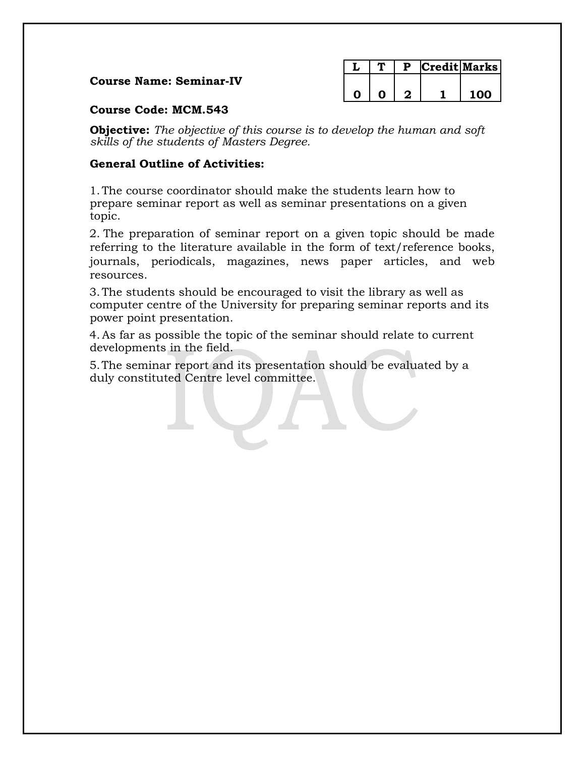**Course Name: Seminar-IV**

| L | T | P | Credit | Marks |
|---|---|---|---|---|
| 0 | 0 | 2 | 1 | 100 |

**Course Code: MCM.543**

**Objective:** *The objective of this course is to develop the human and soft skills of the students of Masters Degree.*

**General Outline of Activities:**

1. The course coordinator should make the students learn how to prepare seminar report as well as seminar presentations on a given topic.
2. The preparation of seminar report on a given topic should be made referring to the literature available in the form of text/reference books, journals, periodicals, magazines, news paper articles, and web resources.
3. The students should be encouraged to visit the library as well as computer centre of the University for preparing seminar reports and its power point presentation.
4. As far as possible the topic of the seminar should relate to current developments in the field.
5. The seminar report and its presentation should be evaluated by a duly constituted Centre level committee.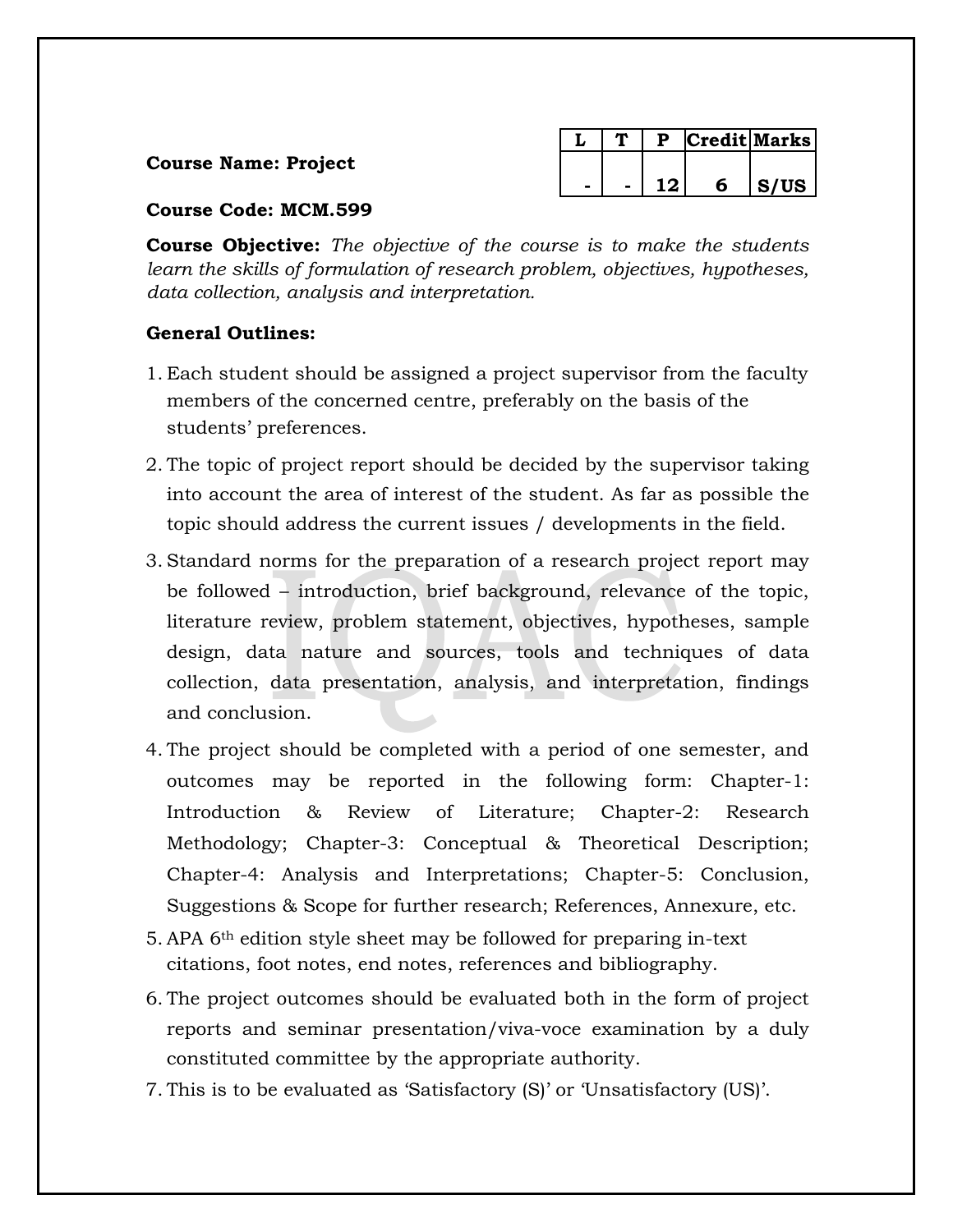| L | T | P | Credit | Marks |
|---|---|---|---|---|
| - | - | 12 | 6 | S/US |

**Course Name: Project**

**Course Code: MCM.599**

**Course Objective:** *The objective of the course is to make the students learn the skills of formulation of research problem, objectives, hypotheses, data collection, analysis and interpretation.*

**General Outlines:**

1. Each student should be assigned a project supervisor from the faculty members of the concerned centre, preferably on the basis of the students' preferences.
2. The topic of project report should be decided by the supervisor taking into account the area of interest of the student. As far as possible the topic should address the current issues / developments in the field.
3. Standard norms for the preparation of a research project report may be followed – introduction, brief background, relevance of the topic, literature review, problem statement, objectives, hypotheses, sample design, data nature and sources, tools and techniques of data collection, data presentation, analysis, and interpretation, findings and conclusion.
4. The project should be completed with a period of one semester, and outcomes may be reported in the following form: Chapter-1: Introduction & Review of Literature; Chapter-2: Research Methodology; Chapter-3: Conceptual & Theoretical Description; Chapter-4: Analysis and Interpretations; Chapter-5: Conclusion, Suggestions & Scope for further research; References, Annexure, etc.
5. APA 6th edition style sheet may be followed for preparing in-text citations, foot notes, end notes, references and bibliography.
6. The project outcomes should be evaluated both in the form of project reports and seminar presentation/viva-voce examination by a duly constituted committee by the appropriate authority.
7. This is to be evaluated as 'Satisfactory (S)' or 'Unsatisfactory (US)'.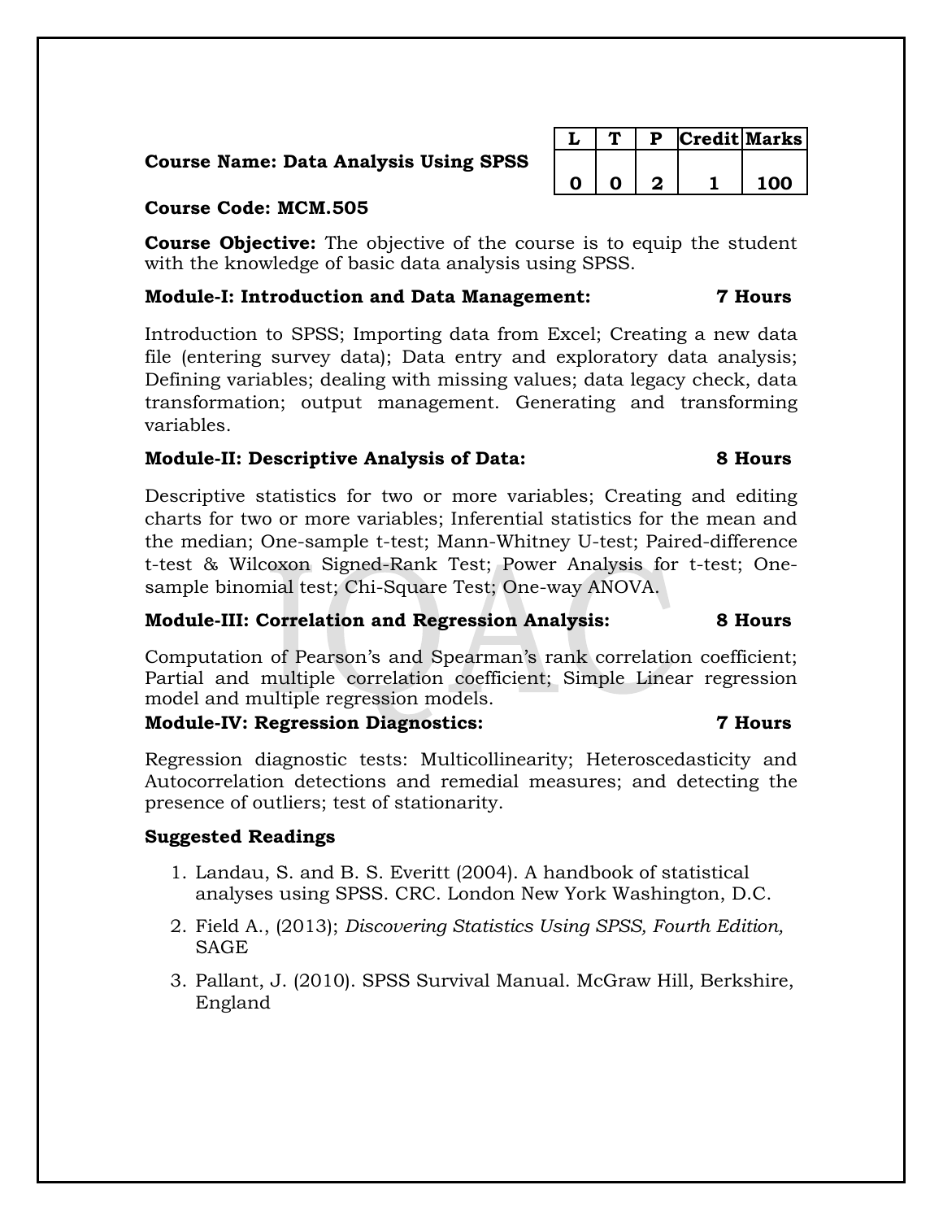**Course Name: Data Analysis Using SPSS**

| L | T | P | Credit | Marks |
|---|---|---|---|---|
| 0 | 0 | 2 | 1 | 100 |

**Course Code: MCM.505**

**Course Objective:** The objective of the course is to equip the student with the knowledge of basic data analysis using SPSS.

**Module-I: Introduction and Data Management: 7 Hours**

Introduction to SPSS; Importing data from Excel; Creating a new data file (entering survey data); Data entry and exploratory data analysis; Defining variables; dealing with missing values; data legacy check, data transformation; output management. Generating and transforming variables.

**Module-II: Descriptive Analysis of Data: 8 Hours**

Descriptive statistics for two or more variables; Creating and editing charts for two or more variables; Inferential statistics for the mean and the median; One-sample t-test; Mann-Whitney U-test; Paired-difference t-test & Wilcoxon Signed-Rank Test; Power Analysis for t-test; One-sample binomial test; Chi-Square Test; One-way ANOVA.

**Module-III: Correlation and Regression Analysis: 8 Hours**

Computation of Pearson's and Spearman's rank correlation coefficient; Partial and multiple correlation coefficient; Simple Linear regression model and multiple regression models.

**Module-IV: Regression Diagnostics: 7 Hours**

Regression diagnostic tests: Multicollinearity; Heteroscedasticity and Autocorrelation detections and remedial measures; and detecting the presence of outliers; test of stationarity.

**Suggested Readings**

1. Landau, S. and B. S. Everitt (2004). A handbook of statistical analyses using SPSS. CRC. London New York Washington, D.C.
2. Field A., (2013); *Discovering Statistics Using SPSS, Fourth Edition,* SAGE
3. Pallant, J. (2010). SPSS Survival Manual. McGraw Hill, Berkshire, England